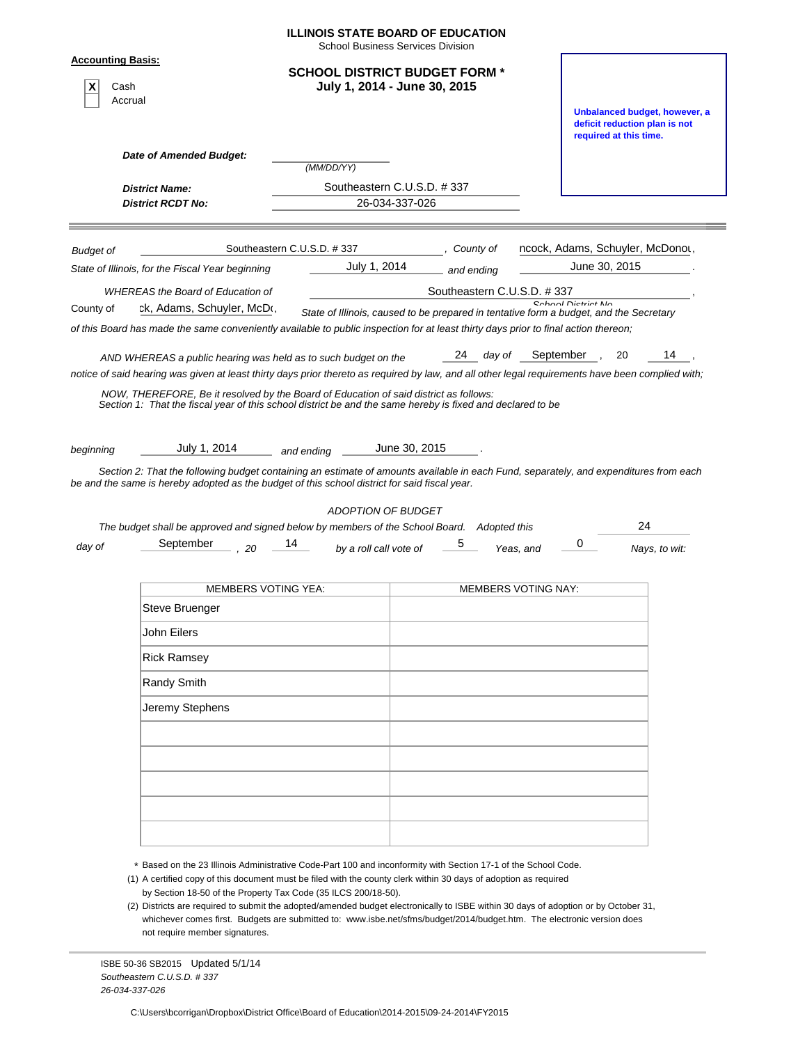**ILLINOIS STATE BOARD OF EDUCATION**
School Business Services Division

**Accounting Basis:**

[X] Cash
[ ] Accrual

## SCHOOL DISTRICT BUDGET FORM *
**July 1, 2014 - June 30, 2015**

**Unbalanced budget, however, a deficit reduction plan is not required at this time.**

***Date of Amended Budget:*** ____________ (MM/DD/YY)

***District Name:*** Southeastern C.U.S.D. # 337

***District RCDT No:*** 26-034-337-026

---

*Budget of* Southeastern C.U.S.D. # 337 *, County of* ncock, Adams, Schuyler, McDonou,
*State of Illinois, for the Fiscal Year beginning* July 1, 2014 *and ending* June 30, 2015 .

*WHEREAS the Board of Education of* Southeastern C.U.S.D. # 337 ,
School District No.
County of ck, Adams, Schuyler, McDo, *State of Illinois, caused to be prepared in tentative form a budget, and the Secretary of this Board has made the same conveniently available to public inspection for at least thirty days prior to final action thereon;*

*AND WHEREAS a public hearing was held as to such budget on the* 24 *day of* September , 20 14 ,
*notice of said hearing was given at least thirty days prior thereto as required by law, and all other legal requirements have been complied with;*

*NOW, THEREFORE, Be it resolved by the Board of Education of said district as follows:*
*Section 1: That the fiscal year of this school district be and the same hereby is fixed and declared to be*

*beginning* July 1, 2014 *and ending* June 30, 2015 .

*Section 2: That the following budget containing an estimate of amounts available in each Fund, separately, and expenditures from each be and the same is hereby adopted as the budget of this school district for said fiscal year.*

*ADOPTION OF BUDGET*

*The budget shall be approved and signed below by members of the School Board. Adopted this* 24 *day of* September *, 20* 14 *by a roll call vote of* 5 *Yeas, and* 0 *Nays, to wit:*

| MEMBERS VOTING YEA: | MEMBERS VOTING NAY: |
|---|---|
| Steve Bruenger | |
| John Eilers | |
| Rick Ramsey | |
| Randy Smith | |
| Jeremy Stephens | |
| | |
| | |
| | |
| | |
| | |

\* Based on the 23 Illinois Administrative Code-Part 100 and inconformity with Section 17-1 of the School Code.

(1) A certified copy of this document must be filed with the county clerk within 30 days of adoption as required by Section 18-50 of the Property Tax Code (35 ILCS 200/18-50).

(2) Districts are required to submit the adopted/amended budget electronically to ISBE within 30 days of adoption or by October 31, whichever comes first. Budgets are submitted to: www.isbe.net/sfms/budget/2014/budget.htm. The electronic version does not require member signatures.

ISBE 50-36 SB2015 Updated 5/1/14
*Southeastern C.U.S.D. # 337*
*26-034-337-026*

C:\Users\bcorrigan\Dropbox\District Office\Board of Education\2014-2015\09-24-2014\FY2015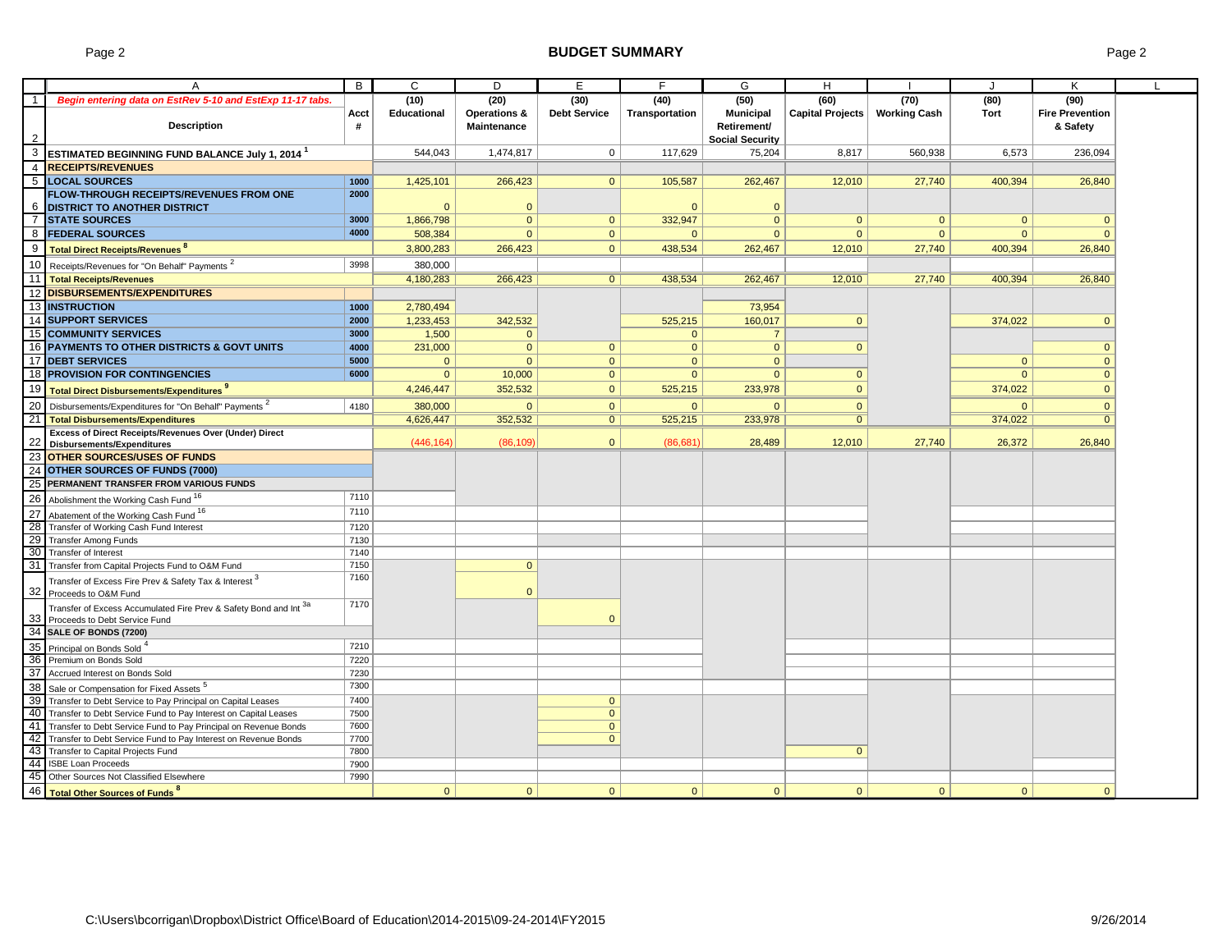# BUDGET SUMMARY

| | A | B | C | D | E | F | G | H | I | J | K |
|---|---|---|---|---|---|---|---|---|---|---|---|
| 1 | *Begin entering data on EstRev 5-10 and EstExp 11-17 tabs.* | | (10) | (20) | (30) | (40) | (50) | (60) | (70) | (80) | (90) |
| 2 | **Description** | **Acct #** | **Educational** | **Operations & Maintenance** | **Debt Service** | **Transportation** | **Municipal Retirement/ Social Security** | **Capital Projects** | **Working Cash** | **Tort** | **Fire Prevention & Safety** |
| 3 | **ESTIMATED BEGINNING FUND BALANCE July 1, 2014** [1] | | 544,043 | 1,474,817 | 0 | 117,629 | 75,204 | 8,817 | 560,938 | 6,573 | 236,094 |
| 4 | **RECEIPTS/REVENUES** | | | | | | | | | | |
| 5 | **LOCAL SOURCES** | 1000 | 1,425,101 | 266,423 | 0 | 105,587 | 262,467 | 12,010 | 27,740 | 400,394 | 26,840 |
| 6 | **FLOW-THROUGH RECEIPTS/REVENUES FROM ONE DISTRICT TO ANOTHER DISTRICT** | 2000 | 0 | 0 | | 0 | 0 | | | | |
| 7 | **STATE SOURCES** | 3000 | 1,866,798 | 0 | 0 | 332,947 | 0 | 0 | 0 | 0 | 0 |
| 8 | **FEDERAL SOURCES** | 4000 | 508,384 | 0 | 0 | 0 | 0 | 0 | 0 | 0 | 0 |
| 9 | **Total Direct Receipts/Revenues** [8] | | 3,800,283 | 266,423 | 0 | 438,534 | 262,467 | 12,010 | 27,740 | 400,394 | 26,840 |
| 10 | Receipts/Revenues for "On Behalf" Payments [2] | 3998 | 380,000 | | | | | | | | |
| 11 | **Total Receipts/Revenues** | | 4,180,283 | 266,423 | 0 | 438,534 | 262,467 | 12,010 | 27,740 | 400,394 | 26,840 |
| 12 | **DISBURSEMENTS/EXPENDITURES** | | | | | | | | | | |
| 13 | **INSTRUCTION** | 1000 | 2,780,494 | | | | 73,954 | | | | |
| 14 | **SUPPORT SERVICES** | 2000 | 1,233,453 | 342,532 | | 525,215 | 160,017 | 0 | | 374,022 | 0 |
| 15 | **COMMUNITY SERVICES** | 3000 | 1,500 | 0 | | 0 | 7 | | | | |
| 16 | **PAYMENTS TO OTHER DISTRICTS & GOVT UNITS** | 4000 | 231,000 | 0 | 0 | 0 | 0 | 0 | | | 0 |
| 17 | **DEBT SERVICES** | 5000 | 0 | 0 | 0 | 0 | 0 | | | 0 | 0 |
| 18 | **PROVISION FOR CONTINGENCIES** | 6000 | 0 | 10,000 | 0 | 0 | 0 | 0 | | 0 | 0 |
| 19 | **Total Direct Disbursements/Expenditures** [9] | | 4,246,447 | 352,532 | 0 | 525,215 | 233,978 | 0 | | 374,022 | 0 |
| 20 | Disbursements/Expenditures for "On Behalf" Payments [2] | 4180 | 380,000 | 0 | 0 | 0 | 0 | 0 | | 0 | 0 |
| 21 | **Total Disbursements/Expenditures** | | 4,626,447 | 352,532 | 0 | 525,215 | 233,978 | 0 | | 374,022 | 0 |
| 22 | **Excess of Direct Receipts/Revenues Over (Under) Direct Disbursements/Expenditures** | | (446,164) | (86,109) | 0 | (86,681) | 28,489 | 12,010 | 27,740 | 26,372 | 26,840 |
| 23 | **OTHER SOURCES/USES OF FUNDS** | | | | | | | | | | |
| 24 | **OTHER SOURCES OF FUNDS (7000)** | | | | | | | | | | |
| 25 | **PERMANENT TRANSFER FROM VARIOUS FUNDS** | | | | | | | | | | |
| 26 | Abolishment the Working Cash Fund [16] | 7110 | | | | | | | | | |
| 27 | Abatement of the Working Cash Fund [16] | 7110 | | | | | | | | | |
| 28 | Transfer of Working Cash Fund Interest | 7120 | | | | | | | | | |
| 29 | Transfer Among Funds | 7130 | | | | | | | | | |
| 30 | Transfer of Interest | 7140 | | | | | | | | | |
| 31 | Transfer from Capital Projects Fund to O&M Fund | 7150 | | 0 | | | | | | | |
| 32 | Transfer of Excess Fire Prev & Safety Tax & Interest [3] Proceeds to O&M Fund | 7160 | | 0 | | | | | | | |
| 33 | Transfer of Excess Accumulated Fire Prev & Safety Bond and Int [3a] Proceeds to Debt Service Fund | 7170 | | | 0 | | | | | | |
| 34 | **SALE OF BONDS (7200)** | | | | | | | | | | |
| 35 | Principal on Bonds Sold [4] | 7210 | | | | | | | | | |
| 36 | Premium on Bonds Sold | 7220 | | | | | | | | | |
| 37 | Accrued Interest on Bonds Sold | 7230 | | | | | | | | | |
| 38 | Sale or Compensation for Fixed Assets [5] | 7300 | | | | | | | | | |
| 39 | Transfer to Debt Service to Pay Principal on Capital Leases | 7400 | | | 0 | | | | | | |
| 40 | Transfer to Debt Service Fund to Pay Interest on Capital Leases | 7500 | | | 0 | | | | | | |
| 41 | Transfer to Debt Service Fund to Pay Principal on Revenue Bonds | 7600 | | | 0 | | | | | | |
| 42 | Transfer to Debt Service Fund to Pay Interest on Revenue Bonds | 7700 | | | 0 | | | | | | |
| 43 | Transfer to Capital Projects Fund | 7800 | | | | | | 0 | | | |
| 44 | ISBE Loan Proceeds | 7900 | | | | | | | | | |
| 45 | Other Sources Not Classified Elsewhere | 7990 | | | | | | | | | |
| 46 | **Total Other Sources of Funds** [8] | | 0 | 0 | 0 | 0 | 0 | 0 | 0 | 0 | 0 |

C:\Users\bcorrigan\Dropbox\District Office\Board of Education\2014-2015\09-24-2014\FY2015 9/26/2014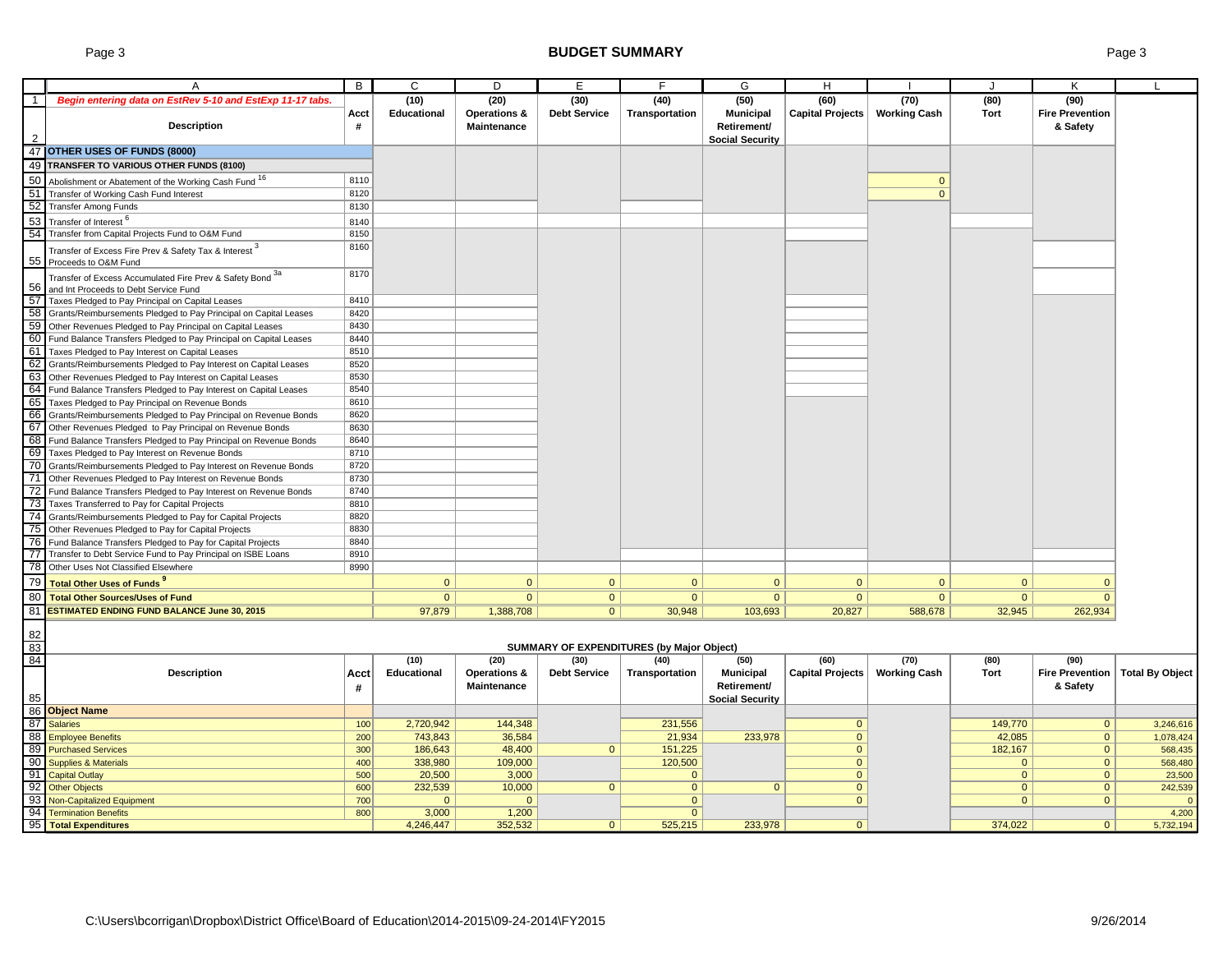# BUDGET SUMMARY

| | A | B | C | D | E | F | G | H | I | J | K | L |
|---|---|---|---|---|---|---|---|---|---|---|---|---|
| 1 | *Begin entering data on EstRev 5-10 and EstExp 11-17 tabs.* | | (10) | (20) | (30) | (40) | (50) | (60) | (70) | (80) | (90) | |
| 2 | **Description** | **Acct #** | **Educational** | **Operations & Maintenance** | **Debt Service** | **Transportation** | **Municipal Retirement/ Social Security** | **Capital Projects** | **Working Cash** | **Tort** | **Fire Prevention & Safety** | |
| 47 | **OTHER USES OF FUNDS (8000)** | | | | | | | | | | | |
| 49 | **TRANSFER TO VARIOUS OTHER FUNDS (8100)** | | | | | | | | | | | |
| 50 | Abolishment or Abatement of the Working Cash Fund [16] | 8110 | | | | | | | 0 | | | |
| 51 | Transfer of Working Cash Fund Interest | 8120 | | | | | | | 0 | | | |
| 52 | Transfer Among Funds | 8130 | | | | | | | | | | |
| 53 | Transfer of Interest [6] | 8140 | | | | | | | | | | |
| 54 | Transfer from Capital Projects Fund to O&M Fund | 8150 | | | | | | | | | | |
| 55 | Transfer of Excess Fire Prev & Safety Tax & Interest [3] Proceeds to O&M Fund | 8160 | | | | | | | | | | |
| 56 | Transfer of Excess Accumulated Fire Prev & Safety Bond [3a] and Int Proceeds to Debt Service Fund | 8170 | | | | | | | | | | |
| 57 | Taxes Pledged to Pay Principal on Capital Leases | 8410 | | | | | | | | | | |
| 58 | Grants/Reimbursements Pledged to Pay Principal on Capital Leases | 8420 | | | | | | | | | | |
| 59 | Other Revenues Pledged to Pay Principal on Capital Leases | 8430 | | | | | | | | | | |
| 60 | Fund Balance Transfers Pledged to Pay Principal on Capital Leases | 8440 | | | | | | | | | | |
| 61 | Taxes Pledged to Pay Interest on Capital Leases | 8510 | | | | | | | | | | |
| 62 | Grants/Reimbursements Pledged to Pay Interest on Capital Leases | 8520 | | | | | | | | | | |
| 63 | Other Revenues Pledged to Pay Interest on Capital Leases | 8530 | | | | | | | | | | |
| 64 | Fund Balance Transfers Pledged to Pay Interest on Capital Leases | 8540 | | | | | | | | | | |
| 65 | Taxes Pledged to Pay Principal on Revenue Bonds | 8610 | | | | | | | | | | |
| 66 | Grants/Reimbursements Pledged to Pay Principal on Revenue Bonds | 8620 | | | | | | | | | | |
| 67 | Other Revenues Pledged to Pay Principal on Revenue Bonds | 8630 | | | | | | | | | | |
| 68 | Fund Balance Transfers Pledged to Pay Principal on Revenue Bonds | 8640 | | | | | | | | | | |
| 69 | Taxes Pledged to Pay Interest on Revenue Bonds | 8710 | | | | | | | | | | |
| 70 | Grants/Reimbursements Pledged to Pay Interest on Revenue Bonds | 8720 | | | | | | | | | | |
| 71 | Other Revenues Pledged to Pay Interest on Revenue Bonds | 8730 | | | | | | | | | | |
| 72 | Fund Balance Transfers Pledged to Pay Interest on Revenue Bonds | 8740 | | | | | | | | | | |
| 73 | Taxes Transferred to Pay for Capital Projects | 8810 | | | | | | | | | | |
| 74 | Grants/Reimbursements Pledged to Pay for Capital Projects | 8820 | | | | | | | | | | |
| 75 | Other Revenues Pledged to Pay for Capital Projects | 8830 | | | | | | | | | | |
| 76 | Fund Balance Transfers Pledged to Pay for Capital Projects | 8840 | | | | | | | | | | |
| 77 | Transfer to Debt Service Fund to Pay Principal on ISBE Loans | 8910 | | | | | | | | | | |
| 78 | Other Uses Not Classified Elsewhere | 8990 | | | | | | | | | | |
| 79 | **Total Other Uses of Funds [9]** | | 0 | 0 | 0 | 0 | 0 | 0 | 0 | 0 | 0 | |
| 80 | **Total Other Sources/Uses of Fund** | | 0 | 0 | 0 | 0 | 0 | 0 | 0 | 0 | 0 | |
| 81 | **ESTIMATED ENDING FUND BALANCE June 30, 2015** | | 97,879 | 1,388,708 | 0 | 30,948 | 103,693 | 20,827 | 588,678 | 32,945 | 262,934 | |

**SUMMARY OF EXPENDITURES (by Major Object)**

| | Description | Acct # | (10) Educational | (20) Operations & Maintenance | (30) Debt Service | (40) Transportation | (50) Municipal Retirement/ Social Security | (60) Capital Projects | (70) Working Cash | (80) Tort | (90) Fire Prevention & Safety | Total By Object |
|---|---|---|---|---|---|---|---|---|---|---|---|---|
| 86 | **Object Name** | | | | | | | | | | | |
| 87 | Salaries | 100 | 2,720,942 | 144,348 | | 231,556 | | 0 | | 149,770 | 0 | 3,246,616 |
| 88 | Employee Benefits | 200 | 743,843 | 36,584 | | 21,934 | 233,978 | 0 | | 42,085 | 0 | 1,078,424 |
| 89 | Purchased Services | 300 | 186,643 | 48,400 | 0 | 151,225 | | 0 | | 182,167 | 0 | 568,435 |
| 90 | Supplies & Materials | 400 | 338,980 | 109,000 | | 120,500 | | 0 | | 0 | 0 | 568,480 |
| 91 | Capital Outlay | 500 | 20,500 | 3,000 | | 0 | | 0 | | 0 | 0 | 23,500 |
| 92 | Other Objects | 600 | 232,539 | 10,000 | 0 | 0 | 0 | 0 | | 0 | 0 | 242,539 |
| 93 | Non-Capitalized Equipment | 700 | 0 | 0 | | 0 | | 0 | | 0 | 0 | 0 |
| 94 | Termination Benefits | 800 | 3,000 | 1,200 | | 0 | | | | | | 4,200 |
| 95 | **Total Expenditures** | | 4,246,447 | 352,532 | 0 | 525,215 | 233,978 | 0 | | 374,022 | 0 | 5,732,194 |

C:\Users\bcorrigan\Dropbox\District Office\Board of Education\2014-2015\09-24-2014\FY2015

9/26/2014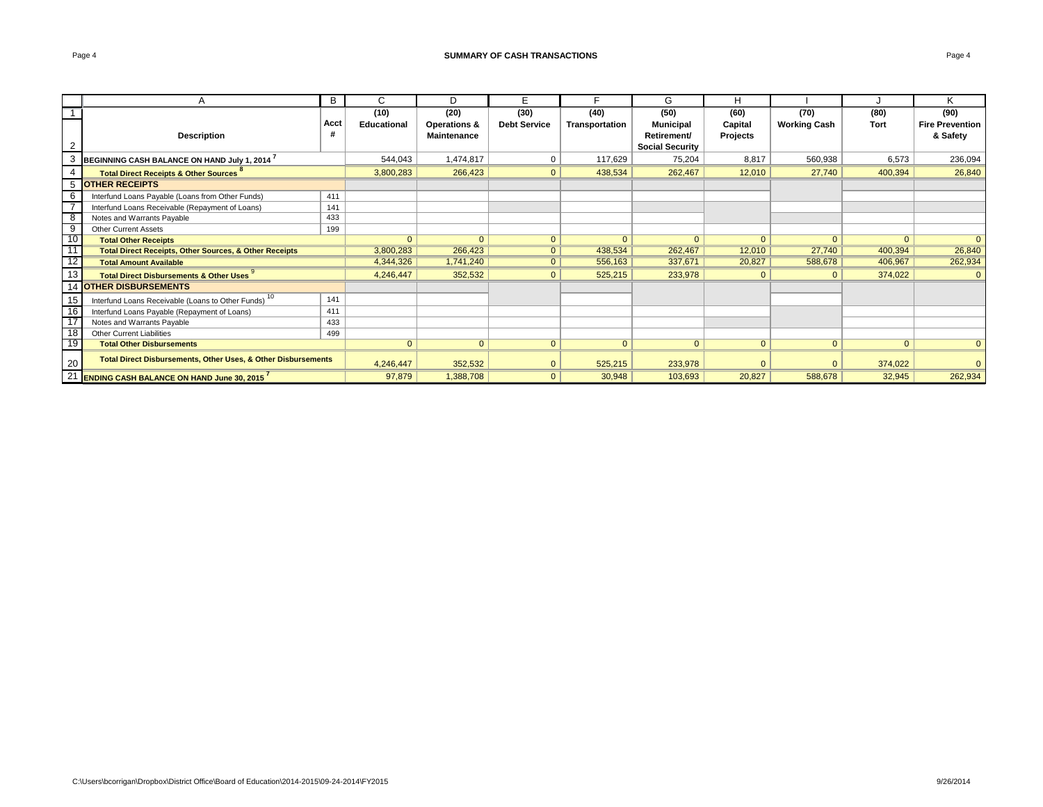# SUMMARY OF CASH TRANSACTIONS

| | A | B | C | D | E | F | G | H | I | J | K |
|---|---|---|---|---|---|---|---|---|---|---|---|
| 1 | Description | Acct # | (10) Educational | (20) Operations & Maintenance | (30) Debt Service | (40) Transportation | (50) Municipal Retirement/ Social Security | (60) Capital Projects | (70) Working Cash | (80) Tort | (90) Fire Prevention & Safety |
| 3 | **BEGINNING CASH BALANCE ON HAND July 1, 2014** [7] | | 544,043 | 1,474,817 | 0 | 117,629 | 75,204 | 8,817 | 560,938 | 6,573 | 236,094 |
| 4 | **Total Direct Receipts & Other Sources** [8] | | 3,800,283 | 266,423 | 0 | 438,534 | 262,467 | 12,010 | 27,740 | 400,394 | 26,840 |
| 5 | **OTHER RECEIPTS** | | | | | | | | | | |
| 6 | Interfund Loans Payable (Loans from Other Funds) | 411 | | | | | | | | | |
| 7 | Interfund Loans Receivable (Repayment of Loans) | 141 | | | | | | | | | |
| 8 | Notes and Warrants Payable | 433 | | | | | | | | | |
| 9 | Other Current Assets | 199 | | | | | | | | | |
| 10 | **Total Other Receipts** | | 0 | 0 | 0 | 0 | 0 | 0 | 0 | 0 | 0 |
| 11 | **Total Direct Receipts, Other Sources, & Other Receipts** | | 3,800,283 | 266,423 | 0 | 438,534 | 262,467 | 12,010 | 27,740 | 400,394 | 26,840 |
| 12 | **Total Amount Available** | | 4,344,326 | 1,741,240 | 0 | 556,163 | 337,671 | 20,827 | 588,678 | 406,967 | 262,934 |
| 13 | **Total Direct Disbursements & Other Uses** [9] | | 4,246,447 | 352,532 | 0 | 525,215 | 233,978 | 0 | 0 | 374,022 | 0 |
| 14 | **OTHER DISBURSEMENTS** | | | | | | | | | | |
| 15 | Interfund Loans Receivable (Loans to Other Funds) [10] | 141 | | | | | | | | | |
| 16 | Interfund Loans Payable (Repayment of Loans) | 411 | | | | | | | | | |
| 17 | Notes and Warrants Payable | 433 | | | | | | | | | |
| 18 | Other Current Liabilities | 499 | | | | | | | | | |
| 19 | **Total Other Disbursements** | | 0 | 0 | 0 | 0 | 0 | 0 | 0 | 0 | 0 |
| 20 | **Total Direct Disbursements, Other Uses, & Other Disbursements** | | 4,246,447 | 352,532 | 0 | 525,215 | 233,978 | 0 | 0 | 374,022 | 0 |
| 21 | **ENDING CASH BALANCE ON HAND June 30, 2015** [7] | | 97,879 | 1,388,708 | 0 | 30,948 | 103,693 | 20,827 | 588,678 | 32,945 | 262,934 |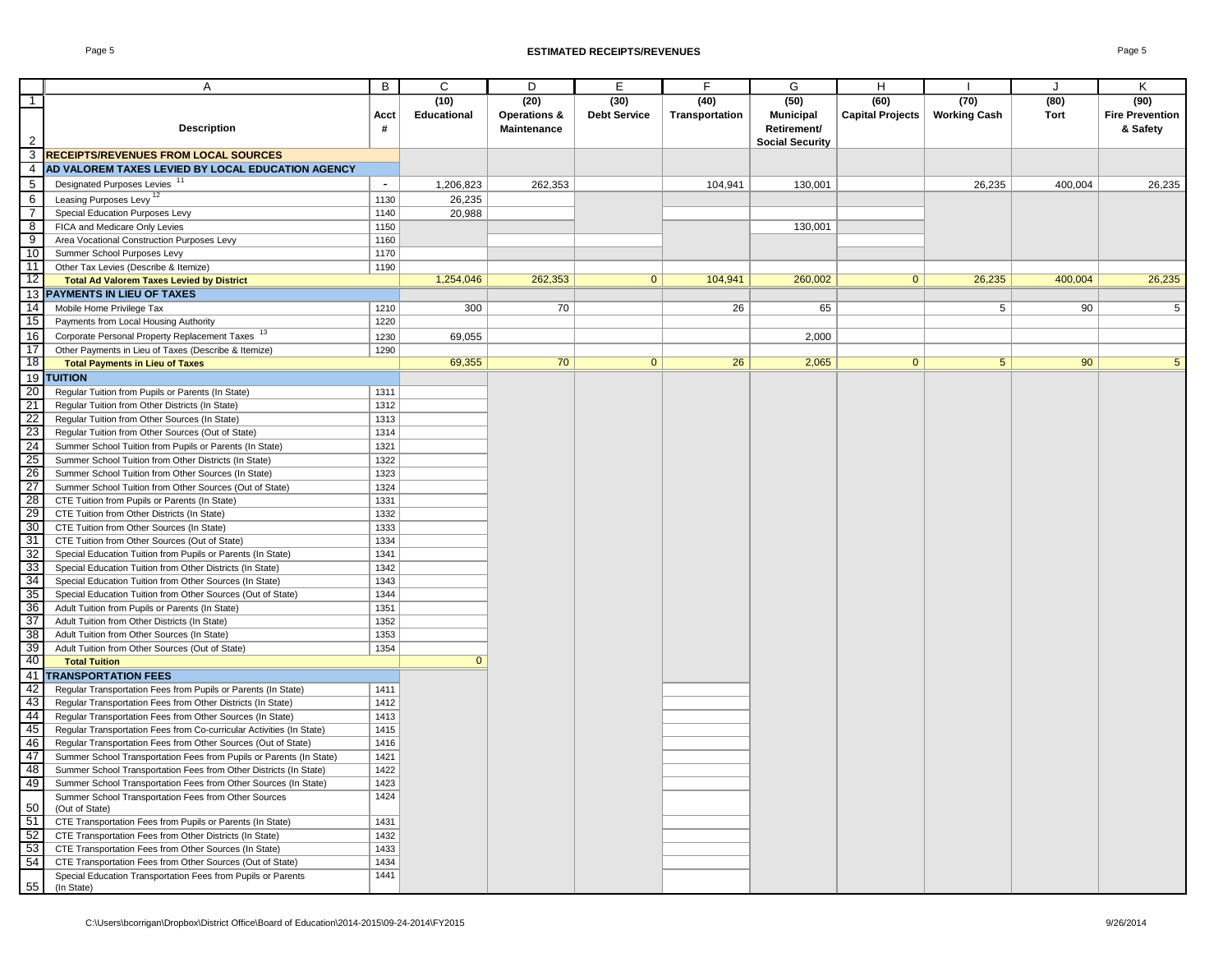# ESTIMATED RECEIPTS/REVENUES

| | A | B | C | D | E | F | G | H | I | J | K |
|---|---|---|---|---|---|---|---|---|---|---|---|
| 1-2 | Description | Acct # | (10) Educational | (20) Operations & Maintenance | (30) Debt Service | (40) Transportation | (50) Municipal Retirement/ Social Security | (60) Capital Projects | (70) Working Cash | (80) Tort | (90) Fire Prevention & Safety |
| 3 | **RECEIPTS/REVENUES FROM LOCAL SOURCES** | | | | | | | | | | |
| 4 | **AD VALOREM TAXES LEVIED BY LOCAL EDUCATION AGENCY** | | | | | | | | | | |
| 5 | Designated Purposes Levies [11] | - | 1,206,823 | 262,353 | | 104,941 | 130,001 | | 26,235 | 400,004 | 26,235 |
| 6 | Leasing Purposes Levy [12] | 1130 | 26,235 | | | | | | | | |
| 7 | Special Education Purposes Levy | 1140 | 20,988 | | | | | | | | |
| 8 | FICA and Medicare Only Levies | 1150 | | | | | 130,001 | | | | |
| 9 | Area Vocational Construction Purposes Levy | 1160 | | | | | | | | | |
| 10 | Summer School Purposes Levy | 1170 | | | | | | | | | |
| 11 | Other Tax Levies (Describe & Itemize) | 1190 | | | | | | | | | |
| 12 | **Total Ad Valorem Taxes Levied by District** | | 1,254,046 | 262,353 | 0 | 104,941 | 260,002 | 0 | 26,235 | 400,004 | 26,235 |
| 13 | **PAYMENTS IN LIEU OF TAXES** | | | | | | | | | | |
| 14 | Mobile Home Privilege Tax | 1210 | 300 | 70 | | 26 | 65 | | 5 | 90 | 5 |
| 15 | Payments from Local Housing Authority | 1220 | | | | | | | | | |
| 16 | Corporate Personal Property Replacement Taxes [13] | 1230 | 69,055 | | | | 2,000 | | | | |
| 17 | Other Payments in Lieu of Taxes (Describe & Itemize) | 1290 | | | | | | | | | |
| 18 | **Total Payments in Lieu of Taxes** | | 69,355 | 70 | 0 | 26 | 2,065 | 0 | 5 | 90 | 5 |
| 19 | **TUITION** | | | | | | | | | | |
| 20 | Regular Tuition from Pupils or Parents (In State) | 1311 | | | | | | | | | |
| 21 | Regular Tuition from Other Districts (In State) | 1312 | | | | | | | | | |
| 22 | Regular Tuition from Other Sources (In State) | 1313 | | | | | | | | | |
| 23 | Regular Tuition from Other Sources (Out of State) | 1314 | | | | | | | | | |
| 24 | Summer School Tuition from Pupils or Parents (In State) | 1321 | | | | | | | | | |
| 25 | Summer School Tuition from Other Districts (In State) | 1322 | | | | | | | | | |
| 26 | Summer School Tuition from Other Sources (In State) | 1323 | | | | | | | | | |
| 27 | Summer School Tuition from Other Sources (Out of State) | 1324 | | | | | | | | | |
| 28 | CTE Tuition from Pupils or Parents (In State) | 1331 | | | | | | | | | |
| 29 | CTE Tuition from Other Districts (In State) | 1332 | | | | | | | | | |
| 30 | CTE Tuition from Other Sources (In State) | 1333 | | | | | | | | | |
| 31 | CTE Tuition from Other Sources (Out of State) | 1334 | | | | | | | | | |
| 32 | Special Education Tuition from Pupils or Parents (In State) | 1341 | | | | | | | | | |
| 33 | Special Education Tuition from Other Districts (In State) | 1342 | | | | | | | | | |
| 34 | Special Education Tuition from Other Sources (In State) | 1343 | | | | | | | | | |
| 35 | Special Education Tuition from Other Sources (Out of State) | 1344 | | | | | | | | | |
| 36 | Adult Tuition from Pupils or Parents (In State) | 1351 | | | | | | | | | |
| 37 | Adult Tuition from Other Districts (In State) | 1352 | | | | | | | | | |
| 38 | Adult Tuition from Other Sources (In State) | 1353 | | | | | | | | | |
| 39 | Adult Tuition from Other Sources (Out of State) | 1354 | | | | | | | | | |
| 40 | **Total Tuition** | | 0 | | | | | | | | |
| 41 | **TRANSPORTATION FEES** | | | | | | | | | | |
| 42 | Regular Transportation Fees from Pupils or Parents (In State) | 1411 | | | | | | | | | |
| 43 | Regular Transportation Fees from Other Districts (In State) | 1412 | | | | | | | | | |
| 44 | Regular Transportation Fees from Other Sources (In State) | 1413 | | | | | | | | | |
| 45 | Regular Transportation Fees from Co-curricular Activities (In State) | 1415 | | | | | | | | | |
| 46 | Regular Transportation Fees from Other Sources (Out of State) | 1416 | | | | | | | | | |
| 47 | Summer School Transportation Fees from Pupils or Parents (In State) | 1421 | | | | | | | | | |
| 48 | Summer School Transportation Fees from Other Districts (In State) | 1422 | | | | | | | | | |
| 49 | Summer School Transportation Fees from Other Sources (In State) | 1423 | | | | | | | | | |
| 50 | Summer School Transportation Fees from Other Sources (Out of State) | 1424 | | | | | | | | | |
| 51 | CTE Transportation Fees from Pupils or Parents (In State) | 1431 | | | | | | | | | |
| 52 | CTE Transportation Fees from Other Districts (In State) | 1432 | | | | | | | | | |
| 53 | CTE Transportation Fees from Other Sources (In State) | 1433 | | | | | | | | | |
| 54 | CTE Transportation Fees from Other Sources (Out of State) | 1434 | | | | | | | | | |
| 55 | Special Education Transportation Fees from Pupils or Parents (In State) | 1441 | | | | | | | | | |

C:\Users\bcorrigan\Dropbox\District Office\Board of Education\2014-2015\09-24-2014\FY2015 9/26/2014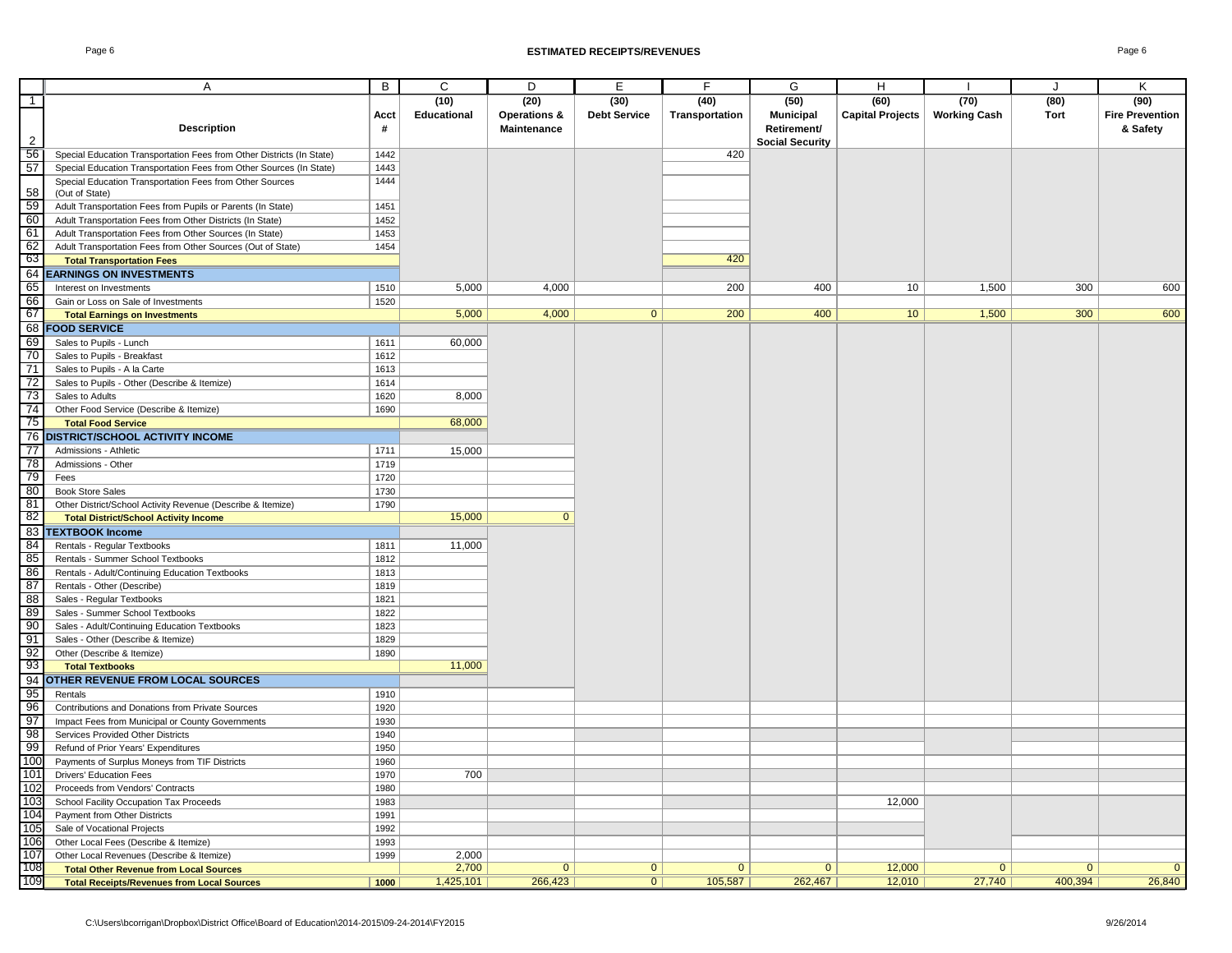## ESTIMATED RECEIPTS/REVENUES

| | A | B | C | D | E | F | G | H | I | J | K |
|---|---|---|---|---|---|---|---|---|---|---|---|
| 1 | | | (10) | (20) | (30) | (40) | (50) | (60) | (70) | (80) | (90) |
| 2 | **Description** | Acct # | Educational | Operations & Maintenance | Debt Service | Transportation | Municipal Retirement/ Social Security | Capital Projects | Working Cash | Tort | Fire Prevention & Safety |
| 56 | Special Education Transportation Fees from Other Districts (In State) | 1442 | | | | 420 | | | | | |
| 57 | Special Education Transportation Fees from Other Sources (In State) | 1443 | | | | | | | | | |
| 58 | Special Education Transportation Fees from Other Sources (Out of State) | 1444 | | | | | | | | | |
| 59 | Adult Transportation Fees from Pupils or Parents (In State) | 1451 | | | | | | | | | |
| 60 | Adult Transportation Fees from Other Districts (In State) | 1452 | | | | | | | | | |
| 61 | Adult Transportation Fees from Other Sources (In State) | 1453 | | | | | | | | | |
| 62 | Adult Transportation Fees from Other Sources (Out of State) | 1454 | | | | | | | | | |
| 63 | **Total Transportation Fees** | | | | | 420 | | | | | |
| 64 | **EARNINGS ON INVESTMENTS** | | | | | | | | | | |
| 65 | Interest on Investments | 1510 | 5,000 | 4,000 | | 200 | 400 | 10 | 1,500 | 300 | 600 |
| 66 | Gain or Loss on Sale of Investments | 1520 | | | | | | | | | |
| 67 | **Total Earnings on Investments** | | 5,000 | 4,000 | 0 | 200 | 400 | 10 | 1,500 | 300 | 600 |
| 68 | **FOOD SERVICE** | | | | | | | | | | |
| 69 | Sales to Pupils - Lunch | 1611 | 60,000 | | | | | | | | |
| 70 | Sales to Pupils - Breakfast | 1612 | | | | | | | | | |
| 71 | Sales to Pupils - A la Carte | 1613 | | | | | | | | | |
| 72 | Sales to Pupils - Other (Describe & Itemize) | 1614 | | | | | | | | | |
| 73 | Sales to Adults | 1620 | 8,000 | | | | | | | | |
| 74 | Other Food Service (Describe & Itemize) | 1690 | | | | | | | | | |
| 75 | **Total Food Service** | | 68,000 | | | | | | | | |
| 76 | **DISTRICT/SCHOOL ACTIVITY INCOME** | | | | | | | | | | |
| 77 | Admissions - Athletic | 1711 | 15,000 | | | | | | | | |
| 78 | Admissions - Other | 1719 | | | | | | | | | |
| 79 | Fees | 1720 | | | | | | | | | |
| 80 | Book Store Sales | 1730 | | | | | | | | | |
| 81 | Other District/School Activity Revenue (Describe & Itemize) | 1790 | | | | | | | | | |
| 82 | **Total District/School Activity Income** | | 15,000 | 0 | | | | | | | |
| 83 | **TEXTBOOK Income** | | | | | | | | | | |
| 84 | Rentals - Regular Textbooks | 1811 | 11,000 | | | | | | | | |
| 85 | Rentals - Summer School Textbooks | 1812 | | | | | | | | | |
| 86 | Rentals - Adult/Continuing Education Textbooks | 1813 | | | | | | | | | |
| 87 | Rentals - Other (Describe) | 1819 | | | | | | | | | |
| 88 | Sales - Regular Textbooks | 1821 | | | | | | | | | |
| 89 | Sales - Summer School Textbooks | 1822 | | | | | | | | | |
| 90 | Sales - Adult/Continuing Education Textbooks | 1823 | | | | | | | | | |
| 91 | Sales - Other (Describe & Itemize) | 1829 | | | | | | | | | |
| 92 | Other (Describe & Itemize) | 1890 | | | | | | | | | |
| 93 | **Total Textbooks** | | 11,000 | | | | | | | | |
| 94 | **OTHER REVENUE FROM LOCAL SOURCES** | | | | | | | | | | |
| 95 | Rentals | 1910 | | | | | | | | | |
| 96 | Contributions and Donations from Private Sources | 1920 | | | | | | | | | |
| 97 | Impact Fees from Municipal or County Governments | 1930 | | | | | | | | | |
| 98 | Services Provided Other Districts | 1940 | | | | | | | | | |
| 99 | Refund of Prior Years' Expenditures | 1950 | | | | | | | | | |
| 100 | Payments of Surplus Moneys from TIF Districts | 1960 | | | | | | | | | |
| 101 | Drivers' Education Fees | 1970 | 700 | | | | | | | | |
| 102 | Proceeds from Vendors' Contracts | 1980 | | | | | | | | | |
| 103 | School Facility Occupation Tax Proceeds | 1983 | | | | | | 12,000 | | | |
| 104 | Payment from Other Districts | 1991 | | | | | | | | | |
| 105 | Sale of Vocational Projects | 1992 | | | | | | | | | |
| 106 | Other Local Fees (Describe & Itemize) | 1993 | | | | | | | | | |
| 107 | Other Local Revenues (Describe & Itemize) | 1999 | 2,000 | | | | | | | | |
| 108 | **Total Other Revenue from Local Sources** | | 2,700 | 0 | 0 | 0 | 0 | 12,000 | 0 | 0 | 0 |
| 109 | **Total Receipts/Revenues from Local Sources** | 1000 | 1,425,101 | 266,423 | 0 | 105,587 | 262,467 | 12,010 | 27,740 | 400,394 | 26,840 |

C:\Users\bcorrigan\Dropbox\District Office\Board of Education\2014-2015\09-24-2014\FY2015 9/26/2014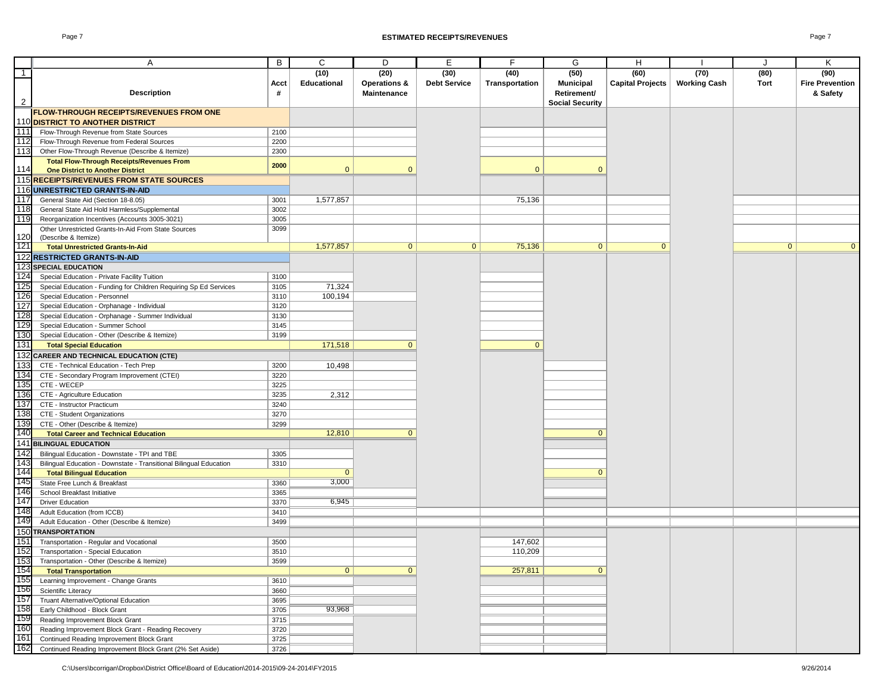# ESTIMATED RECEIPTS/REVENUES

| | A | B | C | D | E | F | G | H | I | J | K |
|---|---|---|---|---|---|---|---|---|---|---|---|
| 1 | Description | Acct # | (10) Educational | (20) Operations & Maintenance | (30) Debt Service | (40) Transportation | (50) Municipal Retirement/ Social Security | (60) Capital Projects | (70) Working Cash | (80) Tort | (90) Fire Prevention & Safety |
| 2 | | | | | | | | | | | |
| 110 | **FLOW-THROUGH RECEIPTS/REVENUES FROM ONE DISTRICT TO ANOTHER DISTRICT** | | | | | | | | | | |
| 111 | Flow-Through Revenue from State Sources | 2100 | | | | | | | | | |
| 112 | Flow-Through Revenue from Federal Sources | 2200 | | | | | | | | | |
| 113 | Other Flow-Through Revenue (Describe & Itemize) | 2300 | | | | | | | | | |
| 114 | **Total Flow-Through Receipts/Revenues From One District to Another District** | 2000 | 0 | 0 | | 0 | 0 | | | | |
| 115 | **RECEIPTS/REVENUES FROM STATE SOURCES** | | | | | | | | | | |
| 116 | **UNRESTRICTED GRANTS-IN-AID** | | | | | | | | | | |
| 117 | General State Aid (Section 18-8.05) | 3001 | 1,577,857 | | | 75,136 | | | | | |
| 118 | General State Aid Hold Harmless/Supplemental | 3002 | | | | | | | | | |
| 119 | Reorganization Incentives (Accounts 3005-3021) | 3005 | | | | | | | | | |
| 120 | Other Unrestricted Grants-In-Aid From State Sources (Describe & Itemize) | 3099 | | | | | | | | | |
| 121 | **Total Unrestricted Grants-In-Aid** | | 1,577,857 | 0 | 0 | 75,136 | 0 | 0 | | 0 | 0 |
| 122 | **RESTRICTED GRANTS-IN-AID** | | | | | | | | | | |
| 123 | **SPECIAL EDUCATION** | | | | | | | | | | |
| 124 | Special Education - Private Facility Tuition | 3100 | | | | | | | | | |
| 125 | Special Education - Funding for Children Requiring Sp Ed Services | 3105 | 71,324 | | | | | | | | |
| 126 | Special Education - Personnel | 3110 | 100,194 | | | | | | | | |
| 127 | Special Education - Orphanage - Individual | 3120 | | | | | | | | | |
| 128 | Special Education - Orphanage - Summer Individual | 3130 | | | | | | | | | |
| 129 | Special Education - Summer School | 3145 | | | | | | | | | |
| 130 | Special Education - Other (Describe & Itemize) | 3199 | | | | | | | | | |
| 131 | **Total Special Education** | | 171,518 | 0 | | 0 | | | | | |
| 132 | **CAREER AND TECHNICAL EDUCATION (CTE)** | | | | | | | | | | |
| 133 | CTE - Technical Education - Tech Prep | 3200 | 10,498 | | | | | | | | |
| 134 | CTE - Secondary Program Improvement (CTEI) | 3220 | | | | | | | | | |
| 135 | CTE - WECEP | 3225 | | | | | | | | | |
| 136 | CTE - Agriculture Education | 3235 | 2,312 | | | | | | | | |
| 137 | CTE - Instructor Practicum | 3240 | | | | | | | | | |
| 138 | CTE - Student Organizations | 3270 | | | | | | | | | |
| 139 | CTE - Other (Describe & Itemize) | 3299 | | | | | | | | | |
| 140 | **Total Career and Technical Education** | | 12,810 | 0 | | | 0 | | | | |
| 141 | **BILINGUAL EDUCATION** | | | | | | | | | | |
| 142 | Bilingual Education - Downstate - TPI and TBE | 3305 | | | | | | | | | |
| 143 | Bilingual Education - Downstate - Transitional Bilingual Education | 3310 | | | | | | | | | |
| 144 | **Total Bilingual Education** | | 0 | | | | 0 | | | | |
| 145 | State Free Lunch & Breakfast | 3360 | 3,000 | | | | | | | | |
| 146 | School Breakfast Initiative | 3365 | | | | | | | | | |
| 147 | Driver Education | 3370 | 6,945 | | | | | | | | |
| 148 | Adult Education (from ICCB) | 3410 | | | | | | | | | |
| 149 | Adult Education - Other (Describe & Itemize) | 3499 | | | | | | | | | |
| 150 | **TRANSPORTATION** | | | | | | | | | | |
| 151 | Transportation - Regular and Vocational | 3500 | | | | 147,602 | | | | | |
| 152 | Transportation - Special Education | 3510 | | | | 110,209 | | | | | |
| 153 | Transportation - Other (Describe & Itemize) | 3599 | | | | | | | | | |
| 154 | **Total Transportation** | | 0 | 0 | | 257,811 | 0 | | | | |
| 155 | Learning Improvement - Change Grants | 3610 | | | | | | | | | |
| 156 | Scientific Literacy | 3660 | | | | | | | | | |
| 157 | Truant Alternative/Optional Education | 3695 | | | | | | | | | |
| 158 | Early Childhood - Block Grant | 3705 | 93,968 | | | | | | | | |
| 159 | Reading Improvement Block Grant | 3715 | | | | | | | | | |
| 160 | Reading Improvement Block Grant - Reading Recovery | 3720 | | | | | | | | | |
| 161 | Continued Reading Improvement Block Grant | 3725 | | | | | | | | | |
| 162 | Continued Reading Improvement Block Grant (2% Set Aside) | 3726 | | | | | | | | | |

C:\Users\bcorrigan\Dropbox\District Office\Board of Education\2014-2015\09-24-2014\FY2015 9/26/2014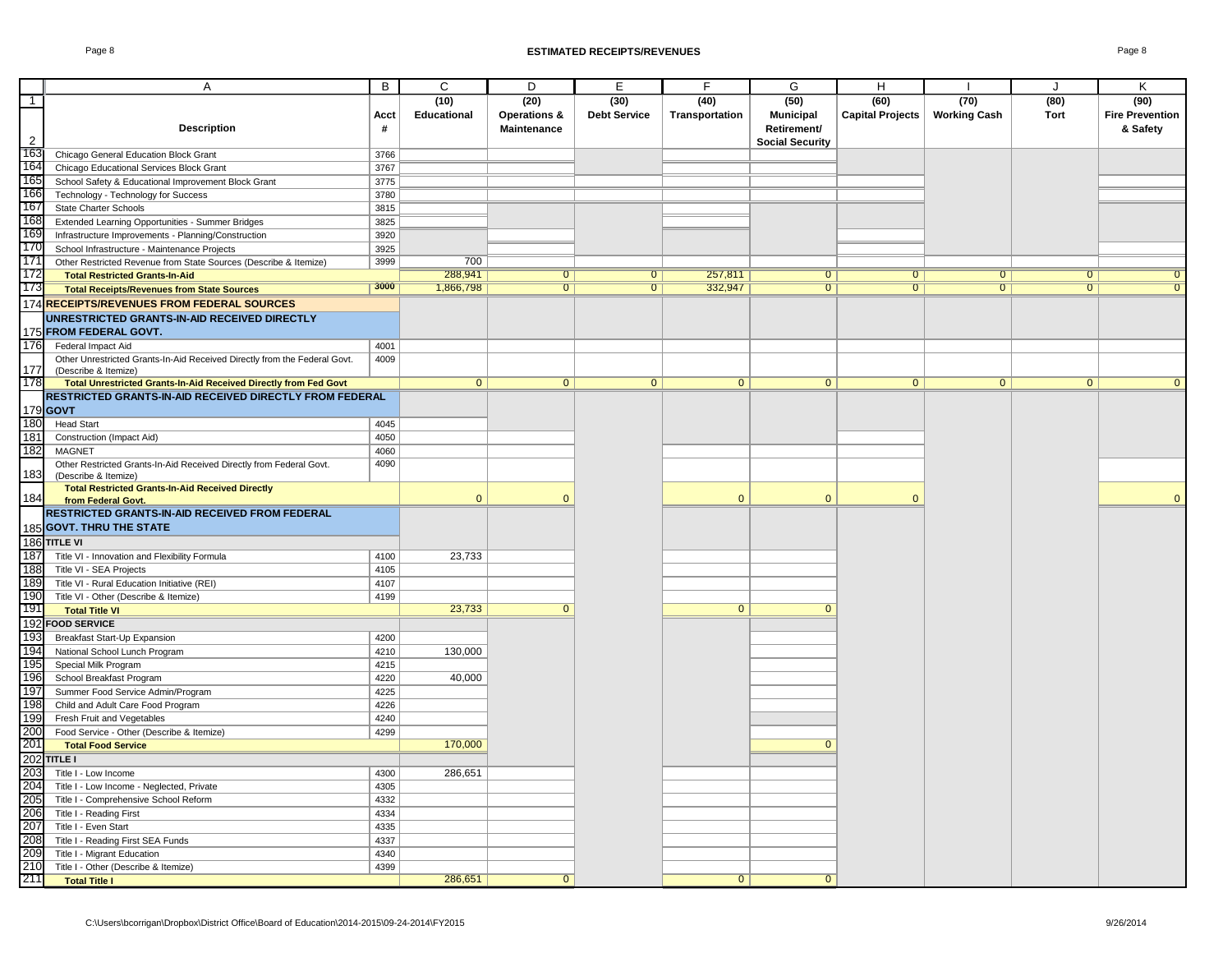# ESTIMATED RECEIPTS/REVENUES

| | A | B | C | D | E | F | G | H | I | J | K |
|---|---|---|---|---|---|---|---|---|---|---|---|
| 1 2 | Description | Acct # | (10) Educational | (20) Operations & Maintenance | (30) Debt Service | (40) Transportation | (50) Municipal Retirement/ Social Security | (60) Capital Projects | (70) Working Cash | (80) Tort | (90) Fire Prevention & Safety |
| 163 | Chicago General Education Block Grant | 3766 | | | | | | | | | |
| 164 | Chicago Educational Services Block Grant | 3767 | | | | | | | | | |
| 165 | School Safety & Educational Improvement Block Grant | 3775 | | | | | | | | | |
| 166 | Technology - Technology for Success | 3780 | | | | | | | | | |
| 167 | State Charter Schools | 3815 | | | | | | | | | |
| 168 | Extended Learning Opportunities - Summer Bridges | 3825 | | | | | | | | | |
| 169 | Infrastructure Improvements - Planning/Construction | 3920 | | | | | | | | | |
| 170 | School Infrastructure - Maintenance Projects | 3925 | | | | | | | | | |
| 171 | Other Restricted Revenue from State Sources (Describe & Itemize) | 3999 | 700 | | | | | | | | |
| 172 | **Total Restricted Grants-In-Aid** | | 288,941 | 0 | 0 | 257,811 | 0 | 0 | 0 | 0 | 0 |
| 173 | **Total Receipts/Revenues from State Sources** | 3000 | 1,866,798 | 0 | 0 | 332,947 | 0 | 0 | 0 | 0 | 0 |
| 174 | **RECEIPTS/REVENUES FROM FEDERAL SOURCES** | | | | | | | | | | |
| 175 | **UNRESTRICTED GRANTS-IN-AID RECEIVED DIRECTLY FROM FEDERAL GOVT.** | | | | | | | | | | |
| 176 | Federal Impact Aid | 4001 | | | | | | | | | |
| 177 | Other Unrestricted Grants-In-Aid Received Directly from the Federal Govt. (Describe & Itemize) | 4009 | | | | | | | | | |
| 178 | **Total Unrestricted Grants-In-Aid Received Directly from Fed Govt** | | 0 | 0 | 0 | 0 | 0 | 0 | 0 | 0 | 0 |
| 179 | **RESTRICTED GRANTS-IN-AID RECEIVED DIRECTLY FROM FEDERAL GOVT** | | | | | | | | | | |
| 180 | Head Start | 4045 | | | | | | | | | |
| 181 | Construction (Impact Aid) | 4050 | | | | | | | | | |
| 182 | MAGNET | 4060 | | | | | | | | | |
| 183 | Other Restricted Grants-In-Aid Received Directly from Federal Govt. (Describe & Itemize) | 4090 | | | | | | | | | |
| 184 | **Total Restricted Grants-In-Aid Received Directly from Federal Govt.** | | 0 | 0 | | 0 | 0 | 0 | | | 0 |
| 185 | **RESTRICTED GRANTS-IN-AID RECEIVED FROM FEDERAL GOVT. THRU THE STATE** | | | | | | | | | | |
| 186 | **TITLE VI** | | | | | | | | | | |
| 187 | Title VI - Innovation and Flexibility Formula | 4100 | 23,733 | | | | | | | | |
| 188 | Title VI - SEA Projects | 4105 | | | | | | | | | |
| 189 | Title VI - Rural Education Initiative (REI) | 4107 | | | | | | | | | |
| 190 | Title VI - Other (Describe & Itemize) | 4199 | | | | | | | | | |
| 191 | **Total Title VI** | | 23,733 | 0 | | 0 | 0 | | | | |
| 192 | **FOOD SERVICE** | | | | | | | | | | |
| 193 | Breakfast Start-Up Expansion | 4200 | | | | | | | | | |
| 194 | National School Lunch Program | 4210 | 130,000 | | | | | | | | |
| 195 | Special Milk Program | 4215 | | | | | | | | | |
| 196 | School Breakfast Program | 4220 | 40,000 | | | | | | | | |
| 197 | Summer Food Service Admin/Program | 4225 | | | | | | | | | |
| 198 | Child and Adult Care Food Program | 4226 | | | | | | | | | |
| 199 | Fresh Fruit and Vegetables | 4240 | | | | | | | | | |
| 200 | Food Service - Other (Describe & Itemize) | 4299 | | | | | | | | | |
| 201 | **Total Food Service** | | 170,000 | | | | 0 | | | | |
| 202 | **TITLE I** | | | | | | | | | | |
| 203 | Title I - Low Income | 4300 | 286,651 | | | | | | | | |
| 204 | Title I - Low Income - Neglected, Private | 4305 | | | | | | | | | |
| 205 | Title I - Comprehensive School Reform | 4332 | | | | | | | | | |
| 206 | Title I - Reading First | 4334 | | | | | | | | | |
| 207 | Title I - Even Start | 4335 | | | | | | | | | |
| 208 | Title I - Reading First SEA Funds | 4337 | | | | | | | | | |
| 209 | Title I - Migrant Education | 4340 | | | | | | | | | |
| 210 | Title I - Other (Describe & Itemize) | 4399 | | | | | | | | | |
| 211 | **Total Title I** | | 286,651 | 0 | | 0 | 0 | | | | |

C:\Users\bcorrigan\Dropbox\District Office\Board of Education\2014-2015\09-24-2014\FY2015 9/26/2014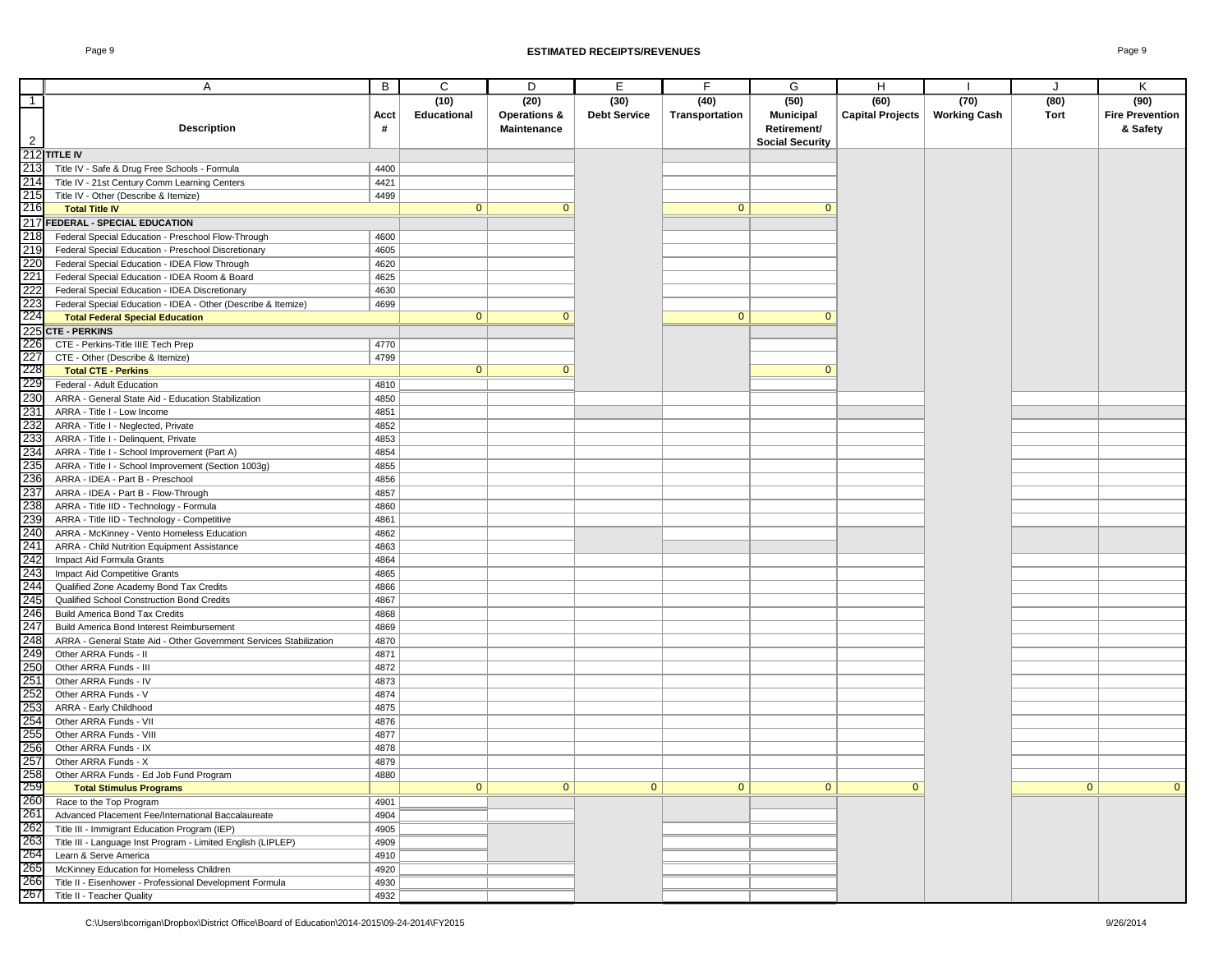# ESTIMATED RECEIPTS/REVENUES

| | A | B | C | D | E | F | G | H | I | J | K |
|---|---|---|---|---|---|---|---|---|---|---|---|
| 1 | | | (10) | (20) | (30) | (40) | (50) | (60) | (70) | (80) | (90) |
| 2 | Description | Acct # | Educational | Operations & Maintenance | Debt Service | Transportation | Municipal Retirement/ Social Security | Capital Projects | Working Cash | Tort | Fire Prevention & Safety |
| 212 | **TITLE IV** | | | | | | | | | | |
| 213 | Title IV - Safe & Drug Free Schools - Formula | 4400 | | | | | | | | | |
| 214 | Title IV - 21st Century Comm Learning Centers | 4421 | | | | | | | | | |
| 215 | Title IV - Other (Describe & Itemize) | 4499 | | | | | | | | | |
| 216 | **Total Title IV** | | 0 | 0 | | 0 | 0 | | | | |
| 217 | **FEDERAL - SPECIAL EDUCATION** | | | | | | | | | | |
| 218 | Federal Special Education - Preschool Flow-Through | 4600 | | | | | | | | | |
| 219 | Federal Special Education - Preschool Discretionary | 4605 | | | | | | | | | |
| 220 | Federal Special Education - IDEA Flow Through | 4620 | | | | | | | | | |
| 221 | Federal Special Education - IDEA Room & Board | 4625 | | | | | | | | | |
| 222 | Federal Special Education - IDEA Discretionary | 4630 | | | | | | | | | |
| 223 | Federal Special Education - IDEA - Other (Describe & Itemize) | 4699 | | | | | | | | | |
| 224 | **Total Federal Special Education** | | 0 | 0 | | 0 | 0 | | | | |
| 225 | **CTE - PERKINS** | | | | | | | | | | |
| 226 | CTE - Perkins-Title IIIE Tech Prep | 4770 | | | | | | | | | |
| 227 | CTE - Other (Describe & Itemize) | 4799 | | | | | | | | | |
| 228 | **Total CTE - Perkins** | | 0 | 0 | | | 0 | | | | |
| 229 | Federal - Adult Education | 4810 | | | | | | | | | |
| 230 | ARRA - General State Aid - Education Stabilization | 4850 | | | | | | | | | |
| 231 | ARRA - Title I - Low Income | 4851 | | | | | | | | | |
| 232 | ARRA - Title I - Neglected, Private | 4852 | | | | | | | | | |
| 233 | ARRA - Title I - Delinquent, Private | 4853 | | | | | | | | | |
| 234 | ARRA - Title I - School Improvement (Part A) | 4854 | | | | | | | | | |
| 235 | ARRA - Title I - School Improvement (Section 1003g) | 4855 | | | | | | | | | |
| 236 | ARRA - IDEA - Part B - Preschool | 4856 | | | | | | | | | |
| 237 | ARRA - IDEA - Part B - Flow-Through | 4857 | | | | | | | | | |
| 238 | ARRA - Title IID - Technology - Formula | 4860 | | | | | | | | | |
| 239 | ARRA - Title IID - Technology - Competitive | 4861 | | | | | | | | | |
| 240 | ARRA - McKinney - Vento Homeless Education | 4862 | | | | | | | | | |
| 241 | ARRA - Child Nutrition Equipment Assistance | 4863 | | | | | | | | | |
| 242 | Impact Aid Formula Grants | 4864 | | | | | | | | | |
| 243 | Impact Aid Competitive Grants | 4865 | | | | | | | | | |
| 244 | Qualified Zone Academy Bond Tax Credits | 4866 | | | | | | | | | |
| 245 | Qualified School Construction Bond Credits | 4867 | | | | | | | | | |
| 246 | Build America Bond Tax Credits | 4868 | | | | | | | | | |
| 247 | Build America Bond Interest Reimbursement | 4869 | | | | | | | | | |
| 248 | ARRA - General State Aid - Other Government Services Stabilization | 4870 | | | | | | | | | |
| 249 | Other ARRA Funds - II | 4871 | | | | | | | | | |
| 250 | Other ARRA Funds - III | 4872 | | | | | | | | | |
| 251 | Other ARRA Funds - IV | 4873 | | | | | | | | | |
| 252 | Other ARRA Funds - V | 4874 | | | | | | | | | |
| 253 | ARRA - Early Childhood | 4875 | | | | | | | | | |
| 254 | Other ARRA Funds - VII | 4876 | | | | | | | | | |
| 255 | Other ARRA Funds - VIII | 4877 | | | | | | | | | |
| 256 | Other ARRA Funds - IX | 4878 | | | | | | | | | |
| 257 | Other ARRA Funds - X | 4879 | | | | | | | | | |
| 258 | Other ARRA Funds - Ed Job Fund Program | 4880 | | | | | | | | | |
| 259 | **Total Stimulus Programs** | | 0 | 0 | 0 | 0 | 0 | 0 | | 0 | 0 |
| 260 | Race to the Top Program | 4901 | | | | | | | | | |
| 261 | Advanced Placement Fee/International Baccalaureate | 4904 | | | | | | | | | |
| 262 | Title III - Immigrant Education Program (IEP) | 4905 | | | | | | | | | |
| 263 | Title III - Language Inst Program - Limited English (LIPLEP) | 4909 | | | | | | | | | |
| 264 | Learn & Serve America | 4910 | | | | | | | | | |
| 265 | McKinney Education for Homeless Children | 4920 | | | | | | | | | |
| 266 | Title II - Eisenhower - Professional Development Formula | 4930 | | | | | | | | | |
| 267 | Title II - Teacher Quality | 4932 | | | | | | | | | |

C:\Users\bcorrigan\Dropbox\District Office\Board of Education\2014-2015\09-24-2014\FY2015 9/26/2014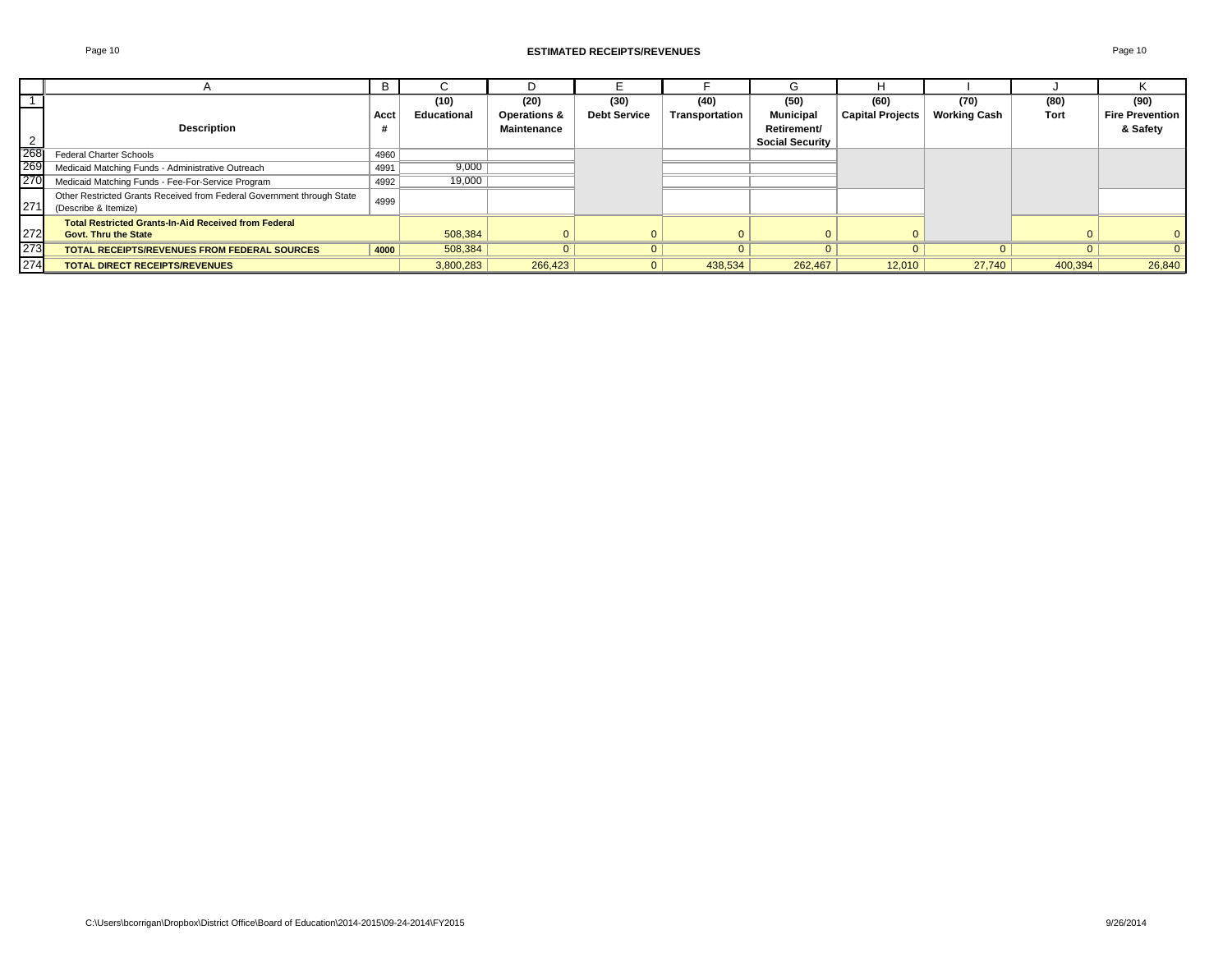## ESTIMATED RECEIPTS/REVENUES

| | A | B | C | D | E | F | G | H | I | J | K |
|---|---|---|---|---|---|---|---|---|---|---|---|
| 1 | Description | Acct # | (10) Educational | (20) Operations & Maintenance | (30) Debt Service | (40) Transportation | (50) Municipal Retirement/ Social Security | (60) Capital Projects | (70) Working Cash | (80) Tort | (90) Fire Prevention & Safety |
| 268 | Federal Charter Schools | 4960 | | | | | | | | | |
| 269 | Medicaid Matching Funds - Administrative Outreach | 4991 | 9,000 | | | | | | | | |
| 270 | Medicaid Matching Funds - Fee-For-Service Program | 4992 | 19,000 | | | | | | | | |
| 271 | Other Restricted Grants Received from Federal Government through State (Describe & Itemize) | 4999 | | | | | | | | | |
| 272 | **Total Restricted Grants-In-Aid Received from Federal Govt. Thru the State** | | 508,384 | 0 | 0 | 0 | 0 | 0 | | 0 | 0 |
| 273 | **TOTAL RECEIPTS/REVENUES FROM FEDERAL SOURCES** | **4000** | 508,384 | 0 | 0 | 0 | 0 | 0 | 0 | 0 | 0 |
| 274 | **TOTAL DIRECT RECEIPTS/REVENUES** | | 3,800,283 | 266,423 | 0 | 438,534 | 262,467 | 12,010 | 27,740 | 400,394 | 26,840 |

C:\Users\bcorrigan\Dropbox\District Office\Board of Education\2014-2015\09-24-2014\FY2015 9/26/2014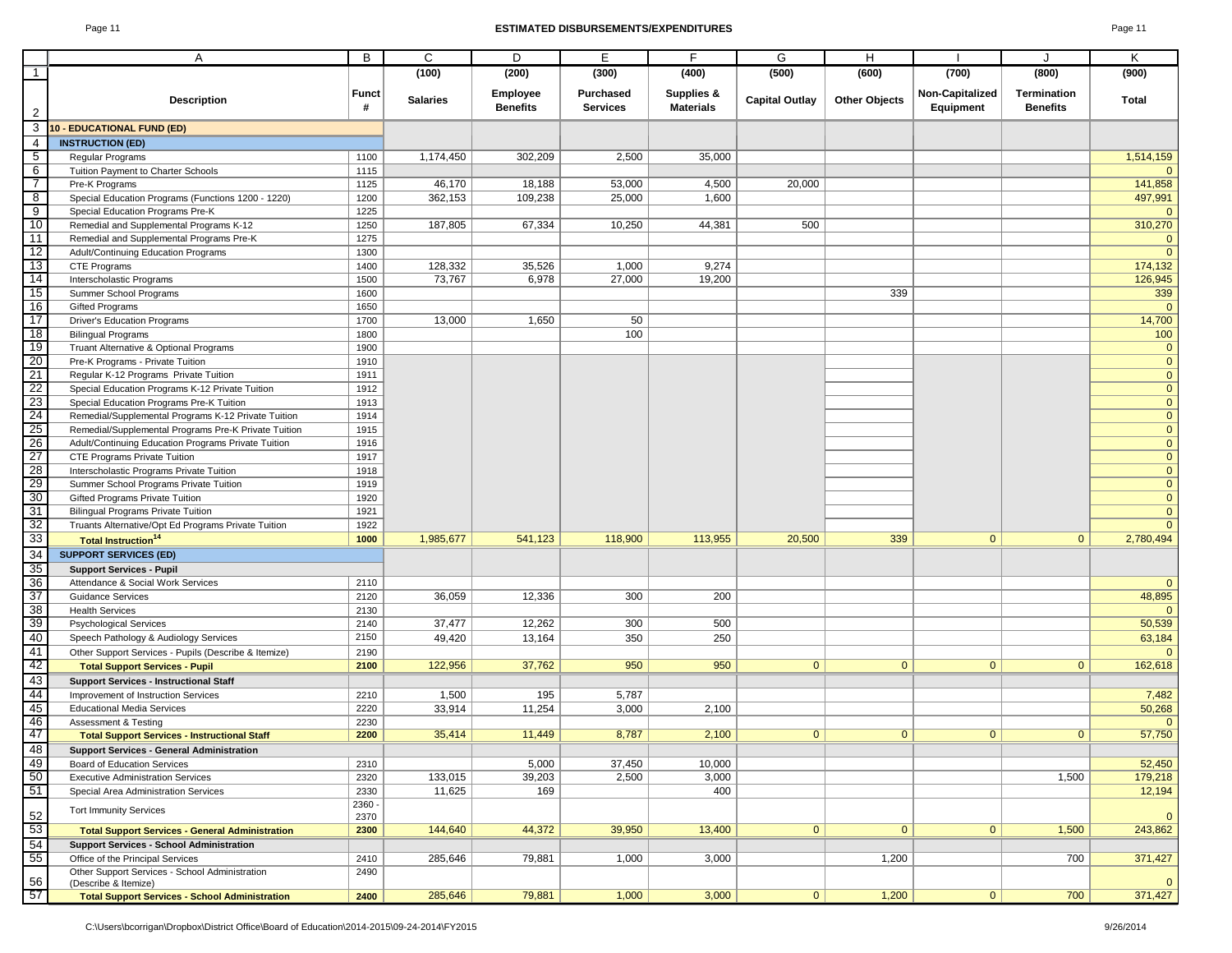# ESTIMATED DISBURSEMENTS/EXPENDITURES

| | A | B | C | D | E | F | G | H | I | J | K |
|---|---|---|---|---|---|---|---|---|---|---|---|
| 1 | | | (100) | (200) | (300) | (400) | (500) | (600) | (700) | (800) | (900) |
| 2 | Description | Funct # | Salaries | Employee Benefits | Purchased Services | Supplies & Materials | Capital Outlay | Other Objects | Non-Capitalized Equipment | Termination Benefits | Total |
| 3 | **10 - EDUCATIONAL FUND (ED)** | | | | | | | | | | |
| 4 | **INSTRUCTION (ED)** | | | | | | | | | | |
| 5 | Regular Programs | 1100 | 1,174,450 | 302,209 | 2,500 | 35,000 | | | | | 1,514,159 |
| 6 | Tuition Payment to Charter Schools | 1115 | | | | | | | | | 0 |
| 7 | Pre-K Programs | 1125 | 46,170 | 18,188 | 53,000 | 4,500 | 20,000 | | | | 141,858 |
| 8 | Special Education Programs (Functions 1200 - 1220) | 1200 | 362,153 | 109,238 | 25,000 | 1,600 | | | | | 497,991 |
| 9 | Special Education Programs Pre-K | 1225 | | | | | | | | | 0 |
| 10 | Remedial and Supplemental Programs K-12 | 1250 | 187,805 | 67,334 | 10,250 | 44,381 | 500 | | | | 310,270 |
| 11 | Remedial and Supplemental Programs Pre-K | 1275 | | | | | | | | | 0 |
| 12 | Adult/Continuing Education Programs | 1300 | | | | | | | | | 0 |
| 13 | CTE Programs | 1400 | 128,332 | 35,526 | 1,000 | 9,274 | | | | | 174,132 |
| 14 | Interscholastic Programs | 1500 | 73,767 | 6,978 | 27,000 | 19,200 | | | | | 126,945 |
| 15 | Summer School Programs | 1600 | | | | | | 339 | | | 339 |
| 16 | Gifted Programs | 1650 | | | | | | | | | 0 |
| 17 | Driver's Education Programs | 1700 | 13,000 | 1,650 | 50 | | | | | | 14,700 |
| 18 | Bilingual Programs | 1800 | | | 100 | | | | | | 100 |
| 19 | Truant Alternative & Optional Programs | 1900 | | | | | | | | | 0 |
| 20 | Pre-K Programs - Private Tuition | 1910 | | | | | | | | | 0 |
| 21 | Regular K-12 Programs Private Tuition | 1911 | | | | | | | | | 0 |
| 22 | Special Education Programs K-12 Private Tuition | 1912 | | | | | | | | | 0 |
| 23 | Special Education Programs Pre-K Tuition | 1913 | | | | | | | | | 0 |
| 24 | Remedial/Supplemental Programs K-12 Private Tuition | 1914 | | | | | | | | | 0 |
| 25 | Remedial/Supplemental Programs Pre-K Private Tuition | 1915 | | | | | | | | | 0 |
| 26 | Adult/Continuing Education Programs Private Tuition | 1916 | | | | | | | | | 0 |
| 27 | CTE Programs Private Tuition | 1917 | | | | | | | | | 0 |
| 28 | Interscholastic Programs Private Tuition | 1918 | | | | | | | | | 0 |
| 29 | Summer School Programs Private Tuition | 1919 | | | | | | | | | 0 |
| 30 | Gifted Programs Private Tuition | 1920 | | | | | | | | | 0 |
| 31 | Bilingual Programs Private Tuition | 1921 | | | | | | | | | 0 |
| 32 | Truants Alternative/Opt Ed Programs Private Tuition | 1922 | | | | | | | | | 0 |
| 33 | **Total Instruction[14]** | **1000** | 1,985,677 | 541,123 | 118,900 | 113,955 | 20,500 | 339 | 0 | 0 | 2,780,494 |
| 34 | **SUPPORT SERVICES (ED)** | | | | | | | | | | |
| 35 | **Support Services - Pupil** | | | | | | | | | | |
| 36 | Attendance & Social Work Services | 2110 | | | | | | | | | 0 |
| 37 | Guidance Services | 2120 | 36,059 | 12,336 | 300 | 200 | | | | | 48,895 |
| 38 | Health Services | 2130 | | | | | | | | | 0 |
| 39 | Psychological Services | 2140 | 37,477 | 12,262 | 300 | 500 | | | | | 50,539 |
| 40 | Speech Pathology & Audiology Services | 2150 | 49,420 | 13,164 | 350 | 250 | | | | | 63,184 |
| 41 | Other Support Services - Pupils (Describe & Itemize) | 2190 | | | | | | | | | 0 |
| 42 | **Total Support Services - Pupil** | **2100** | 122,956 | 37,762 | 950 | 950 | 0 | 0 | 0 | 0 | 162,618 |
| 43 | **Support Services - Instructional Staff** | | | | | | | | | | |
| 44 | Improvement of Instruction Services | 2210 | 1,500 | 195 | 5,787 | | | | | | 7,482 |
| 45 | Educational Media Services | 2220 | 33,914 | 11,254 | 3,000 | 2,100 | | | | | 50,268 |
| 46 | Assessment & Testing | 2230 | | | | | | | | | 0 |
| 47 | **Total Support Services - Instructional Staff** | **2200** | 35,414 | 11,449 | 8,787 | 2,100 | 0 | 0 | 0 | 0 | 57,750 |
| 48 | **Support Services - General Administration** | | | | | | | | | | |
| 49 | Board of Education Services | 2310 | | 5,000 | 37,450 | 10,000 | | | | | 52,450 |
| 50 | Executive Administration Services | 2320 | 133,015 | 39,203 | 2,500 | 3,000 | | | | 1,500 | 179,218 |
| 51 | Special Area Administration Services | 2330 | 11,625 | 169 | | 400 | | | | | 12,194 |
| 52 | Tort Immunity Services | 2360 - 2370 | | | | | | | | | 0 |
| 53 | **Total Support Services - General Administration** | **2300** | 144,640 | 44,372 | 39,950 | 13,400 | 0 | 0 | 0 | 1,500 | 243,862 |
| 54 | **Support Services - School Administration** | | | | | | | | | | |
| 55 | Office of the Principal Services | 2410 | 285,646 | 79,881 | 1,000 | 3,000 | | 1,200 | | 700 | 371,427 |
| 56 | Other Support Services - School Administration (Describe & Itemize) | 2490 | | | | | | | | | 0 |
| 57 | **Total Support Services - School Administration** | **2400** | 285,646 | 79,881 | 1,000 | 3,000 | 0 | 1,200 | 0 | 700 | 371,427 |

C:\Users\bcorrigan\Dropbox\District Office\Board of Education\2014-2015\09-24-2014\FY2015 9/26/2014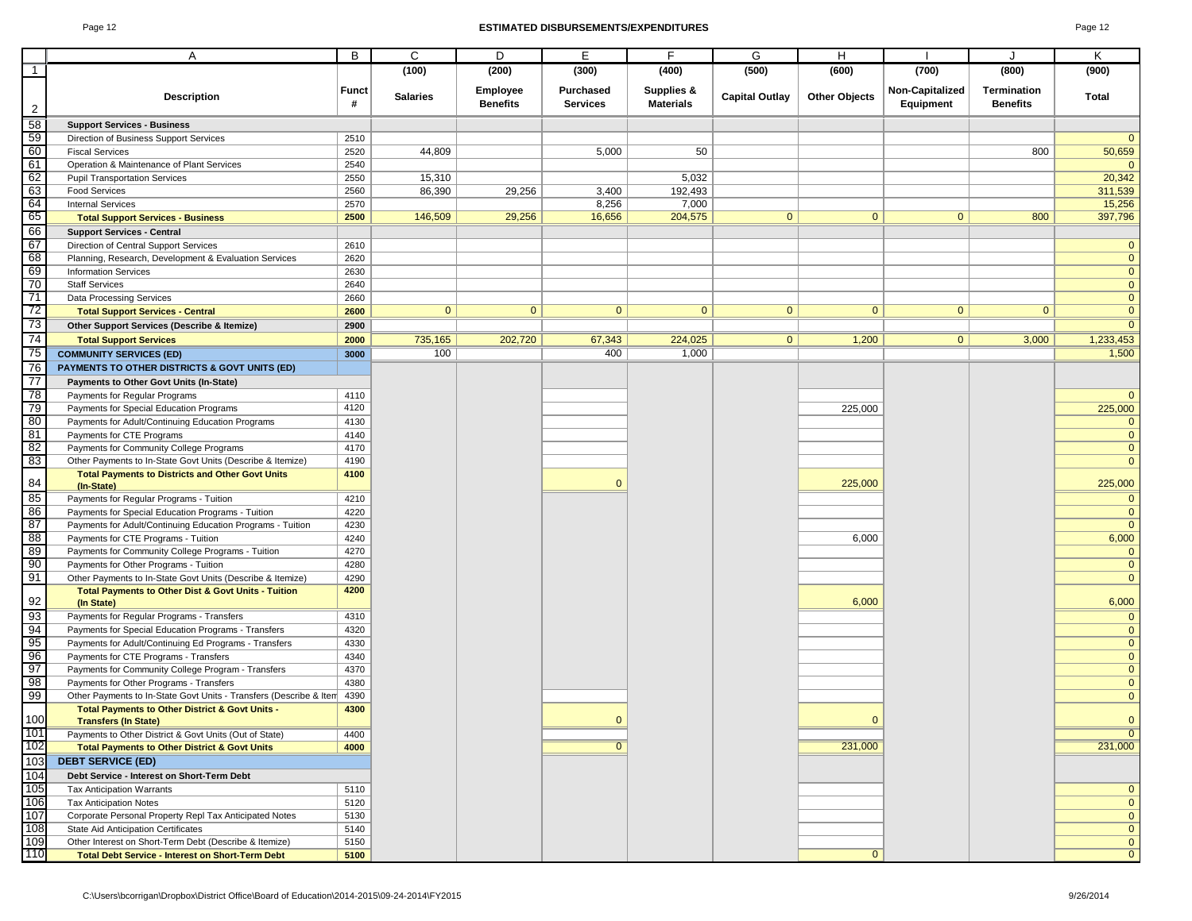# ESTIMATED DISBURSEMENTS/EXPENDITURES

| | A | B | C | D | E | F | G | H | I | J | K |
|---|---|---|---|---|---|---|---|---|---|---|---|
| 1 | | | (100) | (200) | (300) | (400) | (500) | (600) | (700) | (800) | (900) |
| 2 | Description | Funct # | Salaries | Employee Benefits | Purchased Services | Supplies & Materials | Capital Outlay | Other Objects | Non-Capitalized Equipment | Termination Benefits | Total |
| 58 | **Support Services - Business** | | | | | | | | | | |
| 59 | Direction of Business Support Services | 2510 | | | | | | | | | 0 |
| 60 | Fiscal Services | 2520 | 44,809 | | 5,000 | 50 | | | | 800 | 50,659 |
| 61 | Operation & Maintenance of Plant Services | 2540 | | | | | | | | | 0 |
| 62 | Pupil Transportation Services | 2550 | 15,310 | | | 5,032 | | | | | 20,342 |
| 63 | Food Services | 2560 | 86,390 | 29,256 | 3,400 | 192,493 | | | | | 311,539 |
| 64 | Internal Services | 2570 | | | 8,256 | 7,000 | | | | | 15,256 |
| 65 | **Total Support Services - Business** | **2500** | 146,509 | 29,256 | 16,656 | 204,575 | 0 | 0 | 0 | 800 | 397,796 |
| 66 | **Support Services - Central** | | | | | | | | | | |
| 67 | Direction of Central Support Services | 2610 | | | | | | | | | 0 |
| 68 | Planning, Research, Development & Evaluation Services | 2620 | | | | | | | | | 0 |
| 69 | Information Services | 2630 | | | | | | | | | 0 |
| 70 | Staff Services | 2640 | | | | | | | | | 0 |
| 71 | Data Processing Services | 2660 | | | | | | | | | 0 |
| 72 | **Total Support Services - Central** | **2600** | 0 | 0 | 0 | 0 | 0 | 0 | 0 | 0 | 0 |
| 73 | **Other Support Services (Describe & Itemize)** | **2900** | | | | | | | | | 0 |
| 74 | **Total Support Services** | **2000** | 735,165 | 202,720 | 67,343 | 224,025 | 0 | 1,200 | 0 | 3,000 | 1,233,453 |
| 75 | **COMMUNITY SERVICES (ED)** | **3000** | 100 | | 400 | 1,000 | | | | | 1,500 |
| 76 | **PAYMENTS TO OTHER DISTRICTS & GOVT UNITS (ED)** | | | | | | | | | | |
| 77 | **Payments to Other Govt Units (In-State)** | | | | | | | | | | |
| 78 | Payments for Regular Programs | 4110 | | | | | | | | | 0 |
| 79 | Payments for Special Education Programs | 4120 | | | | | | 225,000 | | | 225,000 |
| 80 | Payments for Adult/Continuing Education Programs | 4130 | | | | | | | | | 0 |
| 81 | Payments for CTE Programs | 4140 | | | | | | | | | 0 |
| 82 | Payments for Community College Programs | 4170 | | | | | | | | | 0 |
| 83 | Other Payments to In-State Govt Units (Describe & Itemize) | 4190 | | | | | | | | | 0 |
| 84 | **Total Payments to Districts and Other Govt Units (In-State)** | **4100** | | | 0 | | | 225,000 | | | 225,000 |
| 85 | Payments for Regular Programs - Tuition | 4210 | | | | | | | | | 0 |
| 86 | Payments for Special Education Programs - Tuition | 4220 | | | | | | | | | 0 |
| 87 | Payments for Adult/Continuing Education Programs - Tuition | 4230 | | | | | | | | | 0 |
| 88 | Payments for CTE Programs - Tuition | 4240 | | | | | | 6,000 | | | 6,000 |
| 89 | Payments for Community College Programs - Tuition | 4270 | | | | | | | | | 0 |
| 90 | Payments for Other Programs - Tuition | 4280 | | | | | | | | | 0 |
| 91 | Other Payments to In-State Govt Units (Describe & Itemize) | 4290 | | | | | | | | | 0 |
| 92 | **Total Payments to Other Dist & Govt Units - Tuition (In State)** | **4200** | | | | | | 6,000 | | | 6,000 |
| 93 | Payments for Regular Programs - Transfers | 4310 | | | | | | | | | 0 |
| 94 | Payments for Special Education Programs - Transfers | 4320 | | | | | | | | | 0 |
| 95 | Payments for Adult/Continuing Ed Programs - Transfers | 4330 | | | | | | | | | 0 |
| 96 | Payments for CTE Programs - Transfers | 4340 | | | | | | | | | 0 |
| 97 | Payments for Community College Program - Transfers | 4370 | | | | | | | | | 0 |
| 98 | Payments for Other Programs - Transfers | 4380 | | | | | | | | | 0 |
| 99 | Other Payments to In-State Govt Units - Transfers (Describe & Item | 4390 | | | | | | | | | 0 |
| 100 | **Total Payments to Other District & Govt Units - Transfers (In State)** | **4300** | | | 0 | | | 0 | | | 0 |
| 101 | Payments to Other District & Govt Units (Out of State) | 4400 | | | | | | | | | 0 |
| 102 | **Total Payments to Other District & Govt Units** | **4000** | | | 0 | | | 231,000 | | | 231,000 |
| 103 | **DEBT SERVICE (ED)** | | | | | | | | | | |
| 104 | **Debt Service - Interest on Short-Term Debt** | | | | | | | | | | |
| 105 | Tax Anticipation Warrants | 5110 | | | | | | | | | 0 |
| 106 | Tax Anticipation Notes | 5120 | | | | | | | | | 0 |
| 107 | Corporate Personal Property Repl Tax Anticipated Notes | 5130 | | | | | | | | | 0 |
| 108 | State Aid Anticipation Certificates | 5140 | | | | | | | | | 0 |
| 109 | Other Interest on Short-Term Debt (Describe & Itemize) | 5150 | | | | | | | | | 0 |
| 110 | **Total Debt Service - Interest on Short-Term Debt** | **5100** | | | | | | 0 | | | 0 |

C:\Users\bcorrigan\Dropbox\District Office\Board of Education\2014-2015\09-24-2014\FY2015 9/26/2014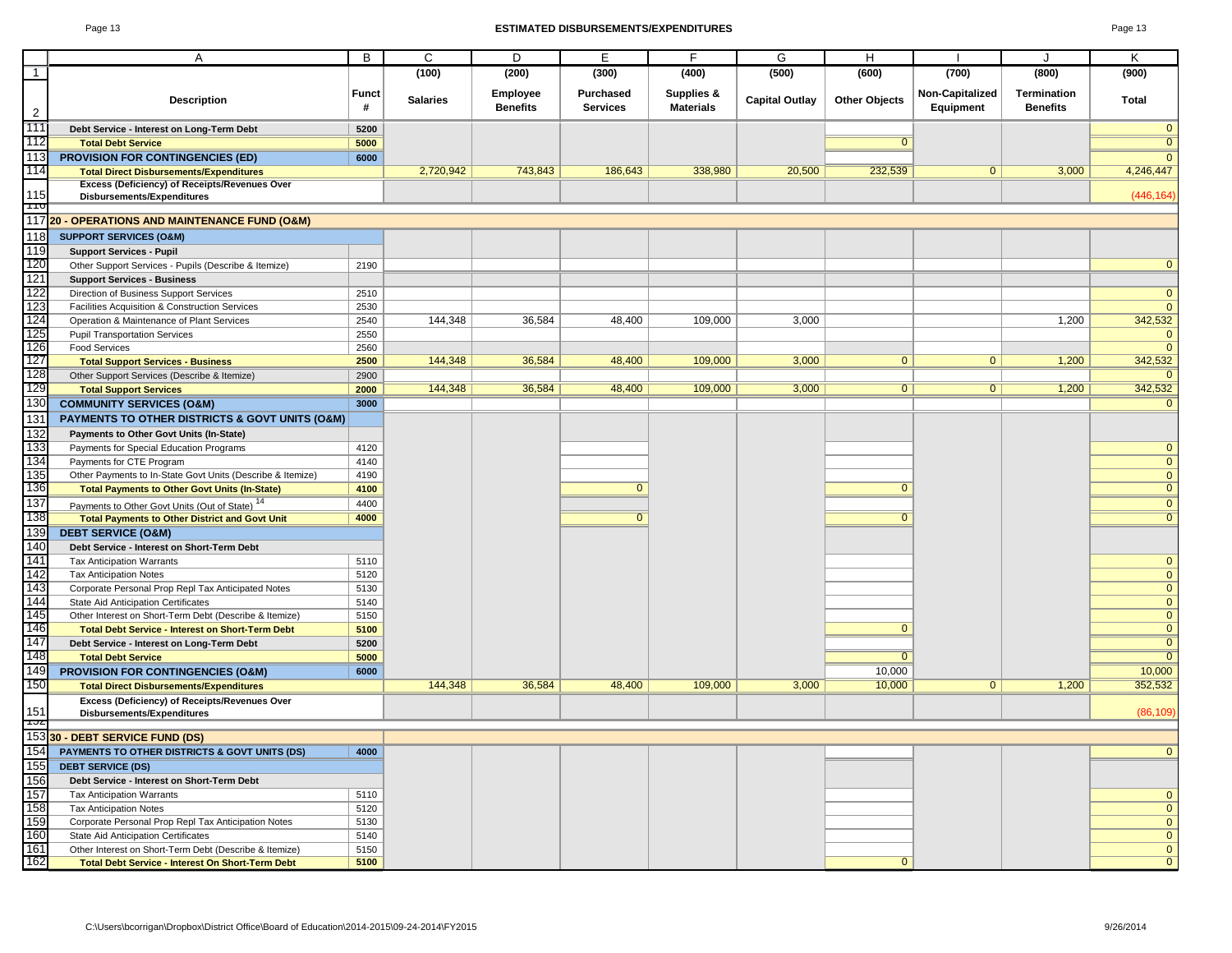# ESTIMATED DISBURSEMENTS/EXPENDITURES

| | A | B | C | D | E | F | G | H | I | J | K |
|---|---|---|---|---|---|---|---|---|---|---|---|
| 1 | | | (100) | (200) | (300) | (400) | (500) | (600) | (700) | (800) | (900) |
| 2 | **Description** | **Funct #** | **Salaries** | **Employee Benefits** | **Purchased Services** | **Supplies & Materials** | **Capital Outlay** | **Other Objects** | **Non-Capitalized Equipment** | **Termination Benefits** | **Total** |
| 111 | **Debt Service - Interest on Long-Term Debt** | **5200** | | | | | | | | | 0 |
| 112 | **Total Debt Service** | **5000** | | | | | | 0 | | | 0 |
| 113 | **PROVISION FOR CONTINGENCIES (ED)** | **6000** | | | | | | | | | 0 |
| 114 | **Total Direct Disbursements/Expenditures** | | 2,720,942 | 743,843 | 186,643 | 338,980 | 20,500 | 232,539 | 0 | 3,000 | 4,246,447 |
| 115 | **Excess (Deficiency) of Receipts/Revenues Over Disbursements/Expenditures** | | | | | | | | | | (446,164) |
| 117 | **20 - OPERATIONS AND MAINTENANCE FUND (O&M)** | | | | | | | | | | |
| 118 | **SUPPORT SERVICES (O&M)** | | | | | | | | | | |
| 119 | **Support Services - Pupil** | | | | | | | | | | |
| 120 | Other Support Services - Pupils (Describe & Itemize) | 2190 | | | | | | | | | 0 |
| 121 | **Support Services - Business** | | | | | | | | | | |
| 122 | Direction of Business Support Services | 2510 | | | | | | | | | 0 |
| 123 | Facilities Acquisition & Construction Services | 2530 | | | | | | | | | 0 |
| 124 | Operation & Maintenance of Plant Services | 2540 | 144,348 | 36,584 | 48,400 | 109,000 | 3,000 | | | 1,200 | 342,532 |
| 125 | Pupil Transportation Services | 2550 | | | | | | | | | 0 |
| 126 | Food Services | 2560 | | | | | | | | | 0 |
| 127 | **Total Support Services - Business** | **2500** | 144,348 | 36,584 | 48,400 | 109,000 | 3,000 | 0 | 0 | 1,200 | 342,532 |
| 128 | Other Support Services (Describe & Itemize) | 2900 | | | | | | | | | 0 |
| 129 | **Total Support Services** | **2000** | 144,348 | 36,584 | 48,400 | 109,000 | 3,000 | 0 | 0 | 1,200 | 342,532 |
| 130 | **COMMUNITY SERVICES (O&M)** | **3000** | | | | | | | | | 0 |
| 131 | **PAYMENTS TO OTHER DISTRICTS & GOVT UNITS (O&M)** | | | | | | | | | | |
| 132 | **Payments to Other Govt Units (In-State)** | | | | | | | | | | |
| 133 | Payments for Special Education Programs | 4120 | | | | | | | | | 0 |
| 134 | Payments for CTE Program | 4140 | | | | | | | | | 0 |
| 135 | Other Payments to In-State Govt Units (Describe & Itemize) | 4190 | | | | | | | | | 0 |
| 136 | **Total Payments to Other Govt Units (In-State)** | **4100** | | | 0 | | | 0 | | | 0 |
| 137 | Payments to Other Govt Units (Out of State) [14] | 4400 | | | | | | | | | 0 |
| 138 | **Total Payments to Other District and Govt Unit** | **4000** | | | 0 | | | 0 | | | 0 |
| 139 | **DEBT SERVICE (O&M)** | | | | | | | | | | |
| 140 | **Debt Service - Interest on Short-Term Debt** | | | | | | | | | | |
| 141 | Tax Anticipation Warrants | 5110 | | | | | | | | | 0 |
| 142 | Tax Anticipation Notes | 5120 | | | | | | | | | 0 |
| 143 | Corporate Personal Prop Repl Tax Anticipated Notes | 5130 | | | | | | | | | 0 |
| 144 | State Aid Anticipation Certificates | 5140 | | | | | | | | | 0 |
| 145 | Other Interest on Short-Term Debt (Describe & Itemize) | 5150 | | | | | | | | | 0 |
| 146 | **Total Debt Service - Interest on Short-Term Debt** | **5100** | | | | | | 0 | | | 0 |
| 147 | **Debt Service - Interest on Long-Term Debt** | **5200** | | | | | | | | | 0 |
| 148 | **Total Debt Service** | **5000** | | | | | | 0 | | | 0 |
| 149 | **PROVISION FOR CONTINGENCIES (O&M)** | **6000** | | | | | | 10,000 | | | 10,000 |
| 150 | **Total Direct Disbursements/Expenditures** | | 144,348 | 36,584 | 48,400 | 109,000 | 3,000 | 10,000 | 0 | 1,200 | 352,532 |
| 151 | **Excess (Deficiency) of Receipts/Revenues Over Disbursements/Expenditures** | | | | | | | | | | (86,109) |
| 153 | **30 - DEBT SERVICE FUND (DS)** | | | | | | | | | | |
| 154 | **PAYMENTS TO OTHER DISTRICTS & GOVT UNITS (DS)** | **4000** | | | | | | | | | 0 |
| 155 | **DEBT SERVICE (DS)** | | | | | | | | | | |
| 156 | **Debt Service - Interest on Short-Term Debt** | | | | | | | | | | |
| 157 | Tax Anticipation Warrants | 5110 | | | | | | | | | 0 |
| 158 | Tax Anticipation Notes | 5120 | | | | | | | | | 0 |
| 159 | Corporate Personal Prop Repl Tax Anticipation Notes | 5130 | | | | | | | | | 0 |
| 160 | State Aid Anticipation Certificates | 5140 | | | | | | | | | 0 |
| 161 | Other Interest on Short-Term Debt (Describe & Itemize) | 5150 | | | | | | | | | 0 |
| 162 | **Total Debt Service - Interest On Short-Term Debt** | **5100** | | | | | | 0 | | | 0 |

C:\Users\bcorrigan\Dropbox\District Office\Board of Education\2014-2015\09-24-2014\FY2015 — 9/26/2014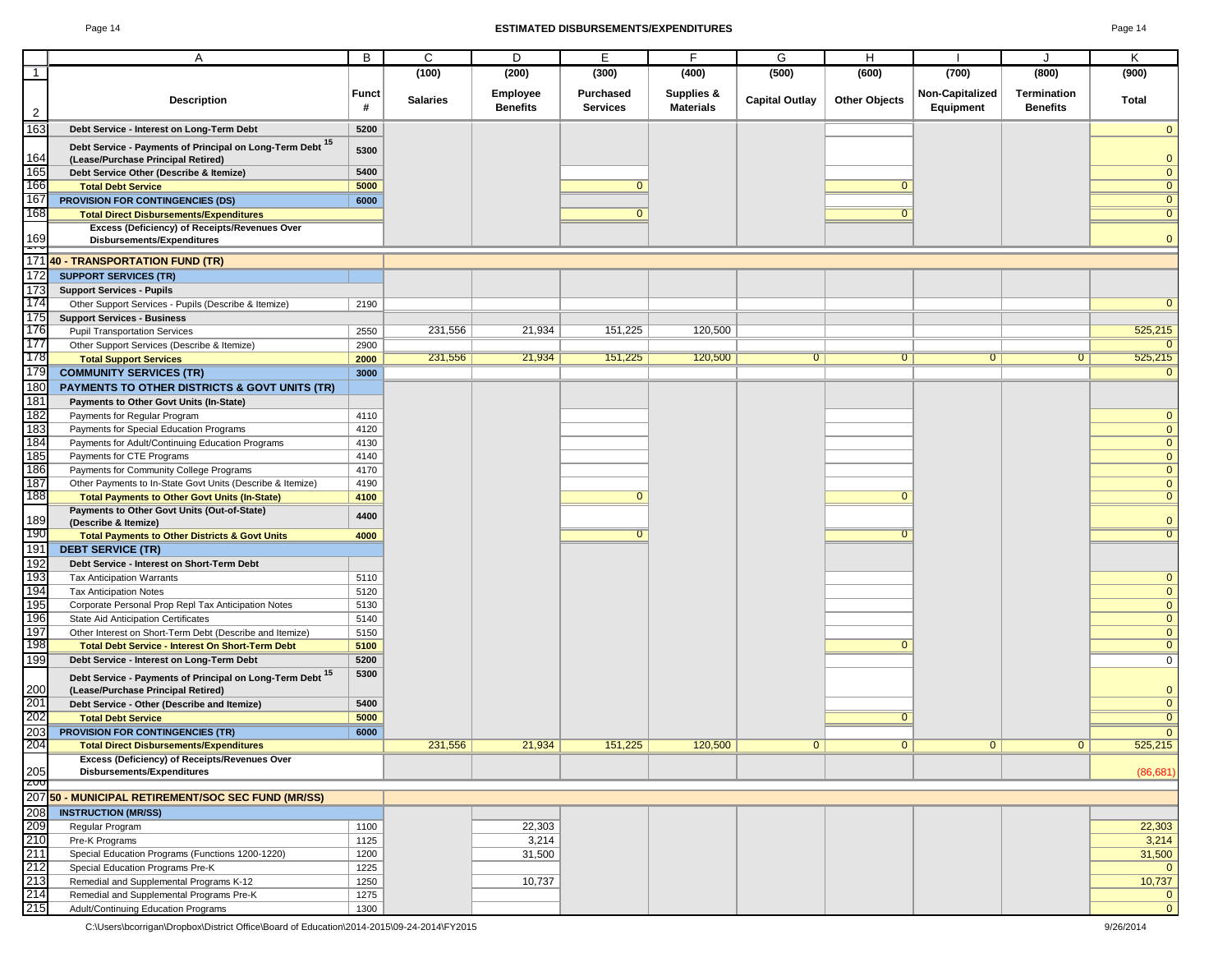# ESTIMATED DISBURSEMENTS/EXPENDITURES

| | A | B | C | D | E | F | G | H | I | J | K |
|---|---|---|---|---|---|---|---|---|---|---|---|
| 1 | | | (100) | (200) | (300) | (400) | (500) | (600) | (700) | (800) | (900) |
| 2 | Description | Funct # | Salaries | Employee Benefits | Purchased Services | Supplies & Materials | Capital Outlay | Other Objects | Non-Capitalized Equipment | Termination Benefits | Total |
| 163 | Debt Service - Interest on Long-Term Debt | 5200 | | | | | | | | | 0 |
| 164 | Debt Service - Payments of Principal on Long-Term Debt [15] (Lease/Purchase Principal Retired) | 5300 | | | | | | | | | 0 |
| 165 | Debt Service Other (Describe & Itemize) | 5400 | | | | | | | | | 0 |
| 166 | Total Debt Service | 5000 | | | 0 | | | 0 | | | 0 |
| 167 | PROVISION FOR CONTINGENCIES (DS) | 6000 | | | | | | | | | 0 |
| 168 | Total Direct Disbursements/Expenditures | | | | 0 | | | 0 | | | 0 |
| 169 | Excess (Deficiency) of Receipts/Revenues Over Disbursements/Expenditures | | | | | | | | | | 0 |
| 171 | **40 - TRANSPORTATION FUND (TR)** | | | | | | | | | | |
| 172 | SUPPORT SERVICES (TR) | | | | | | | | | | |
| 173 | Support Services - Pupils | | | | | | | | | | |
| 174 | Other Support Services - Pupils (Describe & Itemize) | 2190 | | | | | | | | | 0 |
| 175 | Support Services - Business | | | | | | | | | | |
| 176 | Pupil Transportation Services | 2550 | 231,556 | 21,934 | 151,225 | 120,500 | | | | | 525,215 |
| 177 | Other Support Services (Describe & Itemize) | 2900 | | | | | | | | | 0 |
| 178 | Total Support Services | 2000 | 231,556 | 21,934 | 151,225 | 120,500 | 0 | 0 | 0 | 0 | 525,215 |
| 179 | COMMUNITY SERVICES (TR) | 3000 | | | | | | | | | 0 |
| 180 | PAYMENTS TO OTHER DISTRICTS & GOVT UNITS (TR) | | | | | | | | | | |
| 181 | Payments to Other Govt Units (In-State) | | | | | | | | | | |
| 182 | Payments for Regular Program | 4110 | | | | | | | | | 0 |
| 183 | Payments for Special Education Programs | 4120 | | | | | | | | | 0 |
| 184 | Payments for Adult/Continuing Education Programs | 4130 | | | | | | | | | 0 |
| 185 | Payments for CTE Programs | 4140 | | | | | | | | | 0 |
| 186 | Payments for Community College Programs | 4170 | | | | | | | | | 0 |
| 187 | Other Payments to In-State Govt Units (Describe & Itemize) | 4190 | | | | | | | | | 0 |
| 188 | Total Payments to Other Govt Units (In-State) | 4100 | | | 0 | | | 0 | | | 0 |
| 189 | Payments to Other Govt Units (Out-of-State) (Describe & Itemize) | 4400 | | | | | | | | | 0 |
| 190 | Total Payments to Other Districts & Govt Units | 4000 | | | 0 | | | 0 | | | 0 |
| 191 | DEBT SERVICE (TR) | | | | | | | | | | |
| 192 | Debt Service - Interest on Short-Term Debt | | | | | | | | | | |
| 193 | Tax Anticipation Warrants | 5110 | | | | | | | | | 0 |
| 194 | Tax Anticipation Notes | 5120 | | | | | | | | | 0 |
| 195 | Corporate Personal Prop Repl Tax Anticipation Notes | 5130 | | | | | | | | | 0 |
| 196 | State Aid Anticipation Certificates | 5140 | | | | | | | | | 0 |
| 197 | Other Interest on Short-Term Debt (Describe and Itemize) | 5150 | | | | | | | | | 0 |
| 198 | Total Debt Service - Interest On Short-Term Debt | 5100 | | | | | | 0 | | | 0 |
| 199 | Debt Service - Interest on Long-Term Debt | 5200 | | | | | | | | | 0 |
| 200 | Debt Service - Payments of Principal on Long-Term Debt [15] (Lease/Purchase Principal Retired) | 5300 | | | | | | | | | 0 |
| 201 | Debt Service - Other (Describe and Itemize) | 5400 | | | | | | | | | 0 |
| 202 | Total Debt Service | 5000 | | | | | | 0 | | | 0 |
| 203 | PROVISION FOR CONTINGENCIES (TR) | 6000 | | | | | | | | | 0 |
| 204 | Total Direct Disbursements/Expenditures | | 231,556 | 21,934 | 151,225 | 120,500 | 0 | 0 | 0 | 0 | 525,215 |
| 205 | Excess (Deficiency) of Receipts/Revenues Over Disbursements/Expenditures | | | | | | | | | | (86,681) |
| 207 | **50 - MUNICIPAL RETIREMENT/SOC SEC FUND (MR/SS)** | | | | | | | | | | |
| 208 | INSTRUCTION (MR/SS) | | | | | | | | | | |
| 209 | Regular Program | 1100 | | 22,303 | | | | | | | 22,303 |
| 210 | Pre-K Programs | 1125 | | 3,214 | | | | | | | 3,214 |
| 211 | Special Education Programs (Functions 1200-1220) | 1200 | | 31,500 | | | | | | | 31,500 |
| 212 | Special Education Programs Pre-K | 1225 | | | | | | | | | 0 |
| 213 | Remedial and Supplemental Programs K-12 | 1250 | | 10,737 | | | | | | | 10,737 |
| 214 | Remedial and Supplemental Programs Pre-K | 1275 | | | | | | | | | 0 |
| 215 | Adult/Continuing Education Programs | 1300 | | | | | | | | | 0 |

C:\Users\bcorrigan\Dropbox\District Office\Board of Education\2014-2015\09-24-2014\FY2015 9/26/2014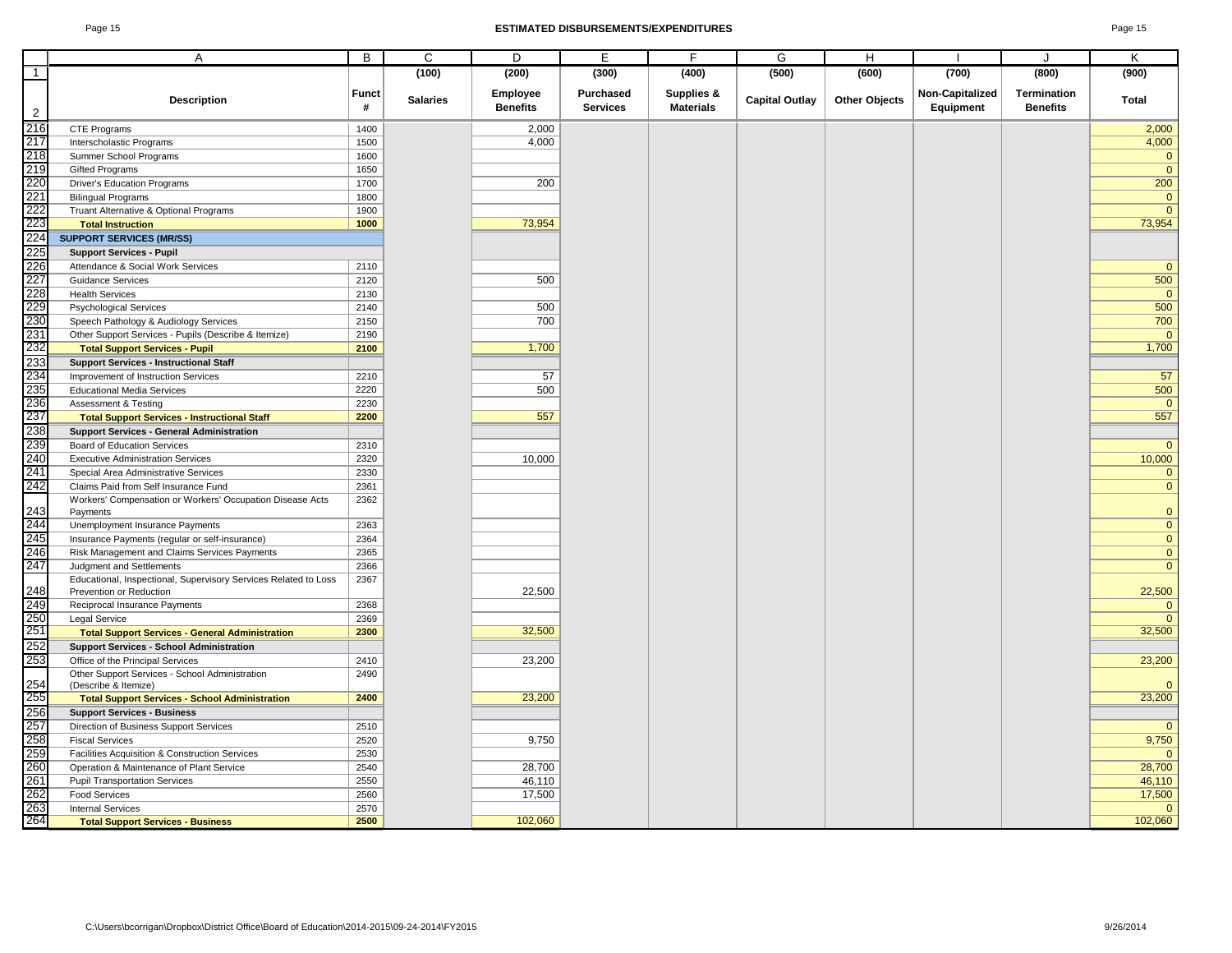# ESTIMATED DISBURSEMENTS/EXPENDITURES

| | A | B | C | D | E | F | G | H | I | J | K |
|---|---|---|---|---|---|---|---|---|---|---|---|
| 1 | | | (100) | (200) | (300) | (400) | (500) | (600) | (700) | (800) | (900) |
| 2 | Description | Funct # | Salaries | Employee Benefits | Purchased Services | Supplies & Materials | Capital Outlay | Other Objects | Non-Capitalized Equipment | Termination Benefits | Total |
| 216 | CTE Programs | 1400 | | 2,000 | | | | | | | 2,000 |
| 217 | Interscholastic Programs | 1500 | | 4,000 | | | | | | | 4,000 |
| 218 | Summer School Programs | 1600 | | | | | | | | | 0 |
| 219 | Gifted Programs | 1650 | | | | | | | | | 0 |
| 220 | Driver's Education Programs | 1700 | | 200 | | | | | | | 200 |
| 221 | Bilingual Programs | 1800 | | | | | | | | | 0 |
| 222 | Truant Alternative & Optional Programs | 1900 | | | | | | | | | 0 |
| 223 | **Total Instruction** | **1000** | | 73,954 | | | | | | | 73,954 |
| 224 | **SUPPORT SERVICES (MR/SS)** | | | | | | | | | | |
| 225 | **Support Services - Pupil** | | | | | | | | | | |
| 226 | Attendance & Social Work Services | 2110 | | | | | | | | | 0 |
| 227 | Guidance Services | 2120 | | 500 | | | | | | | 500 |
| 228 | Health Services | 2130 | | | | | | | | | 0 |
| 229 | Psychological Services | 2140 | | 500 | | | | | | | 500 |
| 230 | Speech Pathology & Audiology Services | 2150 | | 700 | | | | | | | 700 |
| 231 | Other Support Services - Pupils (Describe & Itemize) | 2190 | | | | | | | | | 0 |
| 232 | **Total Support Services - Pupil** | **2100** | | 1,700 | | | | | | | 1,700 |
| 233 | **Support Services - Instructional Staff** | | | | | | | | | | |
| 234 | Improvement of Instruction Services | 2210 | | 57 | | | | | | | 57 |
| 235 | Educational Media Services | 2220 | | 500 | | | | | | | 500 |
| 236 | Assessment & Testing | 2230 | | | | | | | | | 0 |
| 237 | **Total Support Services - Instructional Staff** | **2200** | | 557 | | | | | | | 557 |
| 238 | **Support Services - General Administration** | | | | | | | | | | |
| 239 | Board of Education Services | 2310 | | | | | | | | | 0 |
| 240 | Executive Administration Services | 2320 | | 10,000 | | | | | | | 10,000 |
| 241 | Special Area Administrative Services | 2330 | | | | | | | | | 0 |
| 242 | Claims Paid from Self Insurance Fund | 2361 | | | | | | | | | 0 |
| 243 | Workers' Compensation or Workers' Occupation Disease Acts Payments | 2362 | | | | | | | | | 0 |
| 244 | Unemployment Insurance Payments | 2363 | | | | | | | | | 0 |
| 245 | Insurance Payments (regular or self-insurance) | 2364 | | | | | | | | | 0 |
| 246 | Risk Management and Claims Services Payments | 2365 | | | | | | | | | 0 |
| 247 | Judgment and Settlements | 2366 | | | | | | | | | 0 |
| 248 | Educational, Inspectional, Supervisory Services Related to Loss Prevention or Reduction | 2367 | | 22,500 | | | | | | | 22,500 |
| 249 | Reciprocal Insurance Payments | 2368 | | | | | | | | | 0 |
| 250 | Legal Service | 2369 | | | | | | | | | 0 |
| 251 | **Total Support Services - General Administration** | **2300** | | 32,500 | | | | | | | 32,500 |
| 252 | **Support Services - School Administration** | | | | | | | | | | |
| 253 | Office of the Principal Services | 2410 | | 23,200 | | | | | | | 23,200 |
| 254 | Other Support Services - School Administration (Describe & Itemize) | 2490 | | | | | | | | | 0 |
| 255 | **Total Support Services - School Administration** | **2400** | | 23,200 | | | | | | | 23,200 |
| 256 | **Support Services - Business** | | | | | | | | | | |
| 257 | Direction of Business Support Services | 2510 | | | | | | | | | 0 |
| 258 | Fiscal Services | 2520 | | 9,750 | | | | | | | 9,750 |
| 259 | Facilities Acquisition & Construction Services | 2530 | | | | | | | | | 0 |
| 260 | Operation & Maintenance of Plant Service | 2540 | | 28,700 | | | | | | | 28,700 |
| 261 | Pupil Transportation Services | 2550 | | 46,110 | | | | | | | 46,110 |
| 262 | Food Services | 2560 | | 17,500 | | | | | | | 17,500 |
| 263 | Internal Services | 2570 | | | | | | | | | 0 |
| 264 | **Total Support Services - Business** | **2500** | | 102,060 | | | | | | | 102,060 |

C:\Users\bcorrigan\Dropbox\District Office\Board of Education\2014-2015\09-24-2014\FY2015 9/26/2014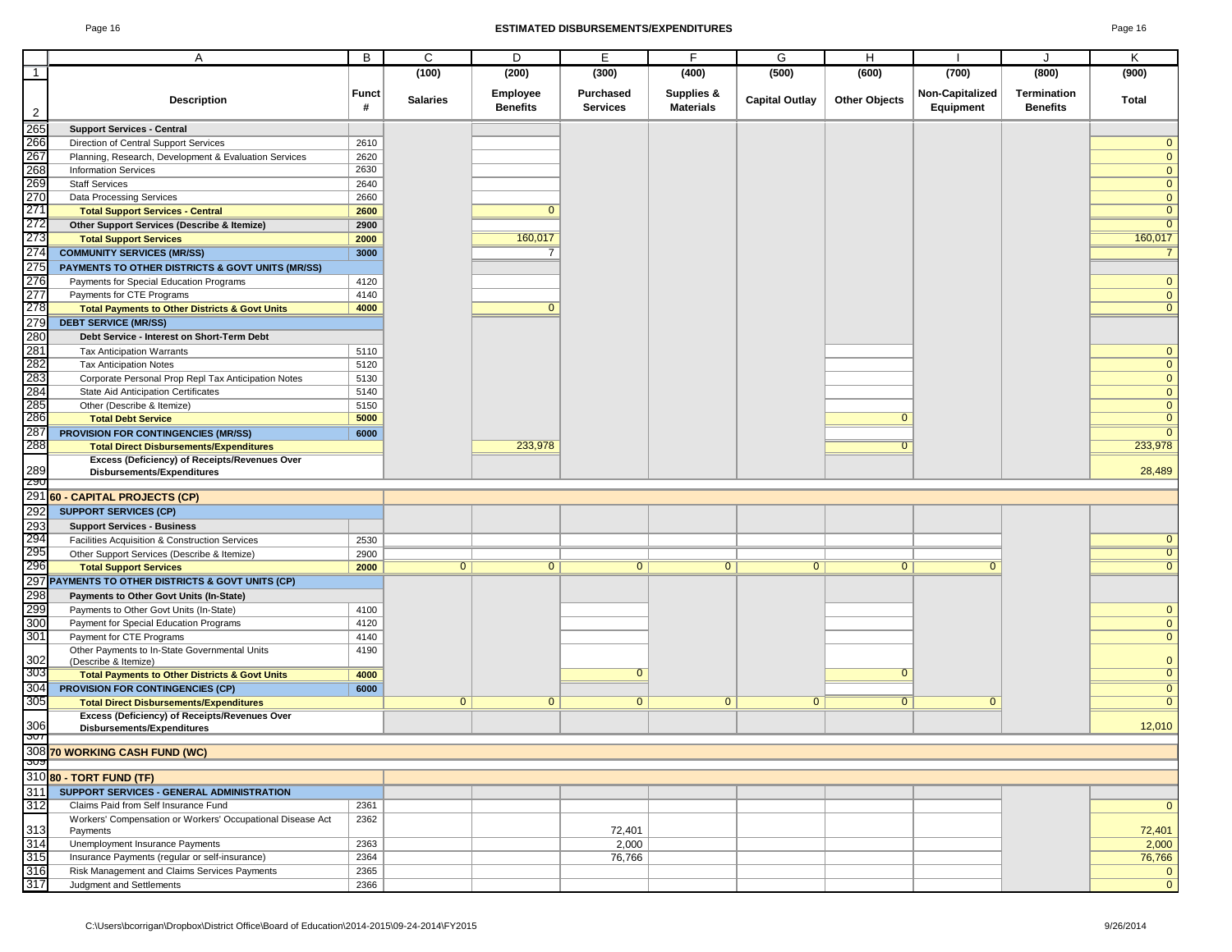# ESTIMATED DISBURSEMENTS/EXPENDITURES

| | A | B | C | D | E | F | G | H | I | J | K |
|---|---|---|---|---|---|---|---|---|---|---|---|
| 1 | | | (100) | (200) | (300) | (400) | (500) | (600) | (700) | (800) | (900) |
| 2 | Description | Funct # | Salaries | Employee Benefits | Purchased Services | Supplies & Materials | Capital Outlay | Other Objects | Non-Capitalized Equipment | Termination Benefits | Total |
| 265 | **Support Services - Central** | | | | | | | | | | |
| 266 | Direction of Central Support Services | 2610 | | | | | | | | | 0 |
| 267 | Planning, Research, Development & Evaluation Services | 2620 | | | | | | | | | 0 |
| 268 | Information Services | 2630 | | | | | | | | | 0 |
| 269 | Staff Services | 2640 | | | | | | | | | 0 |
| 270 | Data Processing Services | 2660 | | | | | | | | | 0 |
| 271 | **Total Support Services - Central** | **2600** | | 0 | | | | | | | 0 |
| 272 | **Other Support Services (Describe & Itemize)** | **2900** | | | | | | | | | 0 |
| 273 | **Total Support Services** | **2000** | | 160,017 | | | | | | | 160,017 |
| 274 | **COMMUNITY SERVICES (MR/SS)** | **3000** | | 7 | | | | | | | 7 |
| 275 | **PAYMENTS TO OTHER DISTRICTS & GOVT UNITS (MR/SS)** | | | | | | | | | | |
| 276 | Payments for Special Education Programs | 4120 | | | | | | | | | 0 |
| 277 | Payments for CTE Programs | 4140 | | | | | | | | | 0 |
| 278 | **Total Payments to Other Districts & Govt Units** | **4000** | | 0 | | | | | | | 0 |
| 279 | **DEBT SERVICE (MR/SS)** | | | | | | | | | | |
| 280 | **Debt Service - Interest on Short-Term Debt** | | | | | | | | | | |
| 281 | Tax Anticipation Warrants | 5110 | | | | | | | | | 0 |
| 282 | Tax Anticipation Notes | 5120 | | | | | | | | | 0 |
| 283 | Corporate Personal Prop Repl Tax Anticipation Notes | 5130 | | | | | | | | | 0 |
| 284 | State Aid Anticipation Certificates | 5140 | | | | | | | | | 0 |
| 285 | Other (Describe & Itemize) | 5150 | | | | | | | | | 0 |
| 286 | **Total Debt Service** | **5000** | | | | | | 0 | | | 0 |
| 287 | **PROVISION FOR CONTINGENCIES (MR/SS)** | **6000** | | | | | | | | | 0 |
| 288 | **Total Direct Disbursements/Expenditures** | | | 233,978 | | | | 0 | | | 233,978 |
| 289 | **Excess (Deficiency) of Receipts/Revenues Over Disbursements/Expenditures** | | | | | | | | | | 28,489 |
| 290 | | | | | | | | | | | |
| 291 | **60 - CAPITAL PROJECTS (CP)** | | | | | | | | | | |
| 292 | **SUPPORT SERVICES (CP)** | | | | | | | | | | |
| 293 | **Support Services - Business** | | | | | | | | | | |
| 294 | Facilities Acquisition & Construction Services | 2530 | | | | | | | | | 0 |
| 295 | Other Support Services (Describe & Itemize) | 2900 | | | | | | | | | 0 |
| 296 | **Total Support Services** | **2000** | 0 | 0 | 0 | 0 | 0 | 0 | 0 | | 0 |
| 297 | **PAYMENTS TO OTHER DISTRICTS & GOVT UNITS (CP)** | | | | | | | | | | |
| 298 | **Payments to Other Govt Units (In-State)** | | | | | | | | | | |
| 299 | Payments to Other Govt Units (In-State) | 4100 | | | | | | | | | 0 |
| 300 | Payment for Special Education Programs | 4120 | | | | | | | | | 0 |
| 301 | Payment for CTE Programs | 4140 | | | | | | | | | 0 |
| 302 | Other Payments to In-State Governmental Units (Describe & Itemize) | 4190 | | | | | | | | | 0 |
| 303 | **Total Payments to Other Districts & Govt Units** | **4000** | | | 0 | | | 0 | | | 0 |
| 304 | **PROVISION FOR CONTINGENCIES (CP)** | **6000** | | | | | | | | | 0 |
| 305 | **Total Direct Disbursements/Expenditures** | | 0 | 0 | 0 | 0 | 0 | 0 | 0 | | 0 |
| 306 | **Excess (Deficiency) of Receipts/Revenues Over Disbursements/Expenditures** | | | | | | | | | | 12,010 |
| 307 | | | | | | | | | | | |
| 308 | **70 WORKING CASH FUND (WC)** | | | | | | | | | | |
| 309 | | | | | | | | | | | |
| 310 | **80 - TORT FUND (TF)** | | | | | | | | | | |
| 311 | **SUPPORT SERVICES - GENERAL ADMINISTRATION** | | | | | | | | | | |
| 312 | Claims Paid from Self Insurance Fund | 2361 | | | | | | | | | 0 |
| 313 | Workers' Compensation or Workers' Occupational Disease Act Payments | 2362 | | | 72,401 | | | | | | 72,401 |
| 314 | Unemployment Insurance Payments | 2363 | | | 2,000 | | | | | | 2,000 |
| 315 | Insurance Payments (regular or self-insurance) | 2364 | | | 76,766 | | | | | | 76,766 |
| 316 | Risk Management and Claims Services Payments | 2365 | | | | | | | | | 0 |
| 317 | Judgment and Settlements | 2366 | | | | | | | | | 0 |

C:\Users\bcorrigan\Dropbox\District Office\Board of Education\2014-2015\09-24-2014\FY2015 9/26/2014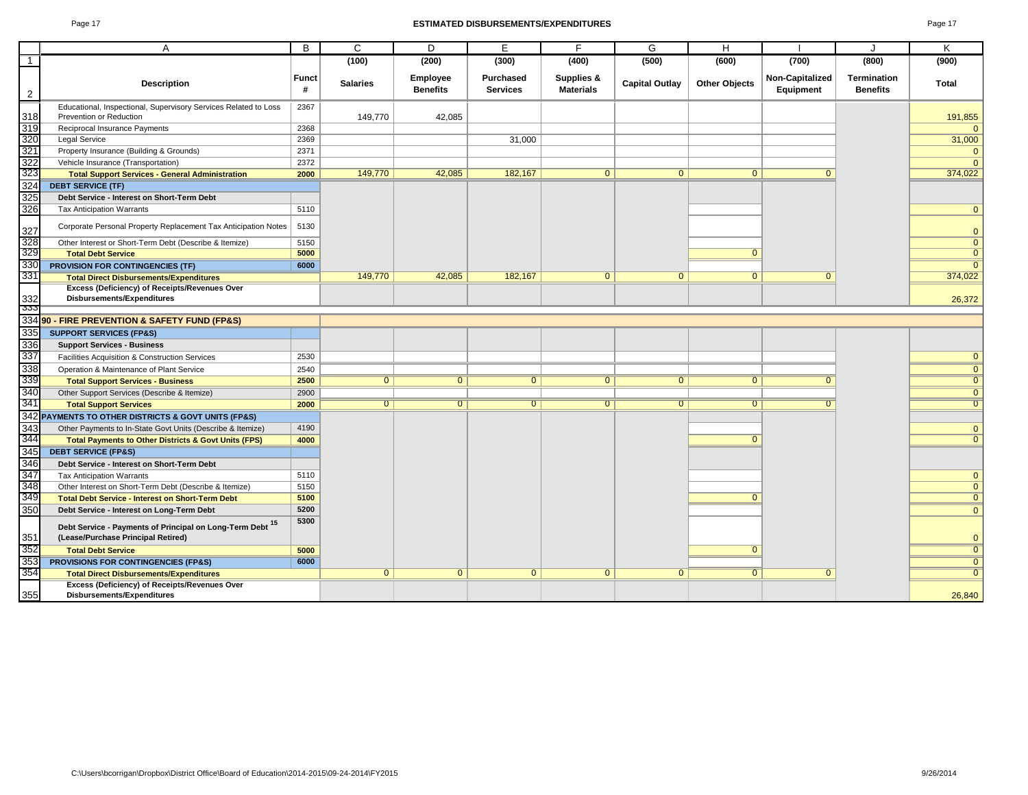# ESTIMATED DISBURSEMENTS/EXPENDITURES

| | A | B | C | D | E | F | G | H | I | J | K |
|---|---|---|---|---|---|---|---|---|---|---|---|
| 1 | | | (100) | (200) | (300) | (400) | (500) | (600) | (700) | (800) | (900) |
| 2 | Description | Funct # | Salaries | Employee Benefits | Purchased Services | Supplies & Materials | Capital Outlay | Other Objects | Non-Capitalized Equipment | Termination Benefits | Total |
| 318 | Educational, Inspectional, Supervisory Services Related to Loss Prevention or Reduction | 2367 | 149,770 | 42,085 | | | | | | | 191,855 |
| 319 | Reciprocal Insurance Payments | 2368 | | | | | | | | | 0 |
| 320 | Legal Service | 2369 | | | 31,000 | | | | | | 31,000 |
| 321 | Property Insurance (Building & Grounds) | 2371 | | | | | | | | | 0 |
| 322 | Vehicle Insurance (Transportation) | 2372 | | | | | | | | | 0 |
| 323 | **Total Support Services - General Administration** | **2000** | 149,770 | 42,085 | 182,167 | 0 | 0 | 0 | 0 | | 374,022 |
| 324 | **DEBT SERVICE (TF)** | | | | | | | | | | |
| 325 | **Debt Service - Interest on Short-Term Debt** | | | | | | | | | | |
| 326 | Tax Anticipation Warrants | 5110 | | | | | | | | | 0 |
| 327 | Corporate Personal Property Replacement Tax Anticipation Notes | 5130 | | | | | | | | | 0 |
| 328 | Other Interest or Short-Term Debt (Describe & Itemize) | 5150 | | | | | | | | | 0 |
| 329 | **Total Debt Service** | **5000** | | | | | | 0 | | | 0 |
| 330 | **PROVISION FOR CONTINGENCIES (TF)** | **6000** | | | | | | | | | 0 |
| 331 | **Total Direct Disbursements/Expenditures** | | 149,770 | 42,085 | 182,167 | 0 | 0 | 0 | 0 | | 374,022 |
| 332 | **Excess (Deficiency) of Receipts/Revenues Over Disbursements/Expenditures** | | | | | | | | | | 26,372 |
| 333 | | | | | | | | | | | |
| 334 | **90 - FIRE PREVENTION & SAFETY FUND (FP&S)** | | | | | | | | | | |
| 335 | **SUPPORT SERVICES (FP&S)** | | | | | | | | | | |
| 336 | **Support Services - Business** | | | | | | | | | | |
| 337 | Facilities Acquisition & Construction Services | 2530 | | | | | | | | | 0 |
| 338 | Operation & Maintenance of Plant Service | 2540 | | | | | | | | | 0 |
| 339 | **Total Support Services - Business** | **2500** | 0 | 0 | 0 | 0 | 0 | 0 | 0 | | 0 |
| 340 | Other Support Services (Describe & Itemize) | 2900 | | | | | | | | | 0 |
| 341 | **Total Support Services** | **2000** | 0 | 0 | 0 | 0 | 0 | 0 | 0 | | 0 |
| 342 | **PAYMENTS TO OTHER DISTRICTS & GOVT UNITS (FP&S)** | | | | | | | | | | |
| 343 | Other Payments to In-State Govt Units (Describe & Itemize) | 4190 | | | | | | | | | 0 |
| 344 | **Total Payments to Other Districts & Govt Units (FPS)** | **4000** | | | | | | 0 | | | 0 |
| 345 | **DEBT SERVICE (FP&S)** | | | | | | | | | | |
| 346 | **Debt Service - Interest on Short-Term Debt** | | | | | | | | | | |
| 347 | Tax Anticipation Warrants | 5110 | | | | | | | | | 0 |
| 348 | Other Interest on Short-Term Debt (Describe & Itemize) | 5150 | | | | | | | | | 0 |
| 349 | **Total Debt Service - Interest on Short-Term Debt** | **5100** | | | | | | 0 | | | 0 |
| 350 | **Debt Service - Interest on Long-Term Debt** | **5200** | | | | | | | | | 0 |
| 351 | **Debt Service - Payments of Principal on Long-Term Debt [15] (Lease/Purchase Principal Retired)** | **5300** | | | | | | | | | 0 |
| 352 | **Total Debt Service** | **5000** | | | | | | 0 | | | 0 |
| 353 | **PROVISIONS FOR CONTINGENCIES (FP&S)** | **6000** | | | | | | | | | 0 |
| 354 | **Total Direct Disbursements/Expenditures** | | 0 | 0 | 0 | 0 | 0 | 0 | 0 | | 0 |
| 355 | **Excess (Deficiency) of Receipts/Revenues Over Disbursements/Expenditures** | | | | | | | | | | 26,840 |

C:\Users\bcorrigan\Dropbox\District Office\Board of Education\2014-2015\09-24-2014\FY2015 — 9/26/2014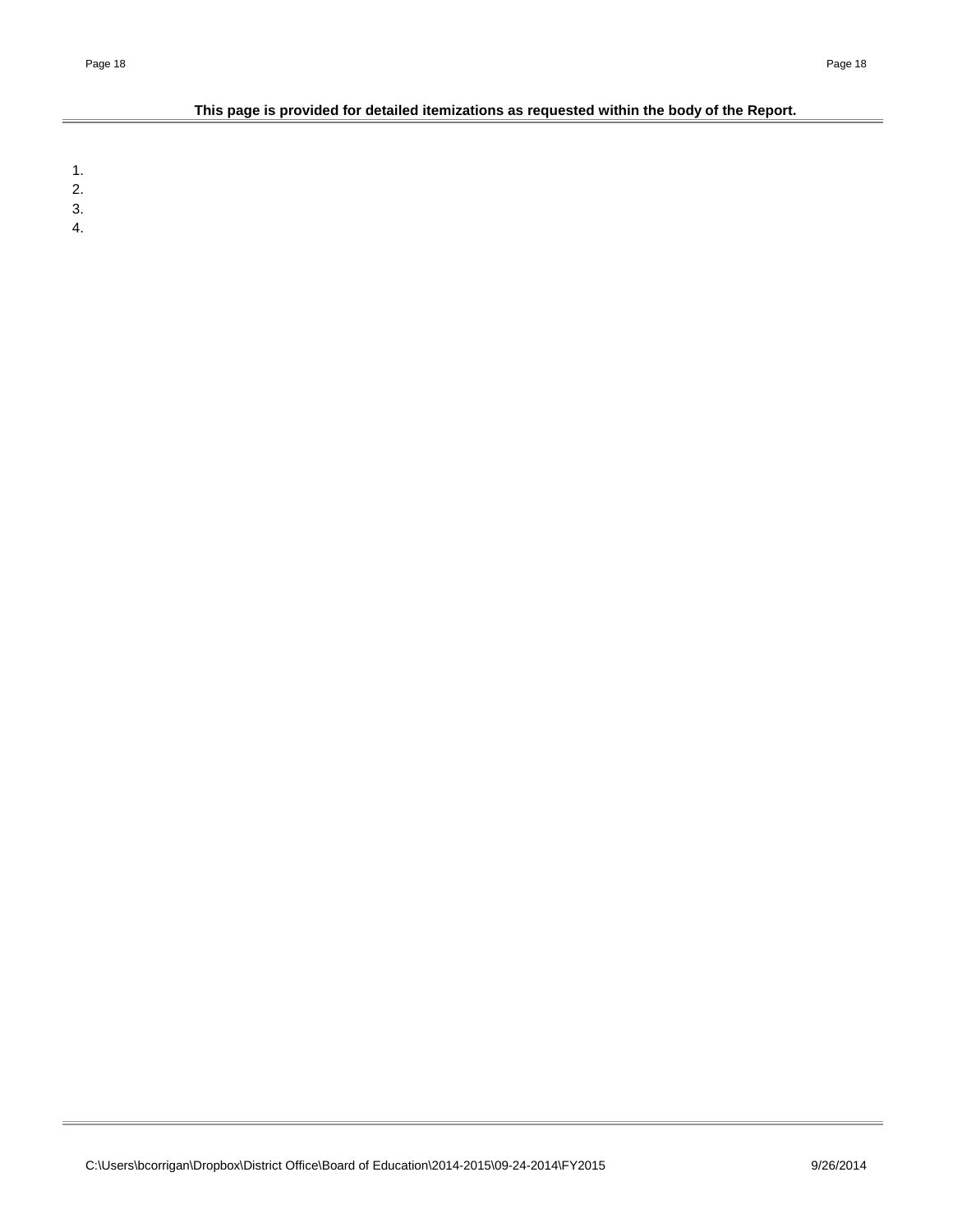**This page is provided for detailed itemizations as requested within the body of the Report.**

1.
2.
3.
4.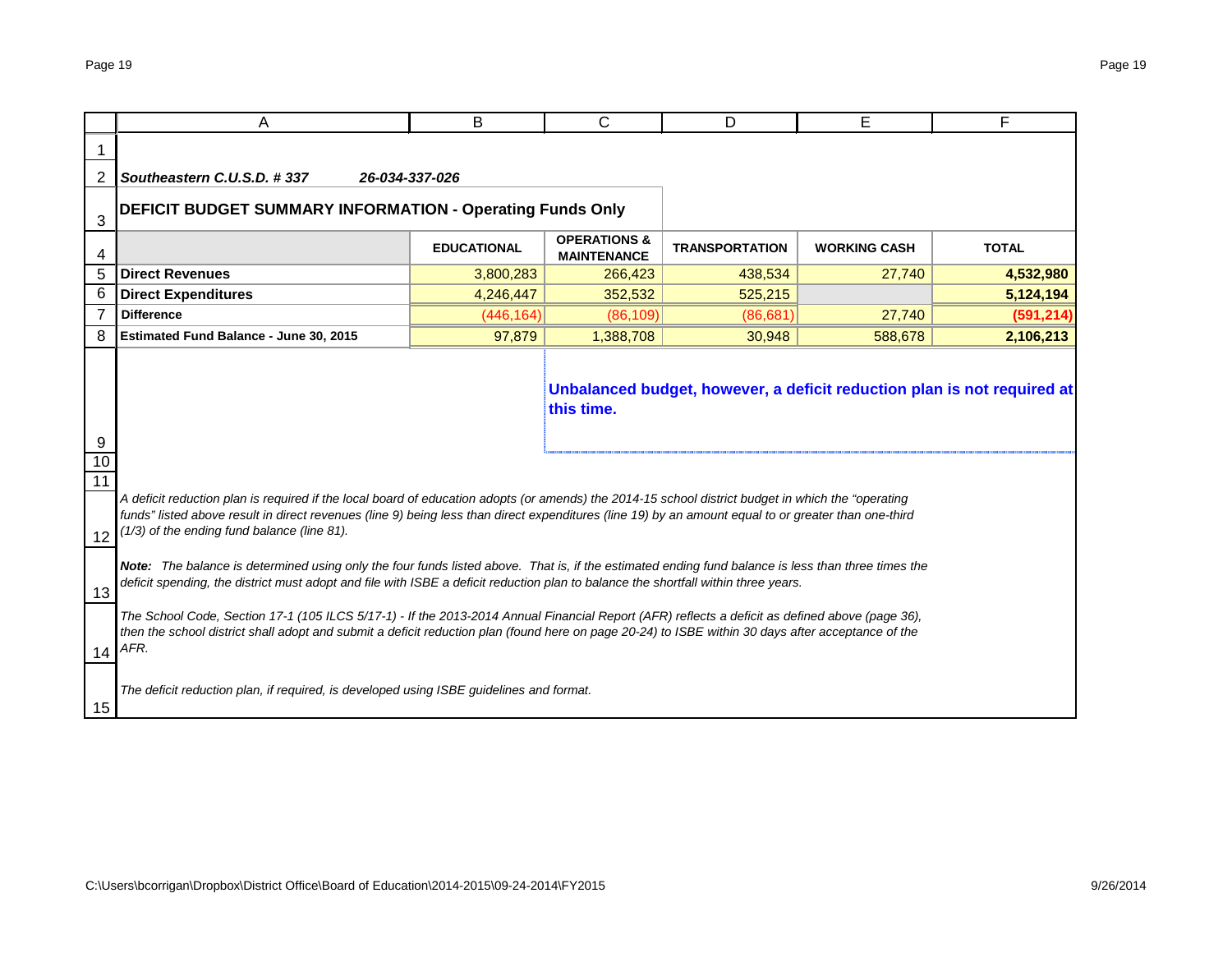***Southeastern C.U.S.D. # 337*** ***26-034-337-026***

## DEFICIT BUDGET SUMMARY INFORMATION - Operating Funds Only

| | EDUCATIONAL | OPERATIONS & MAINTENANCE | TRANSPORTATION | WORKING CASH | TOTAL |
|---|---|---|---|---|---|
| **Direct Revenues** | 3,800,283 | 266,423 | 438,534 | 27,740 | **4,532,980** |
| **Direct Expenditures** | 4,246,447 | 352,532 | 525,215 | | **5,124,194** |
| **Difference** | (446,164) | (86,109) | (86,681) | 27,740 | **(591,214)** |
| **Estimated Fund Balance - June 30, 2015** | 97,879 | 1,388,708 | 30,948 | 588,678 | **2,106,213** |

**Unbalanced budget, however, a deficit reduction plan is not required at this time.**

*A deficit reduction plan is required if the local board of education adopts (or amends) the 2014-15 school district budget in which the "operating funds" listed above result in direct revenues (line 9) being less than direct expenditures (line 19) by an amount equal to or greater than one-third (1/3) of the ending fund balance (line 81).*

***Note:*** *The balance is determined using only the four funds listed above. That is, if the estimated ending fund balance is less than three times the deficit spending, the district must adopt and file with ISBE a deficit reduction plan to balance the shortfall within three years.*

*The School Code, Section 17-1 (105 ILCS 5/17-1) - If the 2013-2014 Annual Financial Report (AFR) reflects a deficit as defined above (page 36), then the school district shall adopt and submit a deficit reduction plan (found here on page 20-24) to ISBE within 30 days after acceptance of the AFR.*

*The deficit reduction plan, if required, is developed using ISBE guidelines and format.*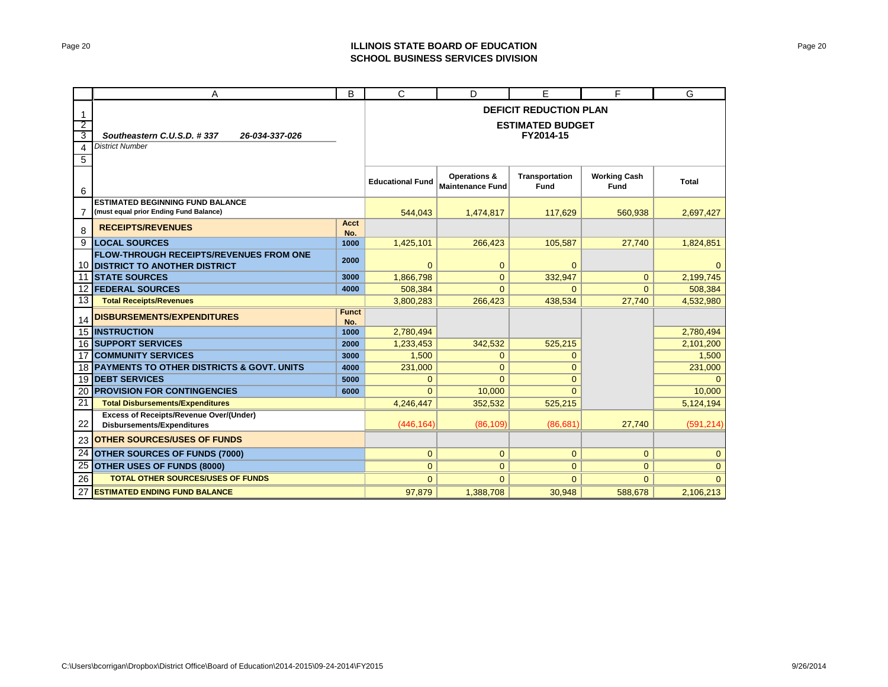## ILLINOIS STATE BOARD OF EDUCATION
## SCHOOL BUSINESS SERVICES DIVISION

| | A | B | C | D | E | F | G |
|---|---|---|---|---|---|---|---|
| 1 | | | **DEFICIT REDUCTION PLAN** | | | | |
| 2 | | | **ESTIMATED BUDGET** | | | | |
| 3 | *Southeastern C.U.S.D. # 337 26-034-337-026* | | **FY2014-15** | | | | |
| 4 | *District Number* | | | | | | |
| 5 | | | | | | | |
| 6 | | | **Educational Fund** | **Operations & Maintenance Fund** | **Transportation Fund** | **Working Cash Fund** | **Total** |
| 7 | **ESTIMATED BEGINNING FUND BALANCE (must equal prior Ending Fund Balance)** | | 544,043 | 1,474,817 | 117,629 | 560,938 | 2,697,427 |
| 8 | **RECEIPTS/REVENUES** | **Acct No.** | | | | | |
| 9 | **LOCAL SOURCES** | **1000** | 1,425,101 | 266,423 | 105,587 | 27,740 | 1,824,851 |
| 10 | **FLOW-THROUGH RECEIPTS/REVENUES FROM ONE DISTRICT TO ANOTHER DISTRICT** | **2000** | 0 | 0 | 0 | | 0 |
| 11 | **STATE SOURCES** | **3000** | 1,866,798 | 0 | 332,947 | 0 | 2,199,745 |
| 12 | **FEDERAL SOURCES** | **4000** | 508,384 | 0 | 0 | 0 | 508,384 |
| 13 | **Total Receipts/Revenues** | | 3,800,283 | 266,423 | 438,534 | 27,740 | 4,532,980 |
| 14 | **DISBURSEMENTS/EXPENDITURES** | **Funct No.** | | | | | |
| 15 | **INSTRUCTION** | **1000** | 2,780,494 | | | | 2,780,494 |
| 16 | **SUPPORT SERVICES** | **2000** | 1,233,453 | 342,532 | 525,215 | | 2,101,200 |
| 17 | **COMMUNITY SERVICES** | **3000** | 1,500 | 0 | 0 | | 1,500 |
| 18 | **PAYMENTS TO OTHER DISTRICTS & GOVT. UNITS** | **4000** | 231,000 | 0 | 0 | | 231,000 |
| 19 | **DEBT SERVICES** | **5000** | 0 | 0 | 0 | | 0 |
| 20 | **PROVISION FOR CONTINGENCIES** | **6000** | 0 | 10,000 | 0 | | 10,000 |
| 21 | **Total Disbursements/Expenditures** | | 4,246,447 | 352,532 | 525,215 | | 5,124,194 |
| 22 | **Excess of Receipts/Revenue Over/(Under) Disbursements/Expenditures** | | (446,164) | (86,109) | (86,681) | 27,740 | (591,214) |
| 23 | **OTHER SOURCES/USES OF FUNDS** | | | | | | |
| 24 | **OTHER SOURCES OF FUNDS (7000)** | | 0 | 0 | 0 | 0 | 0 |
| 25 | **OTHER USES OF FUNDS (8000)** | | 0 | 0 | 0 | 0 | 0 |
| 26 | **TOTAL OTHER SOURCES/USES OF FUNDS** | | 0 | 0 | 0 | 0 | 0 |
| 27 | **ESTIMATED ENDING FUND BALANCE** | | 97,879 | 1,388,708 | 30,948 | 588,678 | 2,106,213 |

C:\Users\bcorrigan\Dropbox\District Office\Board of Education\2014-2015\09-24-2014\FY2015 9/26/2014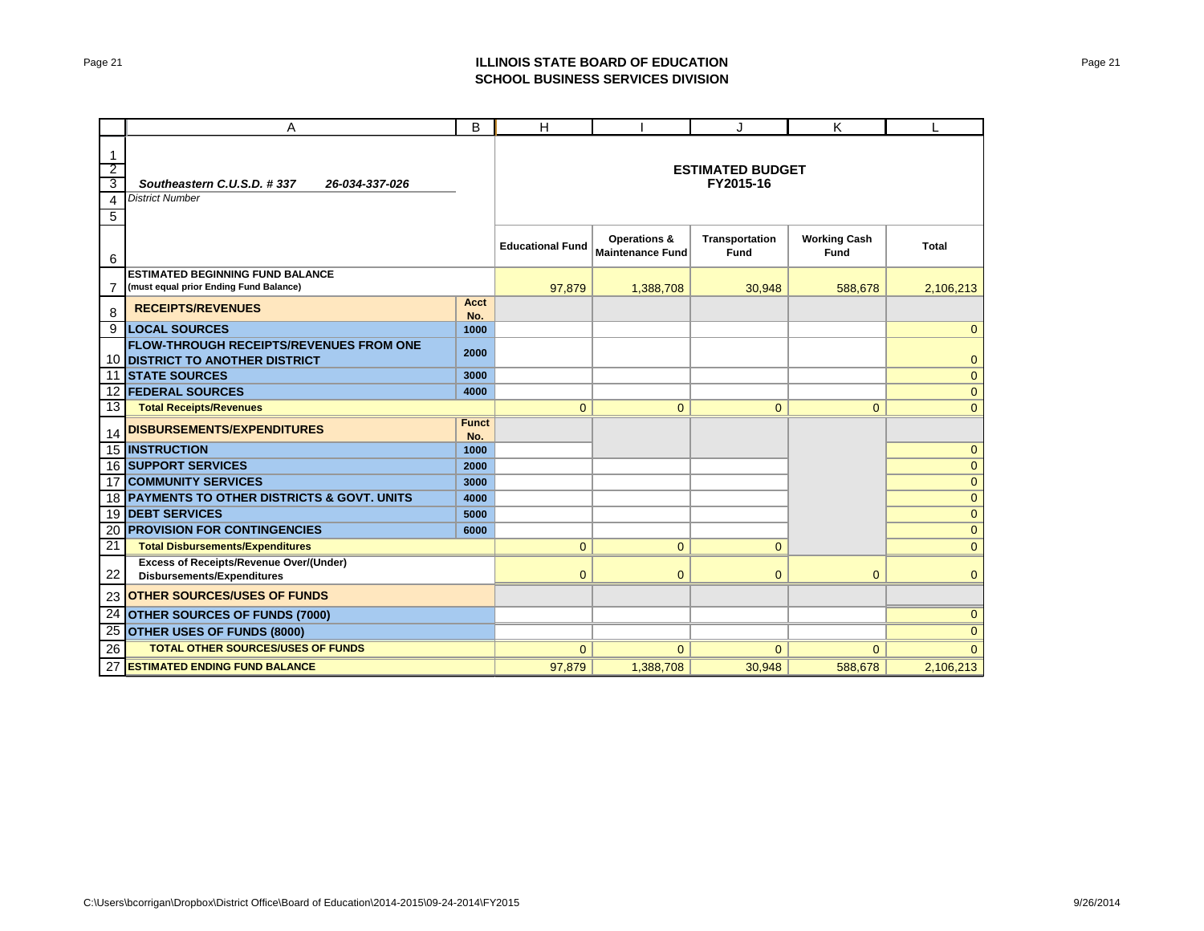## ILLINOIS STATE BOARD OF EDUCATION
## SCHOOL BUSINESS SERVICES DIVISION

*Southeastern C.U.S.D. # 337* *26-034-337-026*

*District Number*

**ESTIMATED BUDGET FY2015-16**

| | A | B | H | I | J | K | L |
|---|---|---|---|---|---|---|---|
| 6 | | | **Educational Fund** | **Operations & Maintenance Fund** | **Transportation Fund** | **Working Cash Fund** | **Total** |
| 7 | **ESTIMATED BEGINNING FUND BALANCE (must equal prior Ending Fund Balance)** | | 97,879 | 1,388,708 | 30,948 | 588,678 | 2,106,213 |
| 8 | **RECEIPTS/REVENUES** | **Acct No.** | | | | | |
| 9 | **LOCAL SOURCES** | 1000 | | | | | 0 |
| 10 | **FLOW-THROUGH RECEIPTS/REVENUES FROM ONE DISTRICT TO ANOTHER DISTRICT** | 2000 | | | | | 0 |
| 11 | **STATE SOURCES** | 3000 | | | | | 0 |
| 12 | **FEDERAL SOURCES** | 4000 | | | | | 0 |
| 13 | **Total Receipts/Revenues** | | 0 | 0 | 0 | 0 | 0 |
| 14 | **DISBURSEMENTS/EXPENDITURES** | **Funct No.** | | | | | |
| 15 | **INSTRUCTION** | 1000 | | | | | 0 |
| 16 | **SUPPORT SERVICES** | 2000 | | | | | 0 |
| 17 | **COMMUNITY SERVICES** | 3000 | | | | | 0 |
| 18 | **PAYMENTS TO OTHER DISTRICTS & GOVT. UNITS** | 4000 | | | | | 0 |
| 19 | **DEBT SERVICES** | 5000 | | | | | 0 |
| 20 | **PROVISION FOR CONTINGENCIES** | 6000 | | | | | 0 |
| 21 | **Total Disbursements/Expenditures** | | 0 | 0 | 0 | | 0 |
| 22 | **Excess of Receipts/Revenue Over/(Under) Disbursements/Expenditures** | | 0 | 0 | 0 | 0 | 0 |
| 23 | **OTHER SOURCES/USES OF FUNDS** | | | | | | |
| 24 | **OTHER SOURCES OF FUNDS (7000)** | | | | | | 0 |
| 25 | **OTHER USES OF FUNDS (8000)** | | | | | | 0 |
| 26 | **TOTAL OTHER SOURCES/USES OF FUNDS** | | 0 | 0 | 0 | 0 | 0 |
| 27 | **ESTIMATED ENDING FUND BALANCE** | | 97,879 | 1,388,708 | 30,948 | 588,678 | 2,106,213 |

C:\Users\bcorrigan\Dropbox\District Office\Board of Education\2014-2015\09-24-2014\FY2015 9/26/2014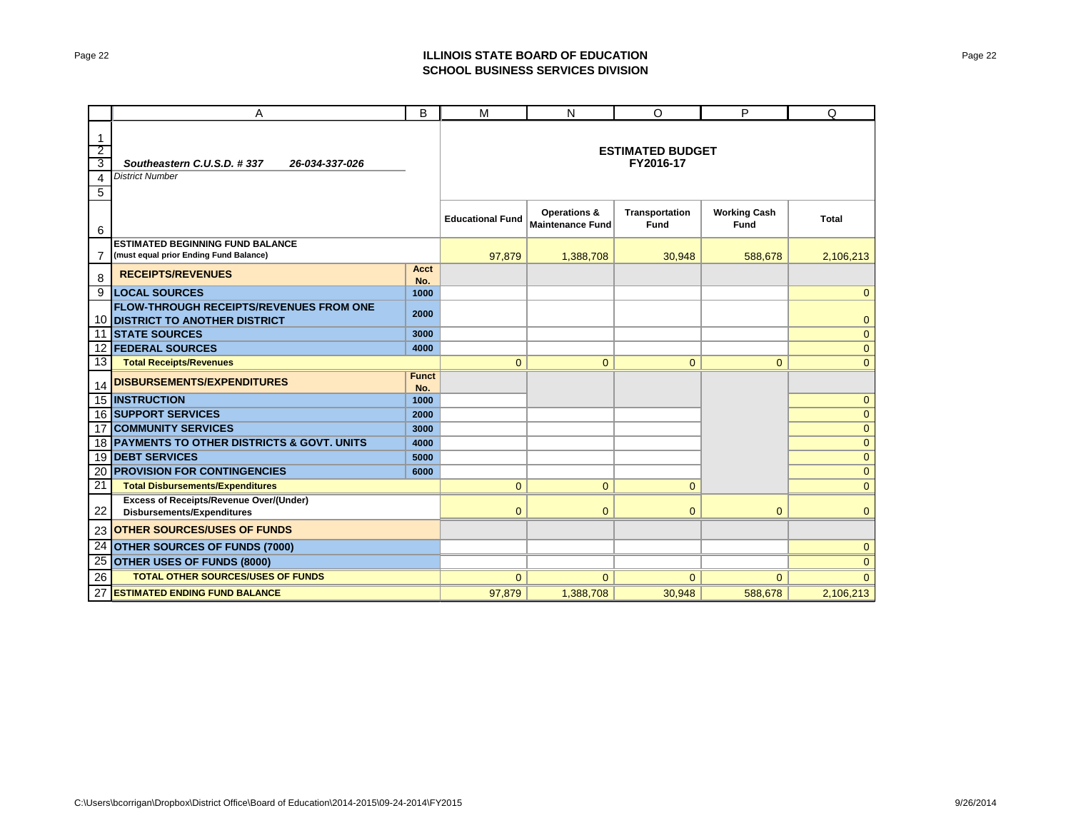## ILLINOIS STATE BOARD OF EDUCATION
## SCHOOL BUSINESS SERVICES DIVISION

| | A | B | M | N | O | P | Q |
|---|---|---|---|---|---|---|---|
| 1-5 | *Southeastern C.U.S.D. # 337 26-034-337-026*<br>*District Number* | | **ESTIMATED BUDGET FY2016-17** | | | | |
| 6 | | | **Educational Fund** | **Operations & Maintenance Fund** | **Transportation Fund** | **Working Cash Fund** | **Total** |
| 7 | **ESTIMATED BEGINNING FUND BALANCE (must equal prior Ending Fund Balance)** | | 97,879 | 1,388,708 | 30,948 | 588,678 | 2,106,213 |
| 8 | **RECEIPTS/REVENUES** | **Acct No.** | | | | | |
| 9 | **LOCAL SOURCES** | 1000 | | | | | 0 |
| 10 | **FLOW-THROUGH RECEIPTS/REVENUES FROM ONE DISTRICT TO ANOTHER DISTRICT** | 2000 | | | | | 0 |
| 11 | **STATE SOURCES** | 3000 | | | | | 0 |
| 12 | **FEDERAL SOURCES** | 4000 | | | | | 0 |
| 13 | **Total Receipts/Revenues** | | 0 | 0 | 0 | 0 | 0 |
| 14 | **DISBURSEMENTS/EXPENDITURES** | **Funct No.** | | | | | |
| 15 | **INSTRUCTION** | 1000 | | | | | 0 |
| 16 | **SUPPORT SERVICES** | 2000 | | | | | 0 |
| 17 | **COMMUNITY SERVICES** | 3000 | | | | | 0 |
| 18 | **PAYMENTS TO OTHER DISTRICTS & GOVT. UNITS** | 4000 | | | | | 0 |
| 19 | **DEBT SERVICES** | 5000 | | | | | 0 |
| 20 | **PROVISION FOR CONTINGENCIES** | 6000 | | | | | 0 |
| 21 | **Total Disbursements/Expenditures** | | 0 | 0 | 0 | | 0 |
| 22 | **Excess of Receipts/Revenue Over/(Under) Disbursements/Expenditures** | | 0 | 0 | 0 | 0 | 0 |
| 23 | **OTHER SOURCES/USES OF FUNDS** | | | | | | |
| 24 | **OTHER SOURCES OF FUNDS (7000)** | | | | | | 0 |
| 25 | **OTHER USES OF FUNDS (8000)** | | | | | | 0 |
| 26 | **TOTAL OTHER SOURCES/USES OF FUNDS** | | 0 | 0 | 0 | 0 | 0 |
| 27 | **ESTIMATED ENDING FUND BALANCE** | | 97,879 | 1,388,708 | 30,948 | 588,678 | 2,106,213 |

C:\Users\bcorrigan\Dropbox\District Office\Board of Education\2014-2015\09-24-2014\FY2015 9/26/2014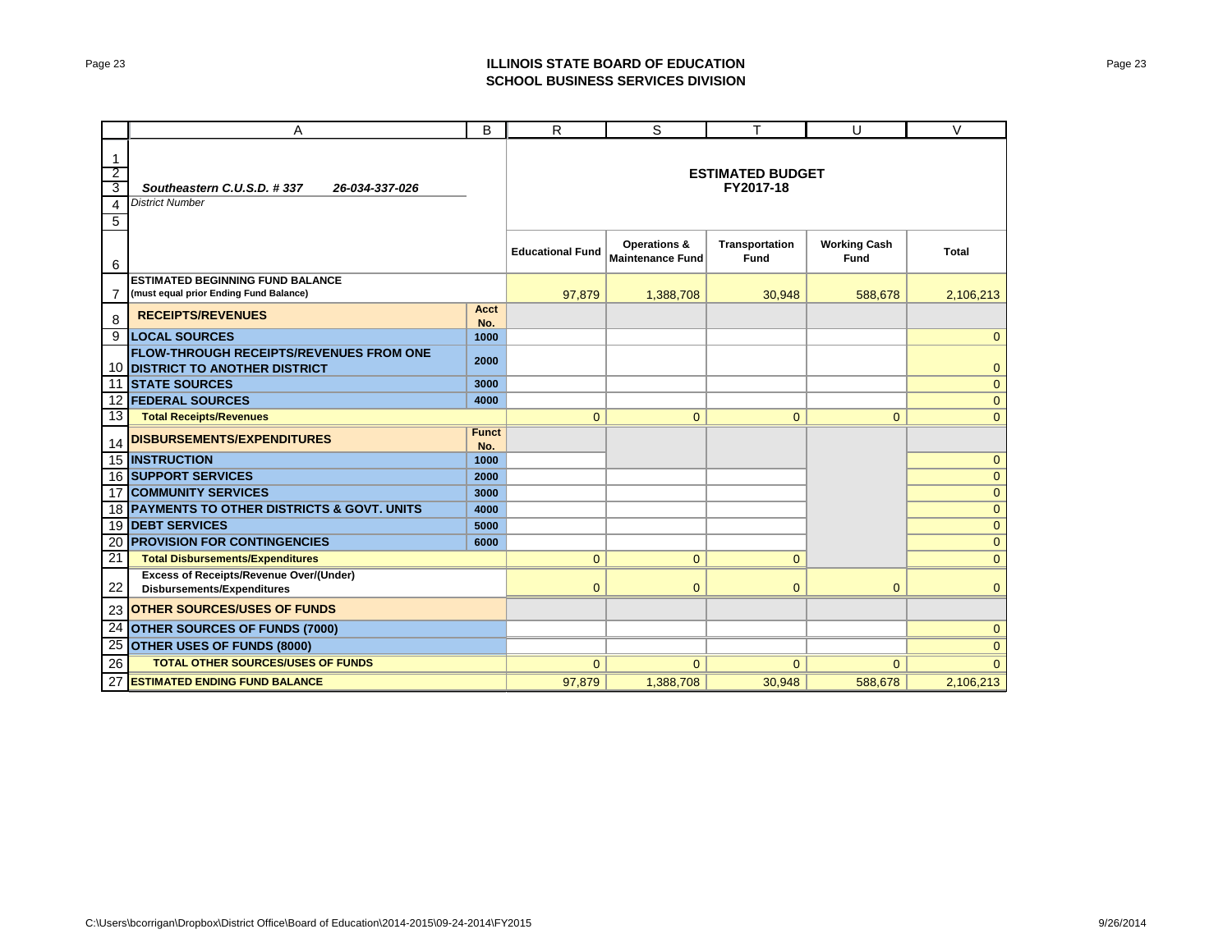**ILLINOIS STATE BOARD OF EDUCATION**
**SCHOOL BUSINESS SERVICES DIVISION**

| | A | B | R | S | T | U | V |
|---|---|---|---|---|---|---|---|
| 1–5 | *Southeastern C.U.S.D. # 337* *26-034-337-026*<br>*District Number* | | **ESTIMATED BUDGET FY2017-18** | | | | |
| 6 | | | **Educational Fund** | **Operations & Maintenance Fund** | **Transportation Fund** | **Working Cash Fund** | **Total** |
| 7 | **ESTIMATED BEGINNING FUND BALANCE (must equal prior Ending Fund Balance)** | | 97,879 | 1,388,708 | 30,948 | 588,678 | 2,106,213 |
| 8 | **RECEIPTS/REVENUES** | **Acct No.** | | | | | |
| 9 | **LOCAL SOURCES** | 1000 | | | | | 0 |
| 10 | **FLOW-THROUGH RECEIPTS/REVENUES FROM ONE DISTRICT TO ANOTHER DISTRICT** | 2000 | | | | | 0 |
| 11 | **STATE SOURCES** | 3000 | | | | | 0 |
| 12 | **FEDERAL SOURCES** | 4000 | | | | | 0 |
| 13 | **Total Receipts/Revenues** | | 0 | 0 | 0 | 0 | 0 |
| 14 | **DISBURSEMENTS/EXPENDITURES** | **Funct No.** | | | | | |
| 15 | **INSTRUCTION** | 1000 | | | | | 0 |
| 16 | **SUPPORT SERVICES** | 2000 | | | | | 0 |
| 17 | **COMMUNITY SERVICES** | 3000 | | | | | 0 |
| 18 | **PAYMENTS TO OTHER DISTRICTS & GOVT. UNITS** | 4000 | | | | | 0 |
| 19 | **DEBT SERVICES** | 5000 | | | | | 0 |
| 20 | **PROVISION FOR CONTINGENCIES** | 6000 | | | | | 0 |
| 21 | **Total Disbursements/Expenditures** | | 0 | 0 | 0 | | 0 |
| 22 | **Excess of Receipts/Revenue Over/(Under) Disbursements/Expenditures** | | 0 | 0 | 0 | 0 | 0 |
| 23 | **OTHER SOURCES/USES OF FUNDS** | | | | | | |
| 24 | **OTHER SOURCES OF FUNDS (7000)** | | | | | | 0 |
| 25 | **OTHER USES OF FUNDS (8000)** | | | | | | 0 |
| 26 | **TOTAL OTHER SOURCES/USES OF FUNDS** | | 0 | 0 | 0 | 0 | 0 |
| 27 | **ESTIMATED ENDING FUND BALANCE** | | 97,879 | 1,388,708 | 30,948 | 588,678 | 2,106,213 |

C:\Users\bcorrigan\Dropbox\District Office\Board of Education\2014-2015\09-24-2014\FY2015 9/26/2014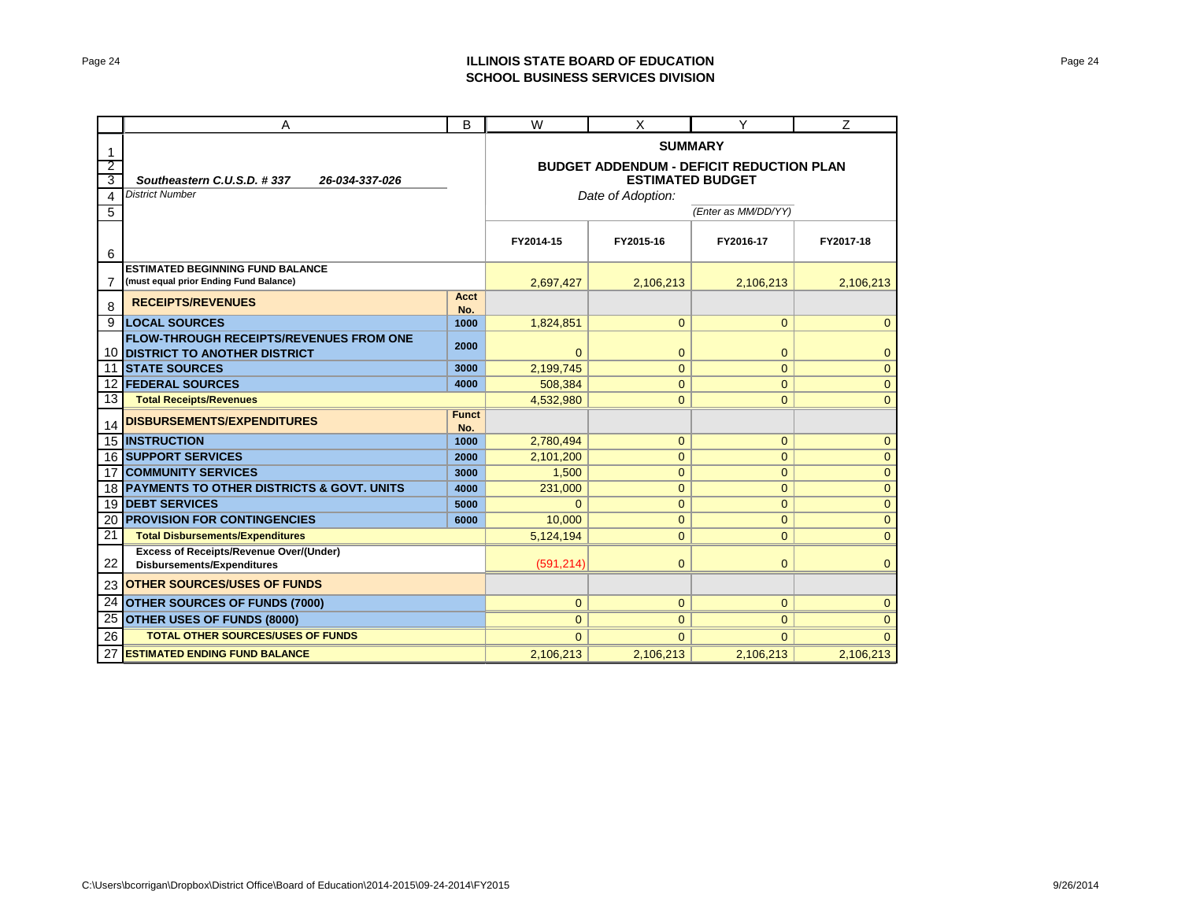# ILLINOIS STATE BOARD OF EDUCATION
## SCHOOL BUSINESS SERVICES DIVISION

| | A | B | W | X | Y | Z |
|---|---|---|---|---|---|---|
| 1 | | | **SUMMARY** | | | |
| 2 | | | **BUDGET ADDENDUM - DEFICIT REDUCTION PLAN** | | | |
| 3 | *Southeastern C.U.S.D. # 337 26-034-337-026* | | **ESTIMATED BUDGET** | | | |
| 4 | *District Number* | | *Date of Adoption:* | | | |
| 5 | | | | | *(Enter as MM/DD/YY)* | |
| 6 | | | **FY2014-15** | **FY2015-16** | **FY2016-17** | **FY2017-18** |
| 7 | **ESTIMATED BEGINNING FUND BALANCE (must equal prior Ending Fund Balance)** | | 2,697,427 | 2,106,213 | 2,106,213 | 2,106,213 |
| 8 | **RECEIPTS/REVENUES** | **Acct No.** | | | | |
| 9 | **LOCAL SOURCES** | **1000** | 1,824,851 | 0 | 0 | 0 |
| 10 | **FLOW-THROUGH RECEIPTS/REVENUES FROM ONE DISTRICT TO ANOTHER DISTRICT** | **2000** | 0 | 0 | 0 | 0 |
| 11 | **STATE SOURCES** | **3000** | 2,199,745 | 0 | 0 | 0 |
| 12 | **FEDERAL SOURCES** | **4000** | 508,384 | 0 | 0 | 0 |
| 13 | **Total Receipts/Revenues** | | 4,532,980 | 0 | 0 | 0 |
| 14 | **DISBURSEMENTS/EXPENDITURES** | **Funct No.** | | | | |
| 15 | **INSTRUCTION** | **1000** | 2,780,494 | 0 | 0 | 0 |
| 16 | **SUPPORT SERVICES** | **2000** | 2,101,200 | 0 | 0 | 0 |
| 17 | **COMMUNITY SERVICES** | **3000** | 1,500 | 0 | 0 | 0 |
| 18 | **PAYMENTS TO OTHER DISTRICTS & GOVT. UNITS** | **4000** | 231,000 | 0 | 0 | 0 |
| 19 | **DEBT SERVICES** | **5000** | 0 | 0 | 0 | 0 |
| 20 | **PROVISION FOR CONTINGENCIES** | **6000** | 10,000 | 0 | 0 | 0 |
| 21 | **Total Disbursements/Expenditures** | | 5,124,194 | 0 | 0 | 0 |
| 22 | **Excess of Receipts/Revenue Over/(Under) Disbursements/Expenditures** | | (591,214) | 0 | 0 | 0 |
| 23 | **OTHER SOURCES/USES OF FUNDS** | | | | | |
| 24 | **OTHER SOURCES OF FUNDS (7000)** | | 0 | 0 | 0 | 0 |
| 25 | **OTHER USES OF FUNDS (8000)** | | 0 | 0 | 0 | 0 |
| 26 | **TOTAL OTHER SOURCES/USES OF FUNDS** | | 0 | 0 | 0 | 0 |
| 27 | **ESTIMATED ENDING FUND BALANCE** | | 2,106,213 | 2,106,213 | 2,106,213 | 2,106,213 |

C:\Users\bcorrigan\Dropbox\District Office\Board of Education\2014-2015\09-24-2014\FY2015 9/26/2014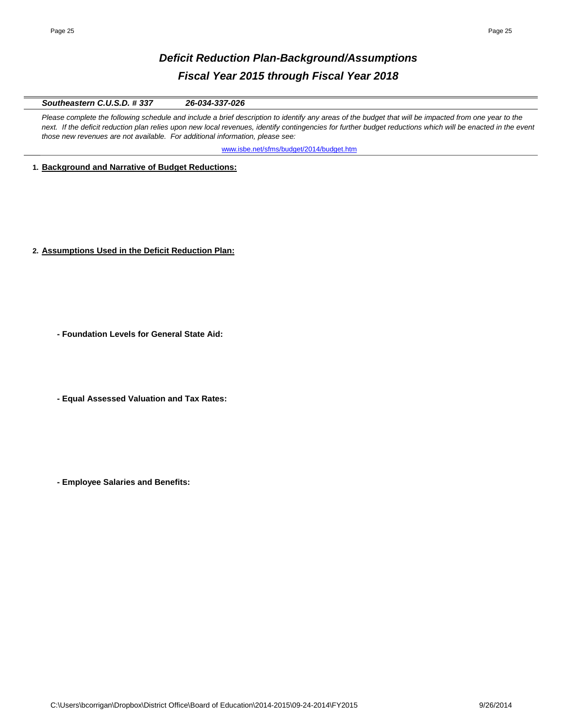# *Deficit Reduction Plan-Background/Assumptions*
## *Fiscal Year 2015 through Fiscal Year 2018*

***Southeastern C.U.S.D. # 337*** ***26-034-337-026***

*Please complete the following schedule and include a brief description to identify any areas of the budget that will be impacted from one year to the next. If the deficit reduction plan relies upon new local revenues, identify contingencies for further budget reductions which will be enacted in the event those new revenues are not available. For additional information, please see:*

www.isbe.net/sfms/budget/2014/budget.htm

**1. Background and Narrative of Budget Reductions:**

**2. Assumptions Used in the Deficit Reduction Plan:**

**- Foundation Levels for General State Aid:**

**- Equal Assessed Valuation and Tax Rates:**

**- Employee Salaries and Benefits:**

C:\Users\bcorrigan\Dropbox\District Office\Board of Education\2014-2015\09-24-2014\FY2015 9/26/2014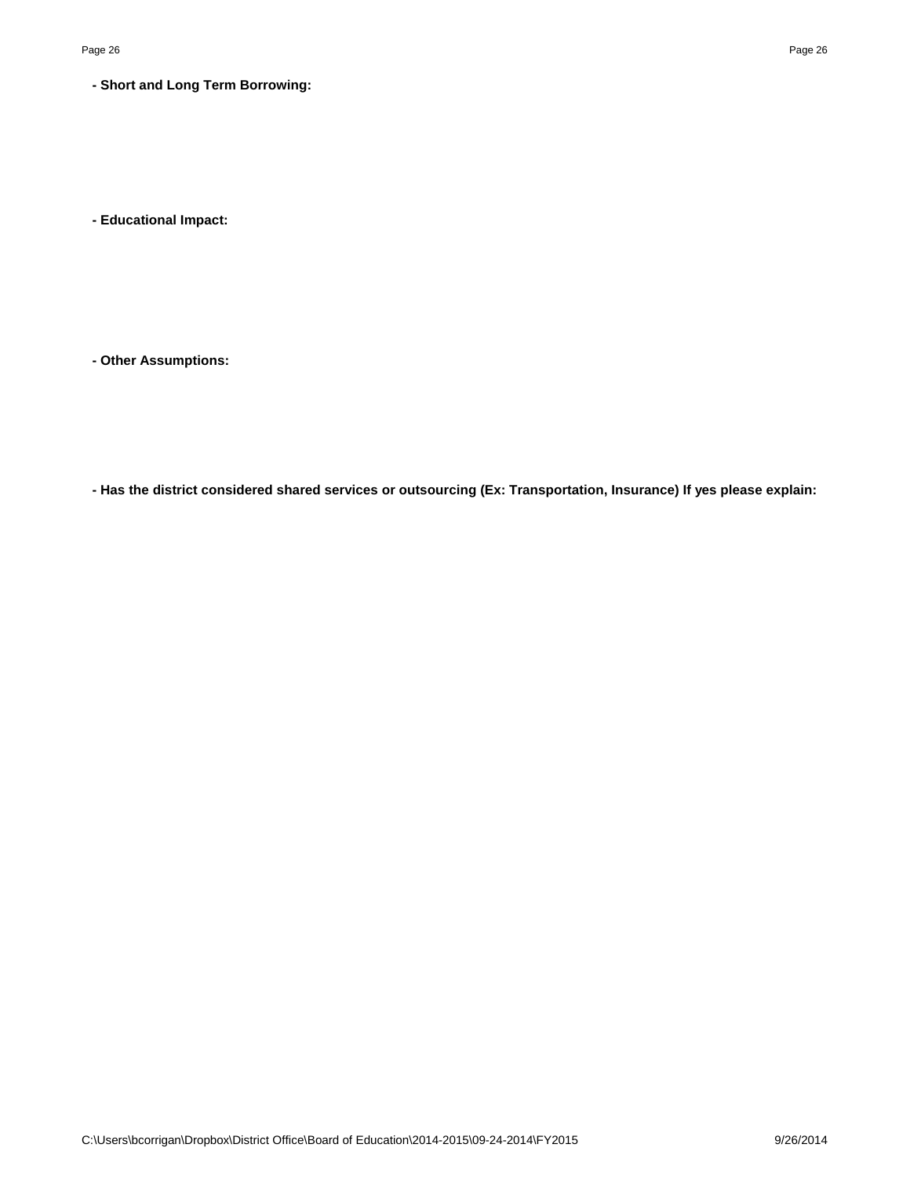**- Short and Long Term Borrowing:**

**- Educational Impact:**

**- Other Assumptions:**

**- Has the district considered shared services or outsourcing (Ex: Transportation, Insurance) If yes please explain:**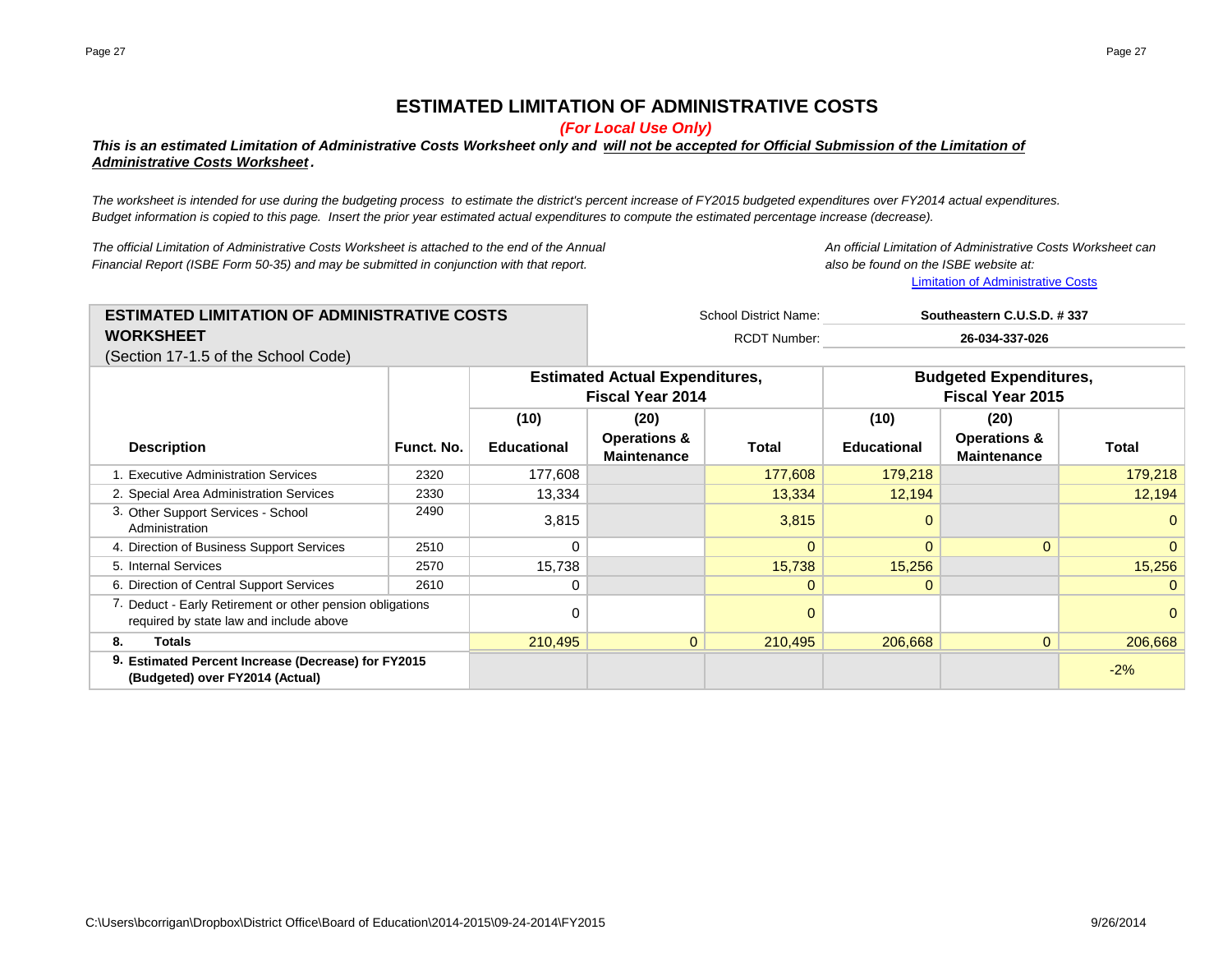# ESTIMATED LIMITATION OF ADMINISTRATIVE COSTS

***(For Local Use Only)***

***This is an estimated Limitation of Administrative Costs Worksheet only and will not be accepted for Official Submission of the Limitation of Administrative Costs Worksheet.***

*The worksheet is intended for use during the budgeting process to estimate the district's percent increase of FY2015 budgeted expenditures over FY2014 actual expenditures. Budget information is copied to this page. Insert the prior year estimated actual expenditures to compute the estimated percentage increase (decrease).*

*The official Limitation of Administrative Costs Worksheet is attached to the end of the Annual Financial Report (ISBE Form 50-35) and may be submitted in conjunction with that report.*

*An official Limitation of Administrative Costs Worksheet can also be found on the ISBE website at:*
Limitation of Administrative Costs

## ESTIMATED LIMITATION OF ADMINISTRATIVE COSTS WORKSHEET

(Section 17-1.5 of the School Code)

School District Name: **Southeastern C.U.S.D. # 337**

RCDT Number: **26-034-337-026**

| | | Estimated Actual Expenditures, Fiscal Year 2014 | | | Budgeted Expenditures, Fiscal Year 2015 | | |
|---|---|---|---|---|---|---|---|
| **Description** | **Funct. No.** | **(10) Educational** | **(20) Operations & Maintenance** | **Total** | **(10) Educational** | **(20) Operations & Maintenance** | **Total** |
| 1. Executive Administration Services | 2320 | 177,608 | | 177,608 | 179,218 | | 179,218 |
| 2. Special Area Administration Services | 2330 | 13,334 | | 13,334 | 12,194 | | 12,194 |
| 3. Other Support Services - School Administration | 2490 | 3,815 | | 3,815 | 0 | | 0 |
| 4. Direction of Business Support Services | 2510 | 0 | | 0 | 0 | 0 | 0 |
| 5. Internal Services | 2570 | 15,738 | | 15,738 | 15,256 | | 15,256 |
| 6. Direction of Central Support Services | 2610 | 0 | | 0 | 0 | | 0 |
| 7. Deduct - Early Retirement or other pension obligations required by state law and include above | | 0 | | 0 | | | 0 |
| **8. Totals** | | 210,495 | 0 | 210,495 | 206,668 | 0 | 206,668 |
| **9. Estimated Percent Increase (Decrease) for FY2015 (Budgeted) over FY2014 (Actual)** | | | | | | | -2% |

C:\Users\bcorrigan\Dropbox\District Office\Board of Education\2014-2015\09-24-2014\FY2015 9/26/2014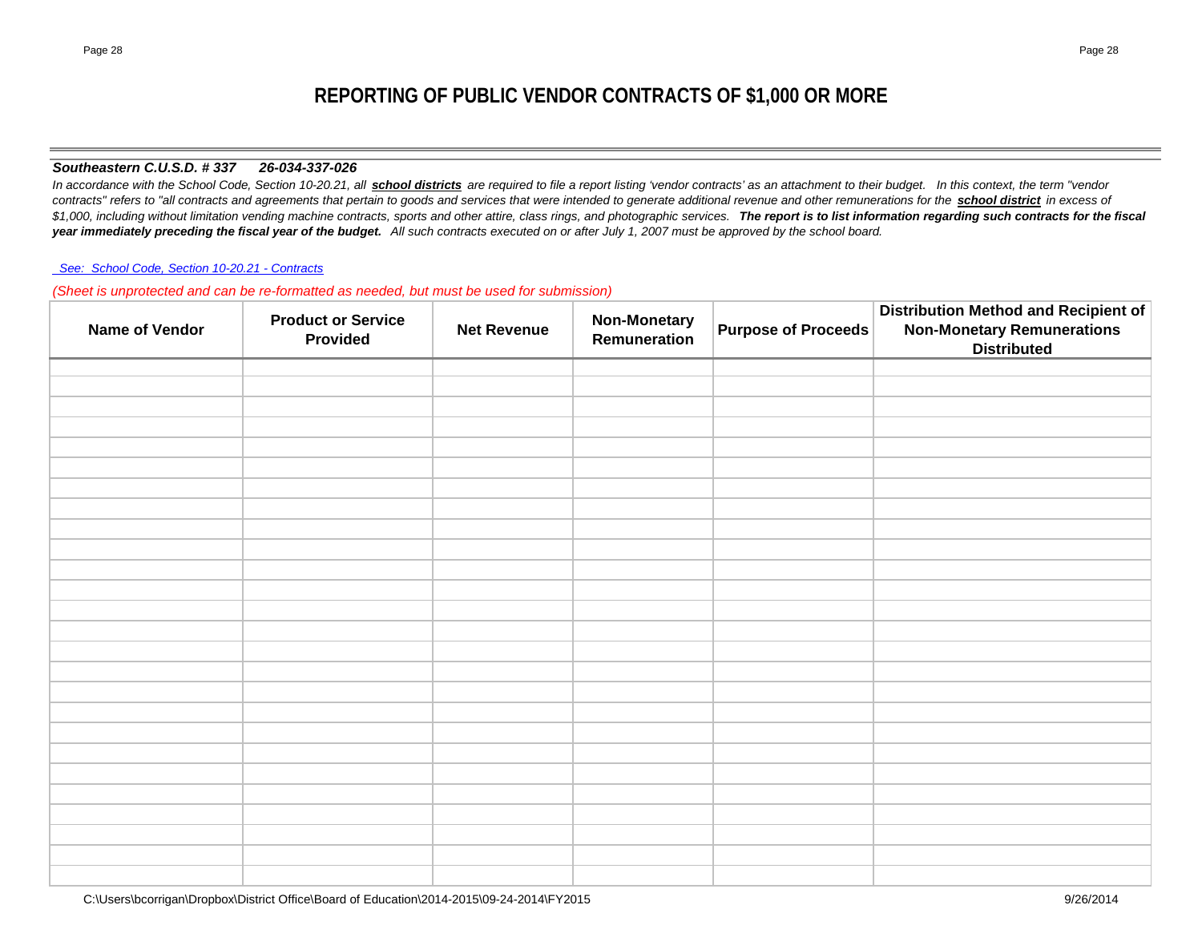# REPORTING OF PUBLIC VENDOR CONTRACTS OF $1,000 OR MORE

***Southeastern C.U.S.D. # 337      26-034-337-026***

*In accordance with the School Code, Section 10-20.21, all **school districts** are required to file a report listing 'vendor contracts' as an attachment to their budget.  In this context, the term "vendor contracts" refers to "all contracts and agreements that pertain to goods and services that were intended to generate additional revenue and other remunerations for the **school district** in excess of $1,000, including without limitation vending machine contracts, sports and other attire, class rings, and photographic services.  **The report is to list information regarding such contracts for the fiscal year immediately preceding the fiscal year of the budget.**  All such contracts executed on or after July 1, 2007 must be approved by the school board.*

*See: School Code, Section 10-20.21 - Contracts*

*(Sheet is unprotected and can be re-formatted as needed, but must be used for submission)*

| Name of Vendor | Product or Service Provided | Net Revenue | Non-Monetary Remuneration | Purpose of Proceeds | Distribution Method and Recipient of Non-Monetary Remunerations Distributed |
|---|---|---|---|---|---|
| | | | | | |
| | | | | | |
| | | | | | |
| | | | | | |
| | | | | | |
| | | | | | |
| | | | | | |
| | | | | | |
| | | | | | |
| | | | | | |
| | | | | | |
| | | | | | |
| | | | | | |
| | | | | | |
| | | | | | |
| | | | | | |
| | | | | | |
| | | | | | |
| | | | | | |
| | | | | | |
| | | | | | |
| | | | | | |
| | | | | | |
| | | | | | |
| | | | | | |
| | | | | | |

C:\Users\bcorrigan\Dropbox\District Office\Board of Education\2014-2015\09-24-2014\FY2015    9/26/2014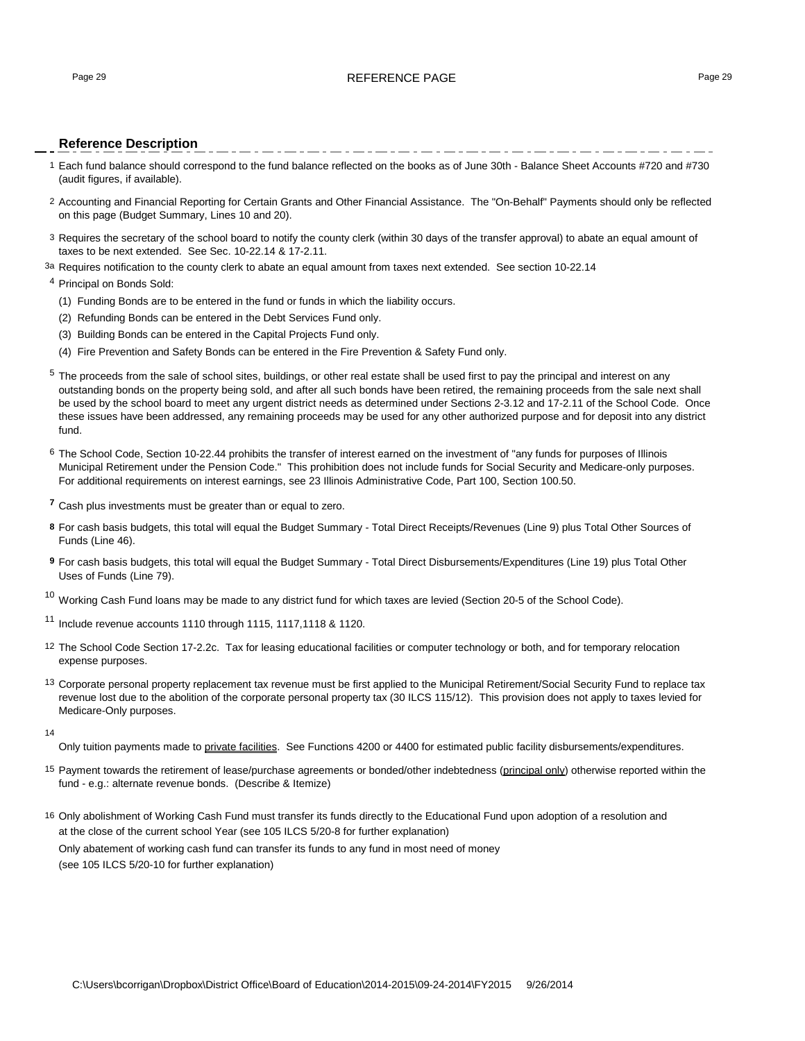# REFERENCE PAGE

## Reference Description

1 Each fund balance should correspond to the fund balance reflected on the books as of June 30th - Balance Sheet Accounts #720 and #730 (audit figures, if available).

2 Accounting and Financial Reporting for Certain Grants and Other Financial Assistance. The "On-Behalf" Payments should only be reflected on this page (Budget Summary, Lines 10 and 20).

3 Requires the secretary of the school board to notify the county clerk (within 30 days of the transfer approval) to abate an equal amount of taxes to be next extended. See Sec. 10-22.14 & 17-2.11.

3a Requires notification to the county clerk to abate an equal amount from taxes next extended. See section 10-22.14

4 Principal on Bonds Sold:

(1) Funding Bonds are to be entered in the fund or funds in which the liability occurs.

(2) Refunding Bonds can be entered in the Debt Services Fund only.

(3) Building Bonds can be entered in the Capital Projects Fund only.

(4) Fire Prevention and Safety Bonds can be entered in the Fire Prevention & Safety Fund only.

5 The proceeds from the sale of school sites, buildings, or other real estate shall be used first to pay the principal and interest on any outstanding bonds on the property being sold, and after all such bonds have been retired, the remaining proceeds from the sale next shall be used by the school board to meet any urgent district needs as determined under Sections 2-3.12 and 17-2.11 of the School Code. Once these issues have been addressed, any remaining proceeds may be used for any other authorized purpose and for deposit into any district fund.

6 The School Code, Section 10-22.44 prohibits the transfer of interest earned on the investment of "any funds for purposes of Illinois Municipal Retirement under the Pension Code." This prohibition does not include funds for Social Security and Medicare-only purposes. For additional requirements on interest earnings, see 23 Illinois Administrative Code, Part 100, Section 100.50.

**7** Cash plus investments must be greater than or equal to zero.

**8** For cash basis budgets, this total will equal the Budget Summary - Total Direct Receipts/Revenues (Line 9) plus Total Other Sources of Funds (Line 46).

**9** For cash basis budgets, this total will equal the Budget Summary - Total Direct Disbursements/Expenditures (Line 19) plus Total Other Uses of Funds (Line 79).

10 Working Cash Fund loans may be made to any district fund for which taxes are levied (Section 20-5 of the School Code).

11 Include revenue accounts 1110 through 1115, 1117,1118 & 1120.

12 The School Code Section 17-2.2c. Tax for leasing educational facilities or computer technology or both, and for temporary relocation expense purposes.

13 Corporate personal property replacement tax revenue must be first applied to the Municipal Retirement/Social Security Fund to replace tax revenue lost due to the abolition of the corporate personal property tax (30 ILCS 115/12). This provision does not apply to taxes levied for Medicare-Only purposes.

14 Only tuition payments made to private facilities. See Functions 4200 or 4400 for estimated public facility disbursements/expenditures.

15 Payment towards the retirement of lease/purchase agreements or bonded/other indebtedness (principal only) otherwise reported within the fund - e.g.: alternate revenue bonds. (Describe & Itemize)

16 Only abolishment of Working Cash Fund must transfer its funds directly to the Educational Fund upon adoption of a resolution and at the close of the current school Year (see 105 ILCS 5/20-8 for further explanation)

Only abatement of working cash fund can transfer its funds to any fund in most need of money (see 105 ILCS 5/20-10 for further explanation)

C:\Users\bcorrigan\Dropbox\District Office\Board of Education\2014-2015\09-24-2014\FY2015 9/26/2014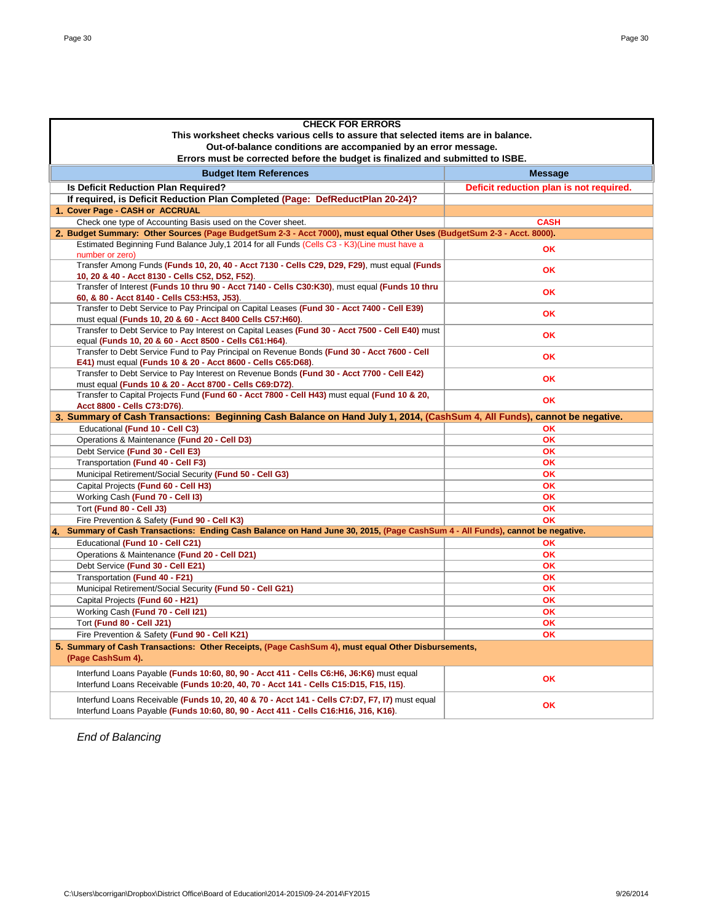**CHECK FOR ERRORS**

**This worksheet checks various cells to assure that selected items are in balance.**

**Out-of-balance conditions are accompanied by an error message.**

**Errors must be corrected before the budget is finalized and submitted to ISBE.**

| Budget Item References | Message |
|---|---|
| **Is Deficit Reduction Plan Required?** | **Deficit reduction plan is not required.** |
| **If required, is Deficit Reduction Plan Completed (Page: DefReductPlan 20-24)?** | |
| **1. Cover Page - CASH or ACCRUAL** | |
| Check one type of Accounting Basis used on the Cover sheet. | **CASH** |
| **2. Budget Summary: Other Sources (Page BudgetSum 2-3 - Acct 7000), must equal Other Uses (BudgetSum 2-3 - Acct. 8000).** | |
| Estimated Beginning Fund Balance July,1 2014 for all Funds (Cells C3 - K3)(Line must have a number or zero) | **OK** |
| Transfer Among Funds **(Funds 10, 20, 40 - Acct 7130 - Cells C29, D29, F29)**, must equal **(Funds 10, 20 & 40 - Acct 8130 - Cells C52, D52, F52)**. | **OK** |
| Transfer of Interest **(Funds 10 thru 90 - Acct 7140 - Cells C30:K30)**, must equal **(Funds 10 thru 60, & 80 - Acct 8140 - Cells C53:H53, J53)**. | **OK** |
| Transfer to Debt Service to Pay Principal on Capital Leases **(Fund 30 - Acct 7400 - Cell E39)** must equal **(Funds 10, 20 & 60 - Acct 8400 Cells C57:H60)**. | **OK** |
| Transfer to Debt Service to Pay Interest on Capital Leases **(Fund 30 - Acct 7500 - Cell E40)** must equal **(Funds 10, 20 & 60 - Acct 8500 - Cells C61:H64)**. | **OK** |
| Transfer to Debt Service Fund to Pay Principal on Revenue Bonds **(Fund 30 - Acct 7600 - Cell E41)** must equal **(Funds 10 & 20 - Acct 8600 - Cells C65:D68)**. | **OK** |
| Transfer to Debt Service to Pay Interest on Revenue Bonds **(Fund 30 - Acct 7700 - Cell E42)** must equal **(Funds 10 & 20 - Acct 8700 - Cells C69:D72)**. | **OK** |
| Transfer to Capital Projects Fund **(Fund 60 - Acct 7800 - Cell H43)** must equal **(Fund 10 & 20, Acct 8800 - Cells C73:D76)**. | **OK** |
| **3. Summary of Cash Transactions: Beginning Cash Balance on Hand July 1, 2014, (CashSum 4, All Funds), cannot be negative.** | |
| Educational **(Fund 10 - Cell C3)** | **OK** |
| Operations & Maintenance **(Fund 20 - Cell D3)** | **OK** |
| Debt Service **(Fund 30 - Cell E3)** | **OK** |
| Transportation **(Fund 40 - Cell F3)** | **OK** |
| Municipal Retirement/Social Security **(Fund 50 - Cell G3)** | **OK** |
| Capital Projects **(Fund 60 - Cell H3)** | **OK** |
| Working Cash **(Fund 70 - Cell I3)** | **OK** |
| Tort **(Fund 80 - Cell J3)** | **OK** |
| Fire Prevention & Safety **(Fund 90 - Cell K3)** | **OK** |
| **4. Summary of Cash Transactions: Ending Cash Balance on Hand June 30, 2015, (Page CashSum 4 - All Funds), cannot be negative.** | |
| Educational **(Fund 10 - Cell C21)** | **OK** |
| Operations & Maintenance **(Fund 20 - Cell D21)** | **OK** |
| Debt Service **(Fund 30 - Cell E21)** | **OK** |
| Transportation **(Fund 40 - F21)** | **OK** |
| Municipal Retirement/Social Security **(Fund 50 - Cell G21)** | **OK** |
| Capital Projects **(Fund 60 - H21)** | **OK** |
| Working Cash **(Fund 70 - Cell I21)** | **OK** |
| Tort **(Fund 80 - Cell J21)** | **OK** |
| Fire Prevention & Safety **(Fund 90 - Cell K21)** | **OK** |
| **5. Summary of Cash Transactions: Other Receipts, (Page CashSum 4), must equal Other Disbursements, (Page CashSum 4).** | |
| Interfund Loans Payable **(Funds 10:60, 80, 90 - Acct 411 - Cells C6:H6, J6:K6)** must equal Interfund Loans Receivable **(Funds 10:20, 40, 70 - Acct 141 - Cells C15:D15, F15, I15)**. | **OK** |
| Interfund Loans Receivable **(Funds 10, 20, 40 & 70 - Acct 141 - Cells C7:D7, F7, I7)** must equal Interfund Loans Payable **(Funds 10:60, 80, 90 - Acct 411 - Cells C16:H16, J16, K16)**. | **OK** |

*End of Balancing*